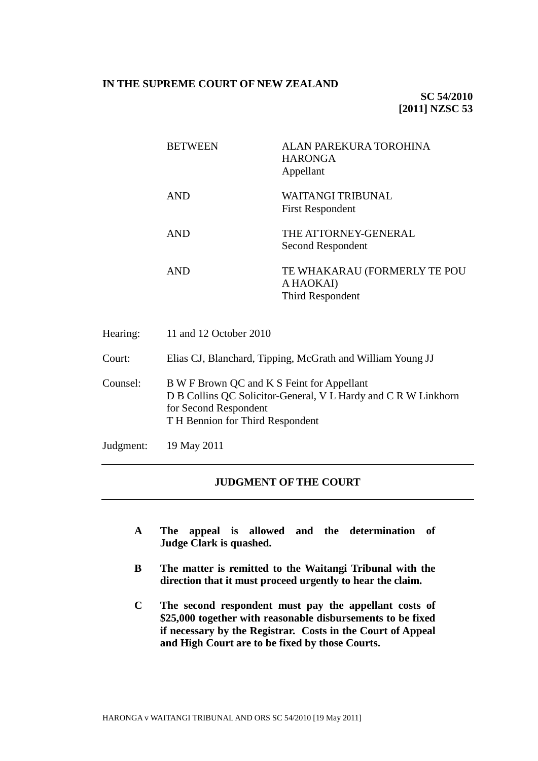**IN THE SUPREME COURT OF NEW ZEALAND**

**SC 54/2010**
**[2011] NZSC 53**

| | |
|---|---|
| BETWEEN | ALAN PAREKURA TOROHINA HARONGA<br>Appellant |
| AND | WAITANGI TRIBUNAL<br>First Respondent |
| AND | THE ATTORNEY-GENERAL<br>Second Respondent |
| AND | TE WHAKARAU (FORMERLY TE POU A HAOKAI)<br>Third Respondent |

| | |
|---|---|
| Hearing: | 11 and 12 October 2010 |
| Court: | Elias CJ, Blanchard, Tipping, McGrath and William Young JJ |
| Counsel: | B W F Brown QC and K S Feint for Appellant<br>D B Collins QC Solicitor-General, V L Hardy and C R W Linkhorn for Second Respondent<br>T H Bennion for Third Respondent |
| Judgment: | 19 May 2011 |

---

## JUDGMENT OF THE COURT

---

**A The appeal is allowed and the determination of Judge Clark is quashed.**

**B The matter is remitted to the Waitangi Tribunal with the direction that it must proceed urgently to hear the claim.**

**C The second respondent must pay the appellant costs of $25,000 together with reasonable disbursements to be fixed if necessary by the Registrar. Costs in the Court of Appeal and High Court are to be fixed by those Courts.**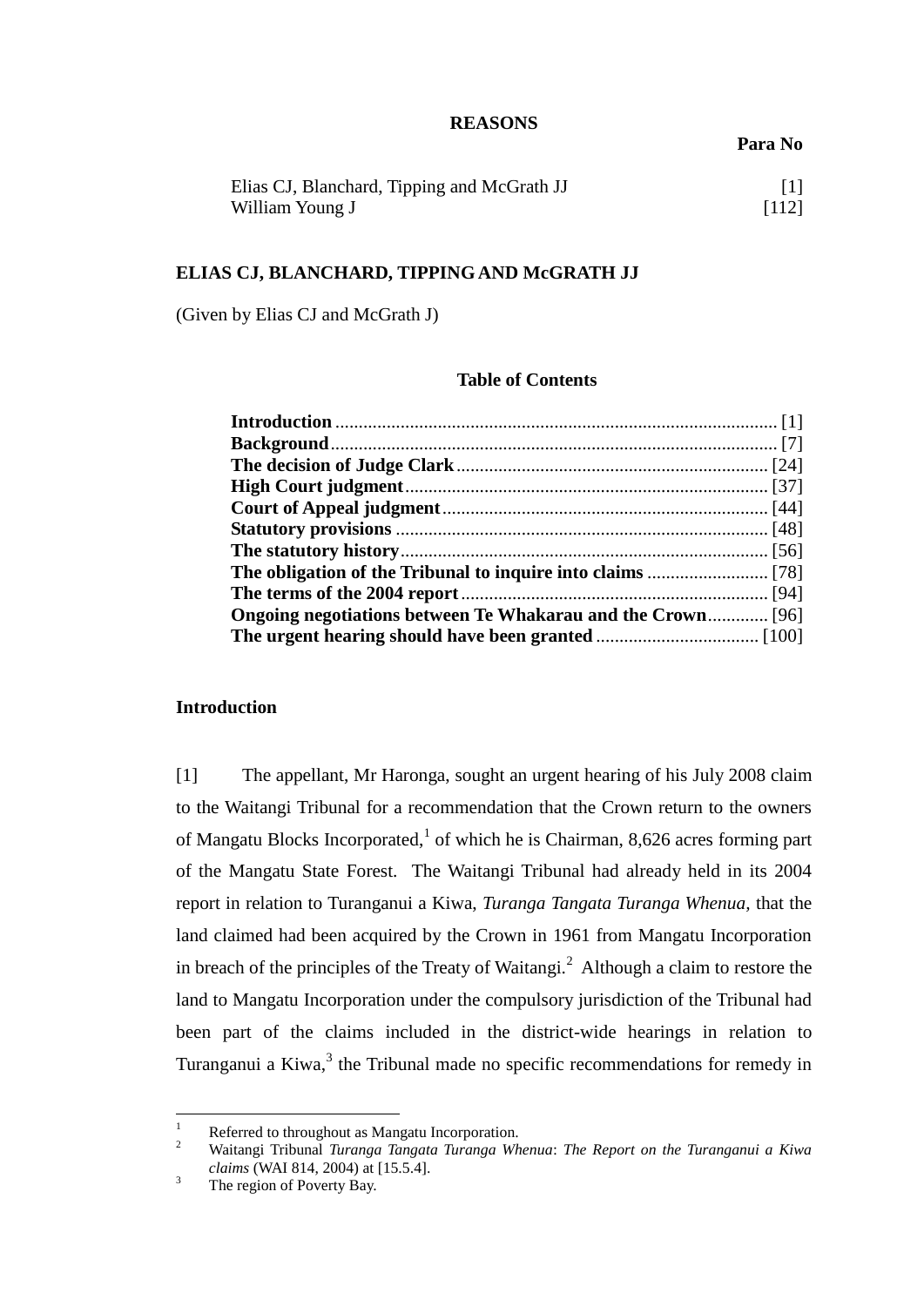## REASONS

| | Para No |
|---|---|
| Elias CJ, Blanchard, Tipping and McGrath JJ | [1] |
| William Young J | [112] |

## ELIAS CJ, BLANCHARD, TIPPING AND McGRATH JJ

(Given by Elias CJ and McGrath J)

### Table of Contents

| | |
|---|---|
| **Introduction** | [1] |
| **Background** | [7] |
| **The decision of Judge Clark** | [24] |
| **High Court judgment** | [37] |
| **Court of Appeal judgment** | [44] |
| **Statutory provisions** | [48] |
| **The statutory history** | [56] |
| **The obligation of the Tribunal to inquire into claims** | [78] |
| **The terms of the 2004 report** | [94] |
| **Ongoing negotiations between Te Whakarau and the Crown** | [96] |
| **The urgent hearing should have been granted** | [100] |

### Introduction

[1] The appellant, Mr Haronga, sought an urgent hearing of his July 2008 claim to the Waitangi Tribunal for a recommendation that the Crown return to the owners of Mangatu Blocks Incorporated,[1] of which he is Chairman, 8,626 acres forming part of the Mangatu State Forest. The Waitangi Tribunal had already held in its 2004 report in relation to Turanganui a Kiwa, *Turanga Tangata Turanga Whenua,* that the land claimed had been acquired by the Crown in 1961 from Mangatu Incorporation in breach of the principles of the Treaty of Waitangi.[2] Although a claim to restore the land to Mangatu Incorporation under the compulsory jurisdiction of the Tribunal had been part of the claims included in the district-wide hearings in relation to Turanganui a Kiwa,[3] the Tribunal made no specific recommendations for remedy in

---

[1] Referred to throughout as Mangatu Incorporation.

[2] Waitangi Tribunal *Turanga Tangata Turanga Whenua*: *The Report on the Turanganui a Kiwa claims* (WAI 814, 2004) at [15.5.4].

[3] The region of Poverty Bay.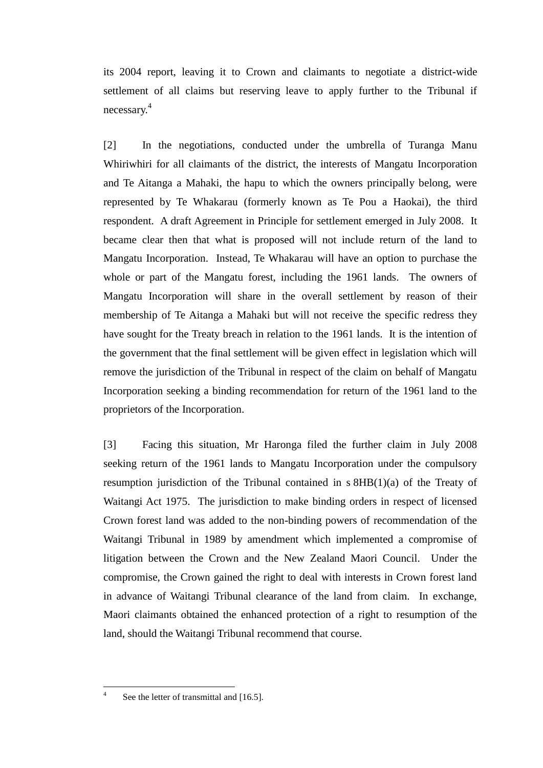its 2004 report, leaving it to Crown and claimants to negotiate a district-wide settlement of all claims but reserving leave to apply further to the Tribunal if necessary.[4]

[2] In the negotiations, conducted under the umbrella of Turanga Manu Whiriwhiri for all claimants of the district, the interests of Mangatu Incorporation and Te Aitanga a Mahaki, the hapu to which the owners principally belong, were represented by Te Whakarau (formerly known as Te Pou a Haokai), the third respondent. A draft Agreement in Principle for settlement emerged in July 2008. It became clear then that what is proposed will not include return of the land to Mangatu Incorporation. Instead, Te Whakarau will have an option to purchase the whole or part of the Mangatu forest, including the 1961 lands. The owners of Mangatu Incorporation will share in the overall settlement by reason of their membership of Te Aitanga a Mahaki but will not receive the specific redress they have sought for the Treaty breach in relation to the 1961 lands. It is the intention of the government that the final settlement will be given effect in legislation which will remove the jurisdiction of the Tribunal in respect of the claim on behalf of Mangatu Incorporation seeking a binding recommendation for return of the 1961 land to the proprietors of the Incorporation.

[3] Facing this situation, Mr Haronga filed the further claim in July 2008 seeking return of the 1961 lands to Mangatu Incorporation under the compulsory resumption jurisdiction of the Tribunal contained in s 8HB(1)(a) of the Treaty of Waitangi Act 1975. The jurisdiction to make binding orders in respect of licensed Crown forest land was added to the non-binding powers of recommendation of the Waitangi Tribunal in 1989 by amendment which implemented a compromise of litigation between the Crown and the New Zealand Maori Council. Under the compromise, the Crown gained the right to deal with interests in Crown forest land in advance of Waitangi Tribunal clearance of the land from claim. In exchange, Maori claimants obtained the enhanced protection of a right to resumption of the land, should the Waitangi Tribunal recommend that course.

---

[4] See the letter of transmittal and [16.5].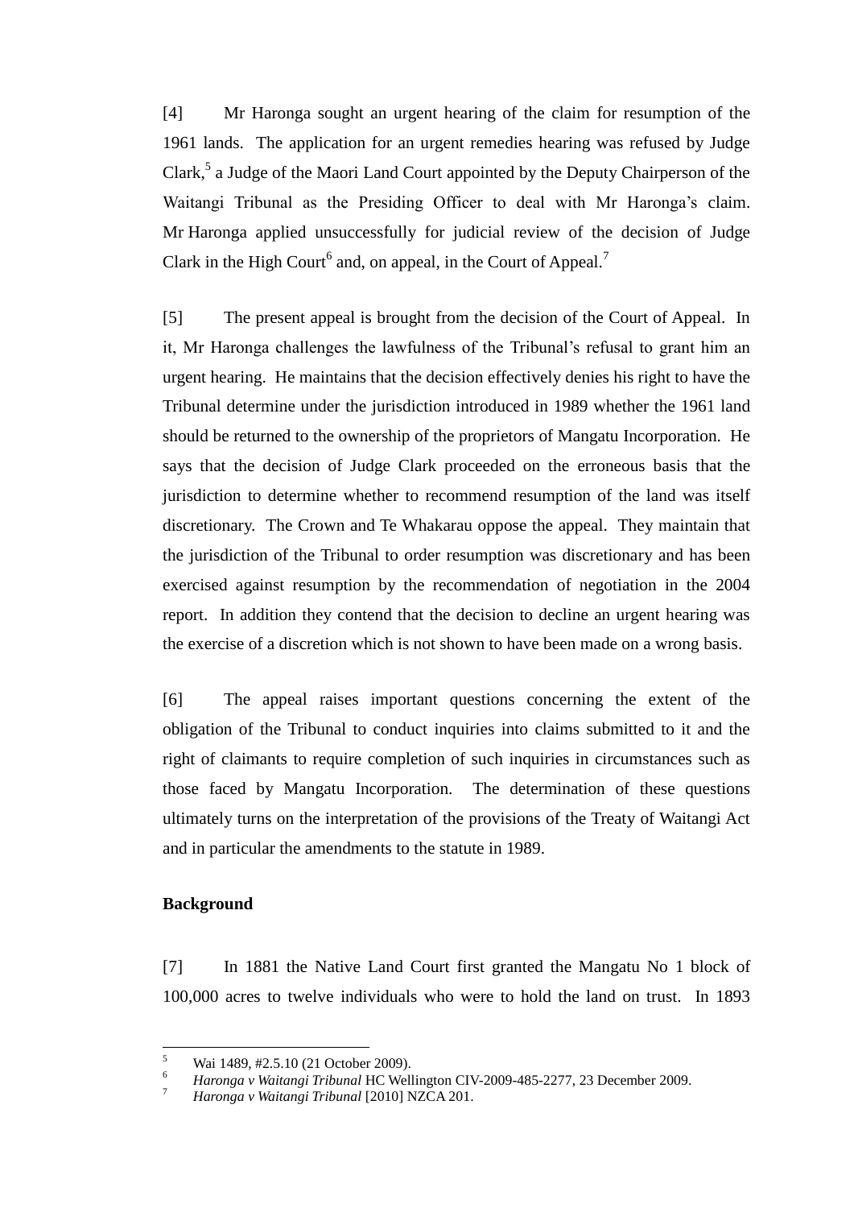[4] Mr Haronga sought an urgent hearing of the claim for resumption of the 1961 lands. The application for an urgent remedies hearing was refused by Judge Clark,[5] a Judge of the Maori Land Court appointed by the Deputy Chairperson of the Waitangi Tribunal as the Presiding Officer to deal with Mr Haronga's claim. Mr Haronga applied unsuccessfully for judicial review of the decision of Judge Clark in the High Court[6] and, on appeal, in the Court of Appeal.[7]

[5] The present appeal is brought from the decision of the Court of Appeal. In it, Mr Haronga challenges the lawfulness of the Tribunal's refusal to grant him an urgent hearing. He maintains that the decision effectively denies his right to have the Tribunal determine under the jurisdiction introduced in 1989 whether the 1961 land should be returned to the ownership of the proprietors of Mangatu Incorporation. He says that the decision of Judge Clark proceeded on the erroneous basis that the jurisdiction to determine whether to recommend resumption of the land was itself discretionary. The Crown and Te Whakarau oppose the appeal. They maintain that the jurisdiction of the Tribunal to order resumption was discretionary and has been exercised against resumption by the recommendation of negotiation in the 2004 report. In addition they contend that the decision to decline an urgent hearing was the exercise of a discretion which is not shown to have been made on a wrong basis.

[6] The appeal raises important questions concerning the extent of the obligation of the Tribunal to conduct inquiries into claims submitted to it and the right of claimants to require completion of such inquiries in circumstances such as those faced by Mangatu Incorporation. The determination of these questions ultimately turns on the interpretation of the provisions of the Treaty of Waitangi Act and in particular the amendments to the statute in 1989.

**Background**

[7] In 1881 the Native Land Court first granted the Mangatu No 1 block of 100,000 acres to twelve individuals who were to hold the land on trust. In 1893

---

[5] Wai 1489, #2.5.10 (21 October 2009).

[6] *Haronga v Waitangi Tribunal* HC Wellington CIV-2009-485-2277, 23 December 2009.

[7] *Haronga v Waitangi Tribunal* [2010] NZCA 201.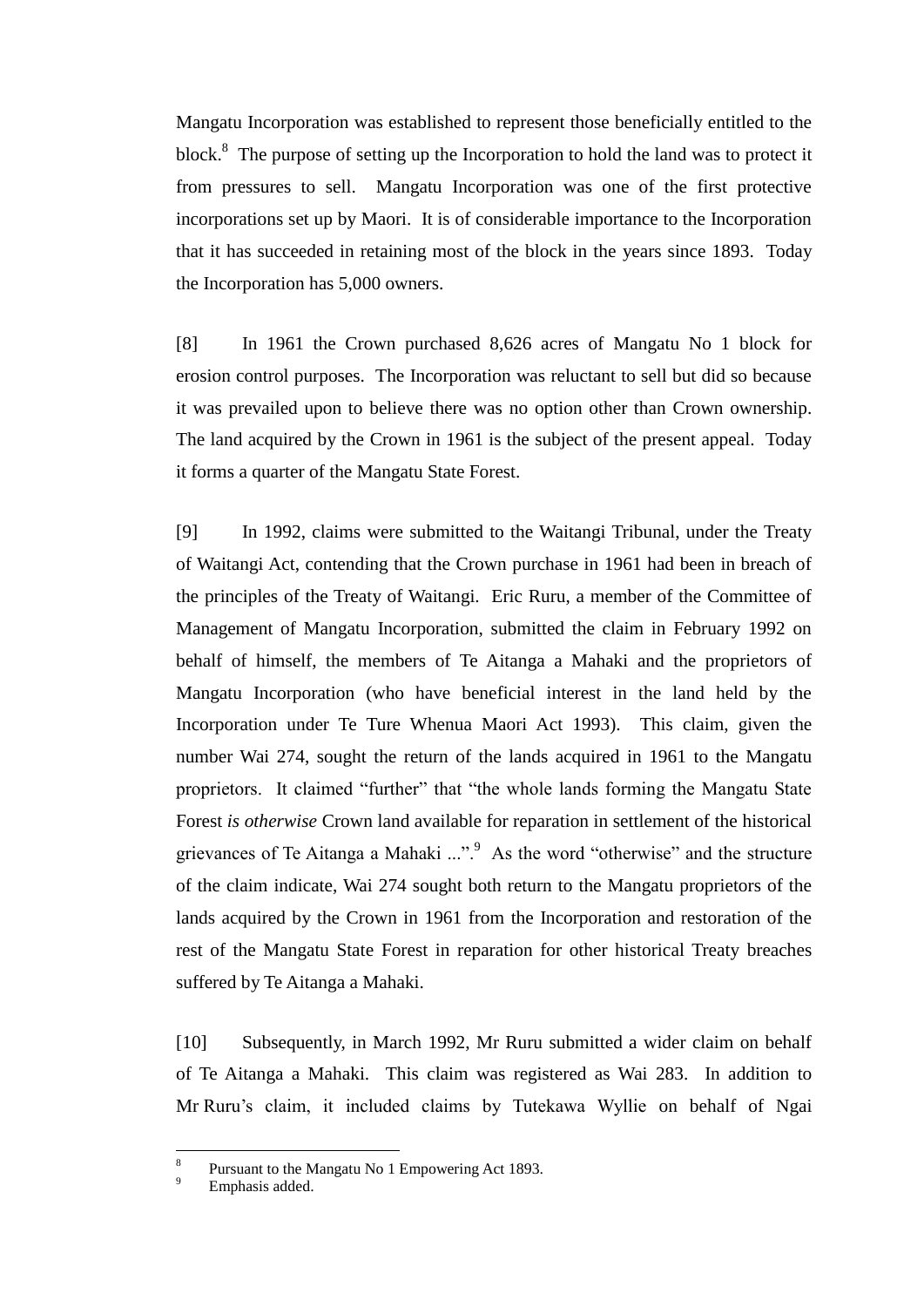Mangatu Incorporation was established to represent those beneficially entitled to the block.[8] The purpose of setting up the Incorporation to hold the land was to protect it from pressures to sell. Mangatu Incorporation was one of the first protective incorporations set up by Maori. It is of considerable importance to the Incorporation that it has succeeded in retaining most of the block in the years since 1893. Today the Incorporation has 5,000 owners.

[8] In 1961 the Crown purchased 8,626 acres of Mangatu No 1 block for erosion control purposes. The Incorporation was reluctant to sell but did so because it was prevailed upon to believe there was no option other than Crown ownership. The land acquired by the Crown in 1961 is the subject of the present appeal. Today it forms a quarter of the Mangatu State Forest.

[9] In 1992, claims were submitted to the Waitangi Tribunal, under the Treaty of Waitangi Act, contending that the Crown purchase in 1961 had been in breach of the principles of the Treaty of Waitangi. Eric Ruru, a member of the Committee of Management of Mangatu Incorporation, submitted the claim in February 1992 on behalf of himself, the members of Te Aitanga a Mahaki and the proprietors of Mangatu Incorporation (who have beneficial interest in the land held by the Incorporation under Te Ture Whenua Maori Act 1993). This claim, given the number Wai 274, sought the return of the lands acquired in 1961 to the Mangatu proprietors. It claimed "further" that "the whole lands forming the Mangatu State Forest *is otherwise* Crown land available for reparation in settlement of the historical grievances of Te Aitanga a Mahaki ...".[9] As the word "otherwise" and the structure of the claim indicate, Wai 274 sought both return to the Mangatu proprietors of the lands acquired by the Crown in 1961 from the Incorporation and restoration of the rest of the Mangatu State Forest in reparation for other historical Treaty breaches suffered by Te Aitanga a Mahaki.

[10] Subsequently, in March 1992, Mr Ruru submitted a wider claim on behalf of Te Aitanga a Mahaki. This claim was registered as Wai 283. In addition to Mr Ruru's claim, it included claims by Tutekawa Wyllie on behalf of Ngai

---

[8] Pursuant to the Mangatu No 1 Empowering Act 1893.

[9] Emphasis added.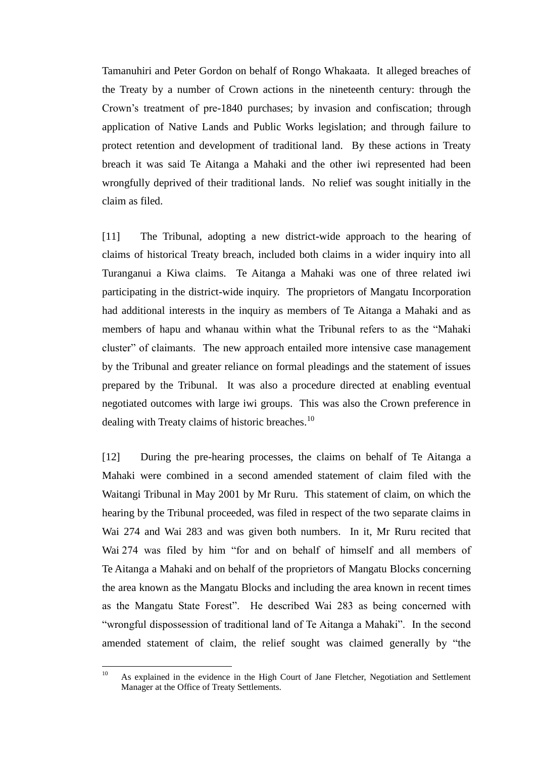Tamanuhiri and Peter Gordon on behalf of Rongo Whakaata. It alleged breaches of the Treaty by a number of Crown actions in the nineteenth century: through the Crown's treatment of pre-1840 purchases; by invasion and confiscation; through application of Native Lands and Public Works legislation; and through failure to protect retention and development of traditional land. By these actions in Treaty breach it was said Te Aitanga a Mahaki and the other iwi represented had been wrongfully deprived of their traditional lands. No relief was sought initially in the claim as filed.

[11] The Tribunal, adopting a new district-wide approach to the hearing of claims of historical Treaty breach, included both claims in a wider inquiry into all Turanganui a Kiwa claims. Te Aitanga a Mahaki was one of three related iwi participating in the district-wide inquiry. The proprietors of Mangatu Incorporation had additional interests in the inquiry as members of Te Aitanga a Mahaki and as members of hapu and whanau within what the Tribunal refers to as the "Mahaki cluster" of claimants. The new approach entailed more intensive case management by the Tribunal and greater reliance on formal pleadings and the statement of issues prepared by the Tribunal. It was also a procedure directed at enabling eventual negotiated outcomes with large iwi groups. This was also the Crown preference in dealing with Treaty claims of historic breaches.[10]

[12] During the pre-hearing processes, the claims on behalf of Te Aitanga a Mahaki were combined in a second amended statement of claim filed with the Waitangi Tribunal in May 2001 by Mr Ruru. This statement of claim, on which the hearing by the Tribunal proceeded, was filed in respect of the two separate claims in Wai 274 and Wai 283 and was given both numbers. In it, Mr Ruru recited that Wai 274 was filed by him "for and on behalf of himself and all members of Te Aitanga a Mahaki and on behalf of the proprietors of Mangatu Blocks concerning the area known as the Mangatu Blocks and including the area known in recent times as the Mangatu State Forest". He described Wai 283 as being concerned with "wrongful dispossession of traditional land of Te Aitanga a Mahaki". In the second amended statement of claim, the relief sought was claimed generally by "the

[10] As explained in the evidence in the High Court of Jane Fletcher, Negotiation and Settlement Manager at the Office of Treaty Settlements.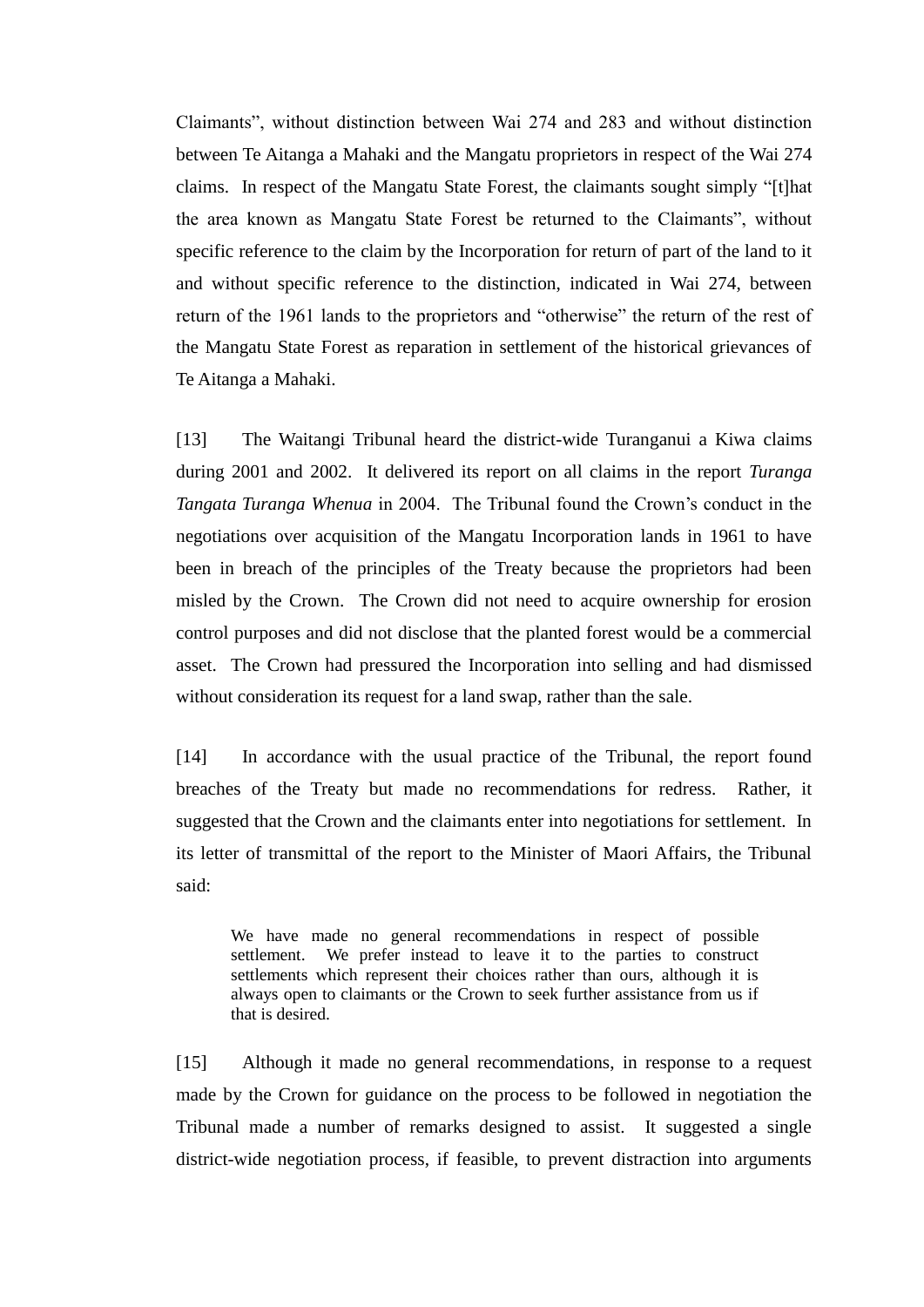Claimants", without distinction between Wai 274 and 283 and without distinction between Te Aitanga a Mahaki and the Mangatu proprietors in respect of the Wai 274 claims. In respect of the Mangatu State Forest, the claimants sought simply "[t]hat the area known as Mangatu State Forest be returned to the Claimants", without specific reference to the claim by the Incorporation for return of part of the land to it and without specific reference to the distinction, indicated in Wai 274, between return of the 1961 lands to the proprietors and "otherwise" the return of the rest of the Mangatu State Forest as reparation in settlement of the historical grievances of Te Aitanga a Mahaki.

[13] The Waitangi Tribunal heard the district-wide Turanganui a Kiwa claims during 2001 and 2002. It delivered its report on all claims in the report *Turanga Tangata Turanga Whenua* in 2004. The Tribunal found the Crown's conduct in the negotiations over acquisition of the Mangatu Incorporation lands in 1961 to have been in breach of the principles of the Treaty because the proprietors had been misled by the Crown. The Crown did not need to acquire ownership for erosion control purposes and did not disclose that the planted forest would be a commercial asset. The Crown had pressured the Incorporation into selling and had dismissed without consideration its request for a land swap, rather than the sale.

[14] In accordance with the usual practice of the Tribunal, the report found breaches of the Treaty but made no recommendations for redress. Rather, it suggested that the Crown and the claimants enter into negotiations for settlement. In its letter of transmittal of the report to the Minister of Maori Affairs, the Tribunal said:

> We have made no general recommendations in respect of possible settlement. We prefer instead to leave it to the parties to construct settlements which represent their choices rather than ours, although it is always open to claimants or the Crown to seek further assistance from us if that is desired.

[15] Although it made no general recommendations, in response to a request made by the Crown for guidance on the process to be followed in negotiation the Tribunal made a number of remarks designed to assist. It suggested a single district-wide negotiation process, if feasible, to prevent distraction into arguments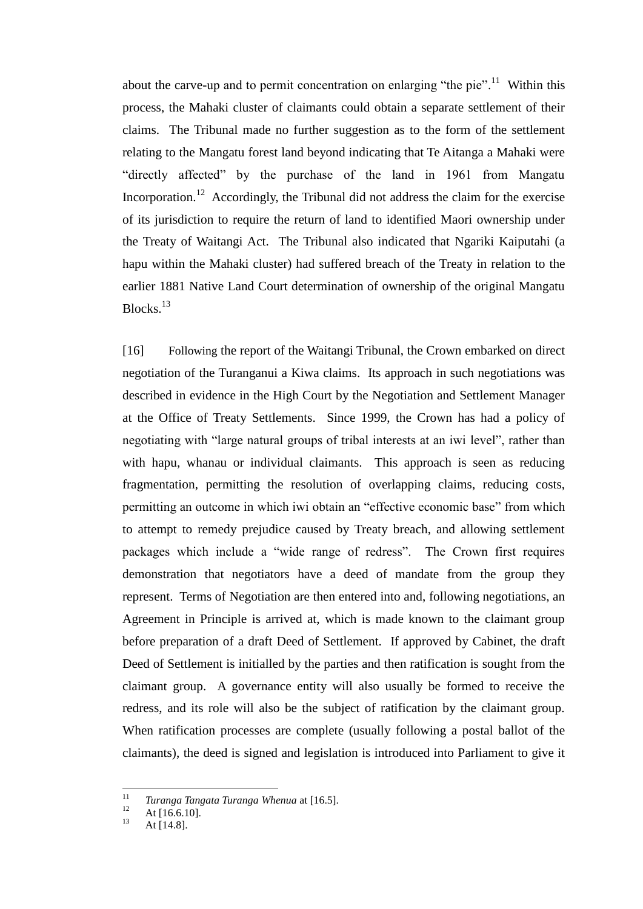about the carve-up and to permit concentration on enlarging “the pie”.[11] Within this process, the Mahaki cluster of claimants could obtain a separate settlement of their claims. The Tribunal made no further suggestion as to the form of the settlement relating to the Mangatu forest land beyond indicating that Te Aitanga a Mahaki were “directly affected” by the purchase of the land in 1961 from Mangatu Incorporation.[12] Accordingly, the Tribunal did not address the claim for the exercise of its jurisdiction to require the return of land to identified Maori ownership under the Treaty of Waitangi Act. The Tribunal also indicated that Ngariki Kaiputahi (a hapu within the Mahaki cluster) had suffered breach of the Treaty in relation to the earlier 1881 Native Land Court determination of ownership of the original Mangatu Blocks.[13]

[16] Following the report of the Waitangi Tribunal, the Crown embarked on direct negotiation of the Turanganui a Kiwa claims. Its approach in such negotiations was described in evidence in the High Court by the Negotiation and Settlement Manager at the Office of Treaty Settlements. Since 1999, the Crown has had a policy of negotiating with “large natural groups of tribal interests at an iwi level”, rather than with hapu, whanau or individual claimants. This approach is seen as reducing fragmentation, permitting the resolution of overlapping claims, reducing costs, permitting an outcome in which iwi obtain an “effective economic base” from which to attempt to remedy prejudice caused by Treaty breach, and allowing settlement packages which include a “wide range of redress”. The Crown first requires demonstration that negotiators have a deed of mandate from the group they represent. Terms of Negotiation are then entered into and, following negotiations, an Agreement in Principle is arrived at, which is made known to the claimant group before preparation of a draft Deed of Settlement. If approved by Cabinet, the draft Deed of Settlement is initialled by the parties and then ratification is sought from the claimant group. A governance entity will also usually be formed to receive the redress, and its role will also be the subject of ratification by the claimant group. When ratification processes are complete (usually following a postal ballot of the claimants), the deed is signed and legislation is introduced into Parliament to give it

---

[11] *Turanga Tangata Turanga Whenua* at [16.5].

[12] At [16.6.10].

[13] At [14.8].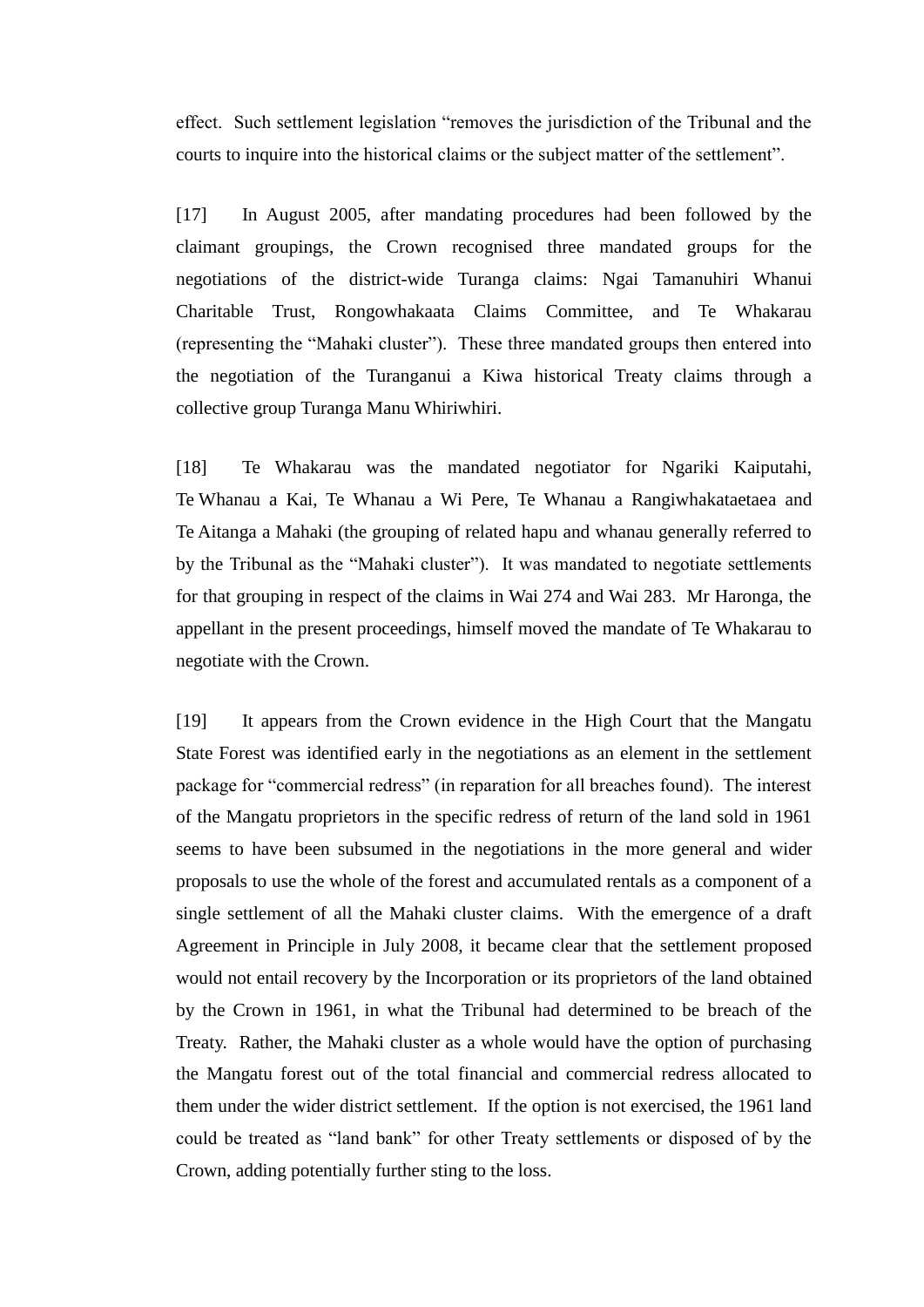effect. Such settlement legislation "removes the jurisdiction of the Tribunal and the courts to inquire into the historical claims or the subject matter of the settlement".

[17] In August 2005, after mandating procedures had been followed by the claimant groupings, the Crown recognised three mandated groups for the negotiations of the district-wide Turanga claims: Ngai Tamanuhiri Whanui Charitable Trust, Rongowhakaata Claims Committee, and Te Whakarau (representing the "Mahaki cluster"). These three mandated groups then entered into the negotiation of the Turanganui a Kiwa historical Treaty claims through a collective group Turanga Manu Whiriwhiri.

[18] Te Whakarau was the mandated negotiator for Ngariki Kaiputahi, Te Whanau a Kai, Te Whanau a Wi Pere, Te Whanau a Rangiwhakataetaea and Te Aitanga a Mahaki (the grouping of related hapu and whanau generally referred to by the Tribunal as the "Mahaki cluster"). It was mandated to negotiate settlements for that grouping in respect of the claims in Wai 274 and Wai 283. Mr Haronga, the appellant in the present proceedings, himself moved the mandate of Te Whakarau to negotiate with the Crown.

[19] It appears from the Crown evidence in the High Court that the Mangatu State Forest was identified early in the negotiations as an element in the settlement package for "commercial redress" (in reparation for all breaches found). The interest of the Mangatu proprietors in the specific redress of return of the land sold in 1961 seems to have been subsumed in the negotiations in the more general and wider proposals to use the whole of the forest and accumulated rentals as a component of a single settlement of all the Mahaki cluster claims. With the emergence of a draft Agreement in Principle in July 2008, it became clear that the settlement proposed would not entail recovery by the Incorporation or its proprietors of the land obtained by the Crown in 1961, in what the Tribunal had determined to be breach of the Treaty. Rather, the Mahaki cluster as a whole would have the option of purchasing the Mangatu forest out of the total financial and commercial redress allocated to them under the wider district settlement. If the option is not exercised, the 1961 land could be treated as "land bank" for other Treaty settlements or disposed of by the Crown, adding potentially further sting to the loss.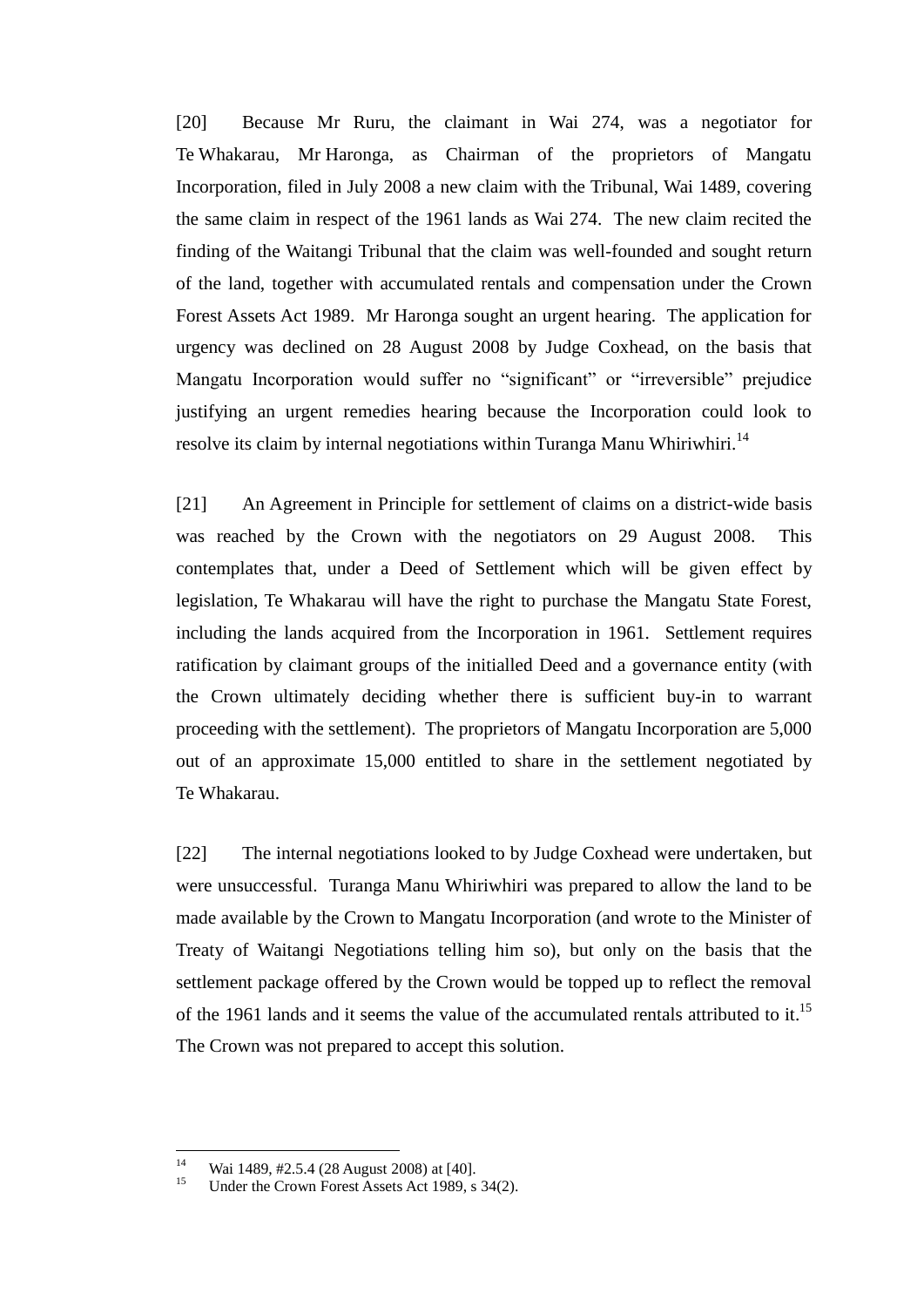[20] Because Mr Ruru, the claimant in Wai 274, was a negotiator for Te Whakarau, Mr Haronga, as Chairman of the proprietors of Mangatu Incorporation, filed in July 2008 a new claim with the Tribunal, Wai 1489, covering the same claim in respect of the 1961 lands as Wai 274. The new claim recited the finding of the Waitangi Tribunal that the claim was well-founded and sought return of the land, together with accumulated rentals and compensation under the Crown Forest Assets Act 1989. Mr Haronga sought an urgent hearing. The application for urgency was declined on 28 August 2008 by Judge Coxhead, on the basis that Mangatu Incorporation would suffer no "significant" or "irreversible" prejudice justifying an urgent remedies hearing because the Incorporation could look to resolve its claim by internal negotiations within Turanga Manu Whiriwhiri.[14]

[21] An Agreement in Principle for settlement of claims on a district-wide basis was reached by the Crown with the negotiators on 29 August 2008. This contemplates that, under a Deed of Settlement which will be given effect by legislation, Te Whakarau will have the right to purchase the Mangatu State Forest, including the lands acquired from the Incorporation in 1961. Settlement requires ratification by claimant groups of the initialled Deed and a governance entity (with the Crown ultimately deciding whether there is sufficient buy-in to warrant proceeding with the settlement). The proprietors of Mangatu Incorporation are 5,000 out of an approximate 15,000 entitled to share in the settlement negotiated by Te Whakarau.

[22] The internal negotiations looked to by Judge Coxhead were undertaken, but were unsuccessful. Turanga Manu Whiriwhiri was prepared to allow the land to be made available by the Crown to Mangatu Incorporation (and wrote to the Minister of Treaty of Waitangi Negotiations telling him so), but only on the basis that the settlement package offered by the Crown would be topped up to reflect the removal of the 1961 lands and it seems the value of the accumulated rentals attributed to it.[15] The Crown was not prepared to accept this solution.

---

[14] Wai 1489, #2.5.4 (28 August 2008) at [40].

[15] Under the Crown Forest Assets Act 1989, s 34(2).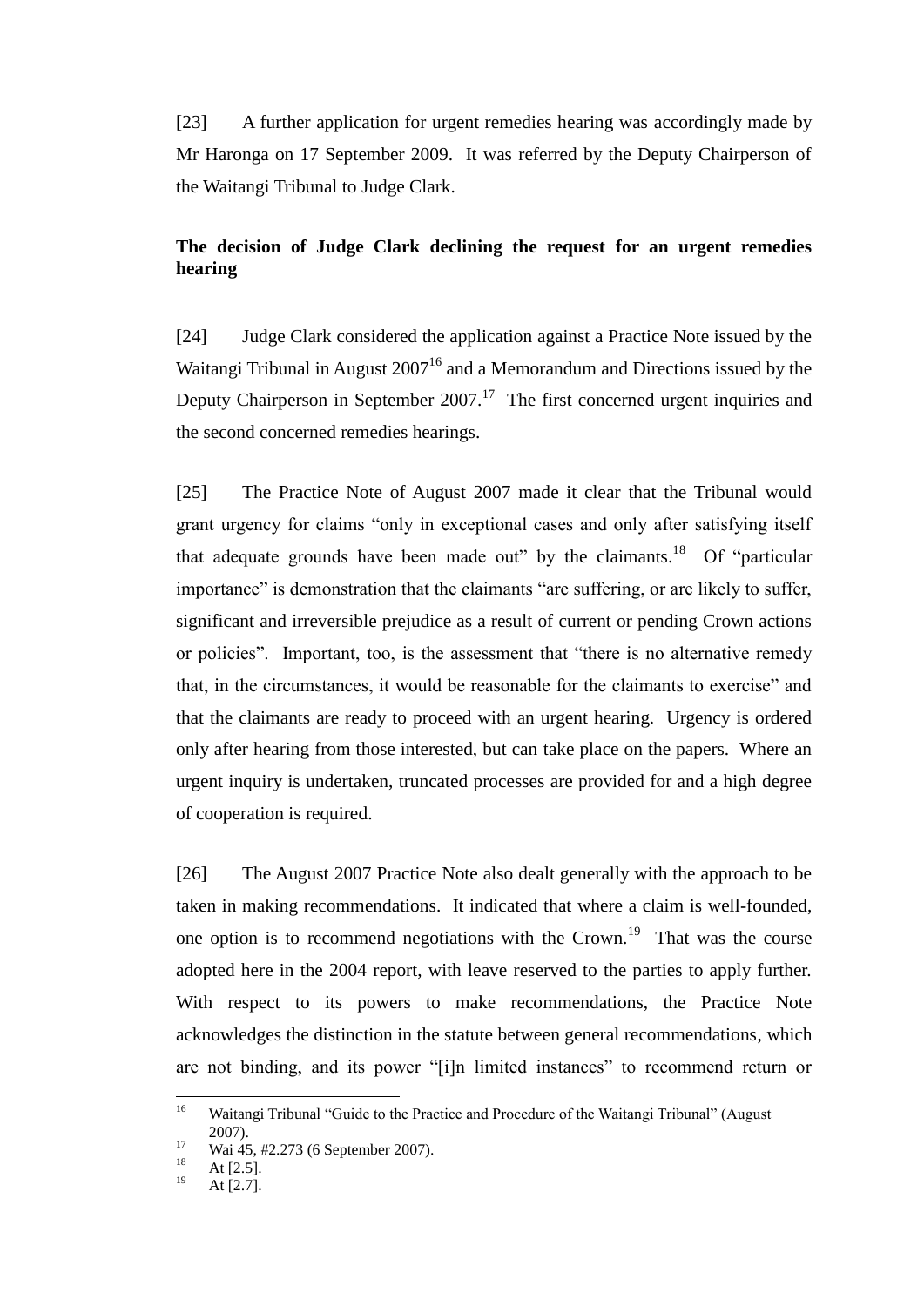[23] A further application for urgent remedies hearing was accordingly made by Mr Haronga on 17 September 2009. It was referred by the Deputy Chairperson of the Waitangi Tribunal to Judge Clark.

**The decision of Judge Clark declining the request for an urgent remedies hearing**

[24] Judge Clark considered the application against a Practice Note issued by the Waitangi Tribunal in August 2007[16] and a Memorandum and Directions issued by the Deputy Chairperson in September 2007.[17] The first concerned urgent inquiries and the second concerned remedies hearings.

[25] The Practice Note of August 2007 made it clear that the Tribunal would grant urgency for claims "only in exceptional cases and only after satisfying itself that adequate grounds have been made out" by the claimants.[18] Of "particular importance" is demonstration that the claimants "are suffering, or are likely to suffer, significant and irreversible prejudice as a result of current or pending Crown actions or policies". Important, too, is the assessment that "there is no alternative remedy that, in the circumstances, it would be reasonable for the claimants to exercise" and that the claimants are ready to proceed with an urgent hearing. Urgency is ordered only after hearing from those interested, but can take place on the papers. Where an urgent inquiry is undertaken, truncated processes are provided for and a high degree of cooperation is required.

[26] The August 2007 Practice Note also dealt generally with the approach to be taken in making recommendations. It indicated that where a claim is well-founded, one option is to recommend negotiations with the Crown.[19] That was the course adopted here in the 2004 report, with leave reserved to the parties to apply further. With respect to its powers to make recommendations, the Practice Note acknowledges the distinction in the statute between general recommendations, which are not binding, and its power "[i]n limited instances" to recommend return or

---

[16] Waitangi Tribunal "Guide to the Practice and Procedure of the Waitangi Tribunal" (August 2007).

[17] Wai 45, #2.273 (6 September 2007).

[18] At [2.5].

[19] At [2.7].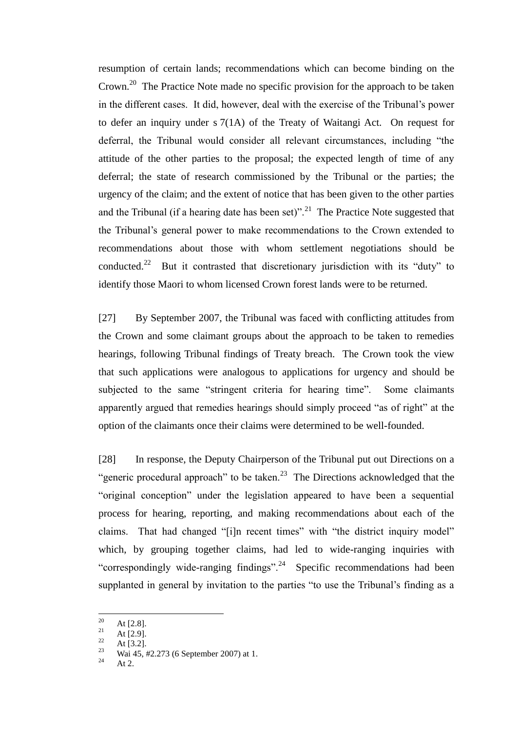resumption of certain lands; recommendations which can become binding on the Crown.[20] The Practice Note made no specific provision for the approach to be taken in the different cases. It did, however, deal with the exercise of the Tribunal's power to defer an inquiry under s 7(1A) of the Treaty of Waitangi Act. On request for deferral, the Tribunal would consider all relevant circumstances, including "the attitude of the other parties to the proposal; the expected length of time of any deferral; the state of research commissioned by the Tribunal or the parties; the urgency of the claim; and the extent of notice that has been given to the other parties and the Tribunal (if a hearing date has been set)".[21] The Practice Note suggested that the Tribunal's general power to make recommendations to the Crown extended to recommendations about those with whom settlement negotiations should be conducted.[22] But it contrasted that discretionary jurisdiction with its "duty" to identify those Maori to whom licensed Crown forest lands were to be returned.

[27] By September 2007, the Tribunal was faced with conflicting attitudes from the Crown and some claimant groups about the approach to be taken to remedies hearings, following Tribunal findings of Treaty breach. The Crown took the view that such applications were analogous to applications for urgency and should be subjected to the same "stringent criteria for hearing time". Some claimants apparently argued that remedies hearings should simply proceed "as of right" at the option of the claimants once their claims were determined to be well-founded.

[28] In response, the Deputy Chairperson of the Tribunal put out Directions on a "generic procedural approach" to be taken.[23] The Directions acknowledged that the "original conception" under the legislation appeared to have been a sequential process for hearing, reporting, and making recommendations about each of the claims. That had changed "[i]n recent times" with "the district inquiry model" which, by grouping together claims, had led to wide-ranging inquiries with "correspondingly wide-ranging findings".[24] Specific recommendations had been supplanted in general by invitation to the parties "to use the Tribunal's finding as a

---

[20] At [2.8].
[21] At [2.9].
[22] At [3.2].
[23] Wai 45, #2.273 (6 September 2007) at 1.
[24] At 2.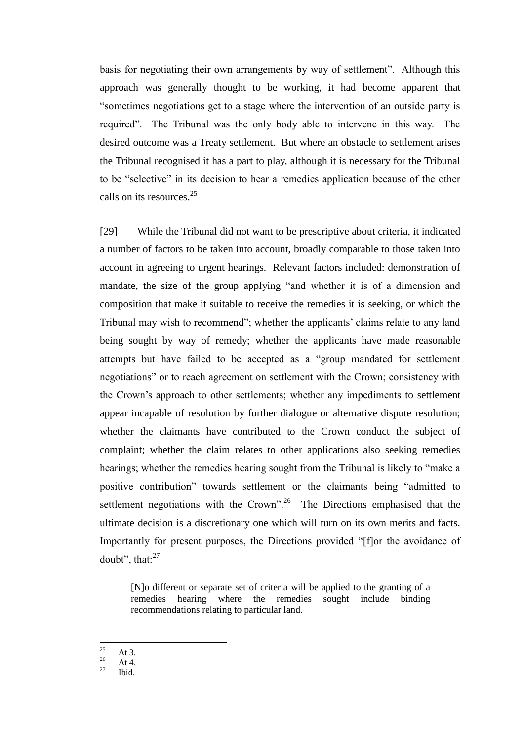basis for negotiating their own arrangements by way of settlement". Although this approach was generally thought to be working, it had become apparent that "sometimes negotiations get to a stage where the intervention of an outside party is required". The Tribunal was the only body able to intervene in this way. The desired outcome was a Treaty settlement. But where an obstacle to settlement arises the Tribunal recognised it has a part to play, although it is necessary for the Tribunal to be "selective" in its decision to hear a remedies application because of the other calls on its resources.[25]

[29] While the Tribunal did not want to be prescriptive about criteria, it indicated a number of factors to be taken into account, broadly comparable to those taken into account in agreeing to urgent hearings. Relevant factors included: demonstration of mandate, the size of the group applying "and whether it is of a dimension and composition that make it suitable to receive the remedies it is seeking, or which the Tribunal may wish to recommend"; whether the applicants' claims relate to any land being sought by way of remedy; whether the applicants have made reasonable attempts but have failed to be accepted as a "group mandated for settlement negotiations" or to reach agreement on settlement with the Crown; consistency with the Crown's approach to other settlements; whether any impediments to settlement appear incapable of resolution by further dialogue or alternative dispute resolution; whether the claimants have contributed to the Crown conduct the subject of complaint; whether the claim relates to other applications also seeking remedies hearings; whether the remedies hearing sought from the Tribunal is likely to "make a positive contribution" towards settlement or the claimants being "admitted to settlement negotiations with the Crown".[26] The Directions emphasised that the ultimate decision is a discretionary one which will turn on its own merits and facts. Importantly for present purposes, the Directions provided "[f]or the avoidance of doubt", that:[27]

> [N]o different or separate set of criteria will be applied to the granting of a remedies hearing where the remedies sought include binding recommendations relating to particular land.

---

[25] At 3.

[26] At 4.

[27] Ibid.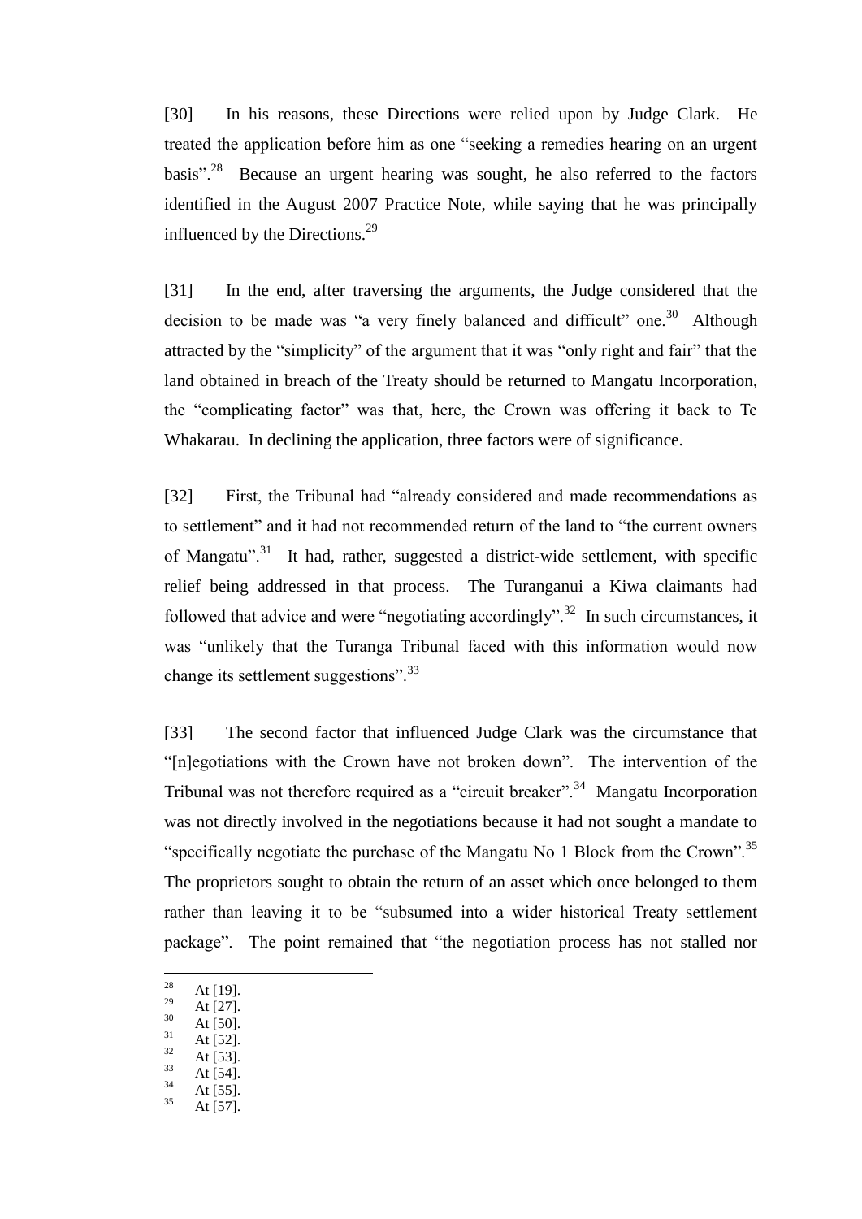[30] In his reasons, these Directions were relied upon by Judge Clark. He treated the application before him as one "seeking a remedies hearing on an urgent basis".[28] Because an urgent hearing was sought, he also referred to the factors identified in the August 2007 Practice Note, while saying that he was principally influenced by the Directions.[29]

[31] In the end, after traversing the arguments, the Judge considered that the decision to be made was "a very finely balanced and difficult" one.[30] Although attracted by the "simplicity" of the argument that it was "only right and fair" that the land obtained in breach of the Treaty should be returned to Mangatu Incorporation, the "complicating factor" was that, here, the Crown was offering it back to Te Whakarau. In declining the application, three factors were of significance.

[32] First, the Tribunal had "already considered and made recommendations as to settlement" and it had not recommended return of the land to "the current owners of Mangatu".[31] It had, rather, suggested a district-wide settlement, with specific relief being addressed in that process. The Turanganui a Kiwa claimants had followed that advice and were "negotiating accordingly".[32] In such circumstances, it was "unlikely that the Turanga Tribunal faced with this information would now change its settlement suggestions".[33]

[33] The second factor that influenced Judge Clark was the circumstance that "[n]egotiations with the Crown have not broken down". The intervention of the Tribunal was not therefore required as a "circuit breaker".[34] Mangatu Incorporation was not directly involved in the negotiations because it had not sought a mandate to "specifically negotiate the purchase of the Mangatu No 1 Block from the Crown".[35] The proprietors sought to obtain the return of an asset which once belonged to them rather than leaving it to be "subsumed into a wider historical Treaty settlement package". The point remained that "the negotiation process has not stalled nor

---

[28] At [19].
[29] At [27].
[30] At [50].
[31] At [52].
[32] At [53].
[33] At [54].
[34] At [55].
[35] At [57].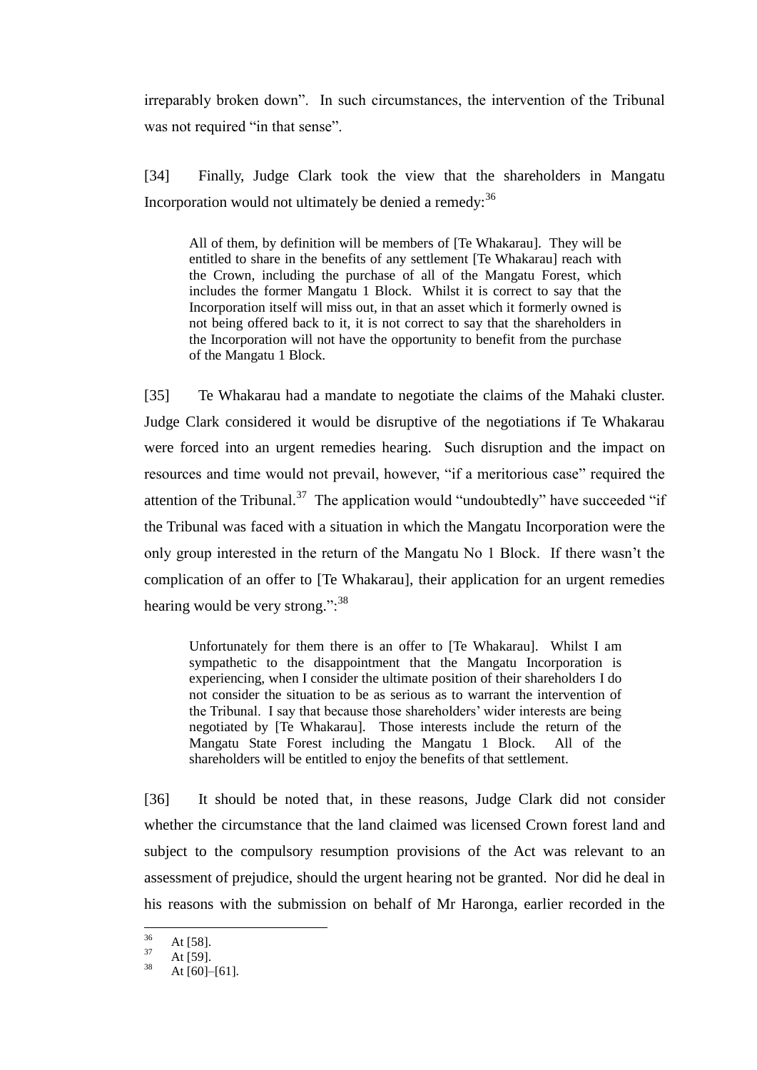irreparably broken down". In such circumstances, the intervention of the Tribunal was not required "in that sense".

[34] Finally, Judge Clark took the view that the shareholders in Mangatu Incorporation would not ultimately be denied a remedy:[36]

> All of them, by definition will be members of [Te Whakarau]. They will be entitled to share in the benefits of any settlement [Te Whakarau] reach with the Crown, including the purchase of all of the Mangatu Forest, which includes the former Mangatu 1 Block. Whilst it is correct to say that the Incorporation itself will miss out, in that an asset which it formerly owned is not being offered back to it, it is not correct to say that the shareholders in the Incorporation will not have the opportunity to benefit from the purchase of the Mangatu 1 Block.

[35] Te Whakarau had a mandate to negotiate the claims of the Mahaki cluster. Judge Clark considered it would be disruptive of the negotiations if Te Whakarau were forced into an urgent remedies hearing. Such disruption and the impact on resources and time would not prevail, however, "if a meritorious case" required the attention of the Tribunal.[37] The application would "undoubtedly" have succeeded "if the Tribunal was faced with a situation in which the Mangatu Incorporation were the only group interested in the return of the Mangatu No 1 Block. If there wasn't the complication of an offer to [Te Whakarau], their application for an urgent remedies hearing would be very strong.":[38]

> Unfortunately for them there is an offer to [Te Whakarau]. Whilst I am sympathetic to the disappointment that the Mangatu Incorporation is experiencing, when I consider the ultimate position of their shareholders I do not consider the situation to be as serious as to warrant the intervention of the Tribunal. I say that because those shareholders' wider interests are being negotiated by [Te Whakarau]. Those interests include the return of the Mangatu State Forest including the Mangatu 1 Block. All of the shareholders will be entitled to enjoy the benefits of that settlement.

[36] It should be noted that, in these reasons, Judge Clark did not consider whether the circumstance that the land claimed was licensed Crown forest land and subject to the compulsory resumption provisions of the Act was relevant to an assessment of prejudice, should the urgent hearing not be granted. Nor did he deal in his reasons with the submission on behalf of Mr Haronga, earlier recorded in the

---

[36] At [58].
[37] At [59].
[38] At [60]–[61].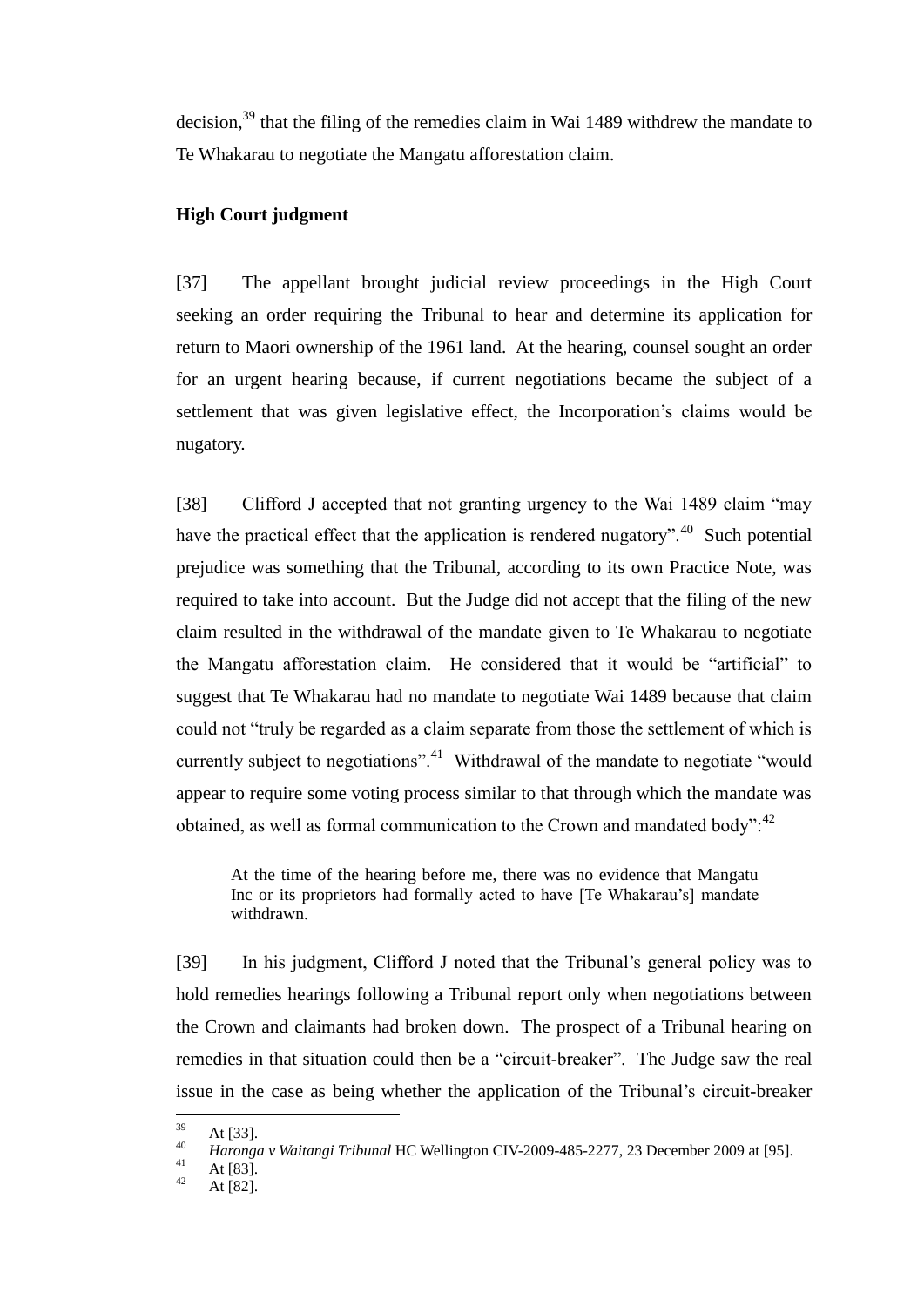decision,[39] that the filing of the remedies claim in Wai 1489 withdrew the mandate to Te Whakarau to negotiate the Mangatu afforestation claim.

## High Court judgment

[37] The appellant brought judicial review proceedings in the High Court seeking an order requiring the Tribunal to hear and determine its application for return to Maori ownership of the 1961 land. At the hearing, counsel sought an order for an urgent hearing because, if current negotiations became the subject of a settlement that was given legislative effect, the Incorporation's claims would be nugatory.

[38] Clifford J accepted that not granting urgency to the Wai 1489 claim "may have the practical effect that the application is rendered nugatory".[40] Such potential prejudice was something that the Tribunal, according to its own Practice Note, was required to take into account. But the Judge did not accept that the filing of the new claim resulted in the withdrawal of the mandate given to Te Whakarau to negotiate the Mangatu afforestation claim. He considered that it would be "artificial" to suggest that Te Whakarau had no mandate to negotiate Wai 1489 because that claim could not "truly be regarded as a claim separate from those the settlement of which is currently subject to negotiations".[41] Withdrawal of the mandate to negotiate "would appear to require some voting process similar to that through which the mandate was obtained, as well as formal communication to the Crown and mandated body":[42]

> At the time of the hearing before me, there was no evidence that Mangatu Inc or its proprietors had formally acted to have [Te Whakarau's] mandate withdrawn.

[39] In his judgment, Clifford J noted that the Tribunal's general policy was to hold remedies hearings following a Tribunal report only when negotiations between the Crown and claimants had broken down. The prospect of a Tribunal hearing on remedies in that situation could then be a "circuit-breaker". The Judge saw the real issue in the case as being whether the application of the Tribunal's circuit-breaker

---

[39] At [33].

[40] *Haronga v Waitangi Tribunal* HC Wellington CIV-2009-485-2277, 23 December 2009 at [95].

[41] At [83].

[42] At [82].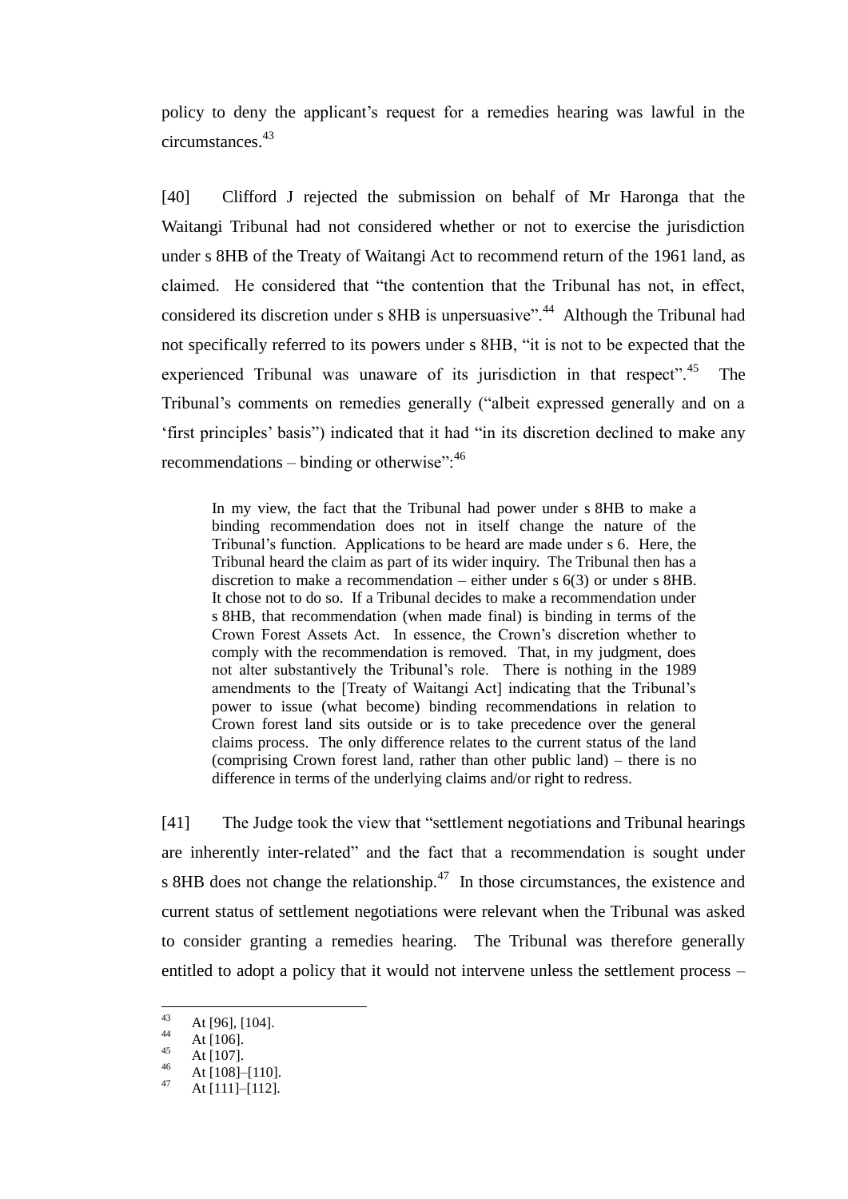policy to deny the applicant's request for a remedies hearing was lawful in the circumstances.[43]

[40] Clifford J rejected the submission on behalf of Mr Haronga that the Waitangi Tribunal had not considered whether or not to exercise the jurisdiction under s 8HB of the Treaty of Waitangi Act to recommend return of the 1961 land, as claimed. He considered that "the contention that the Tribunal has not, in effect, considered its discretion under s 8HB is unpersuasive".[44] Although the Tribunal had not specifically referred to its powers under s 8HB, "it is not to be expected that the experienced Tribunal was unaware of its jurisdiction in that respect".[45] The Tribunal's comments on remedies generally ("albeit expressed generally and on a 'first principles' basis") indicated that it had "in its discretion declined to make any recommendations – binding or otherwise":[46]

> In my view, the fact that the Tribunal had power under s 8HB to make a binding recommendation does not in itself change the nature of the Tribunal's function. Applications to be heard are made under s 6. Here, the Tribunal heard the claim as part of its wider inquiry. The Tribunal then has a discretion to make a recommendation – either under s 6(3) or under s 8HB. It chose not to do so. If a Tribunal decides to make a recommendation under s 8HB, that recommendation (when made final) is binding in terms of the Crown Forest Assets Act. In essence, the Crown's discretion whether to comply with the recommendation is removed. That, in my judgment, does not alter substantively the Tribunal's role. There is nothing in the 1989 amendments to the [Treaty of Waitangi Act] indicating that the Tribunal's power to issue (what become) binding recommendations in relation to Crown forest land sits outside or is to take precedence over the general claims process. The only difference relates to the current status of the land (comprising Crown forest land, rather than other public land) – there is no difference in terms of the underlying claims and/or right to redress.

[41] The Judge took the view that "settlement negotiations and Tribunal hearings are inherently inter-related" and the fact that a recommendation is sought under s 8HB does not change the relationship.[47] In those circumstances, the existence and current status of settlement negotiations were relevant when the Tribunal was asked to consider granting a remedies hearing. The Tribunal was therefore generally entitled to adopt a policy that it would not intervene unless the settlement process –

---

[43] At [96], [104].

[44] At [106].

[45] At [107].

[46] At [108]–[110].

[47] At [111]–[112].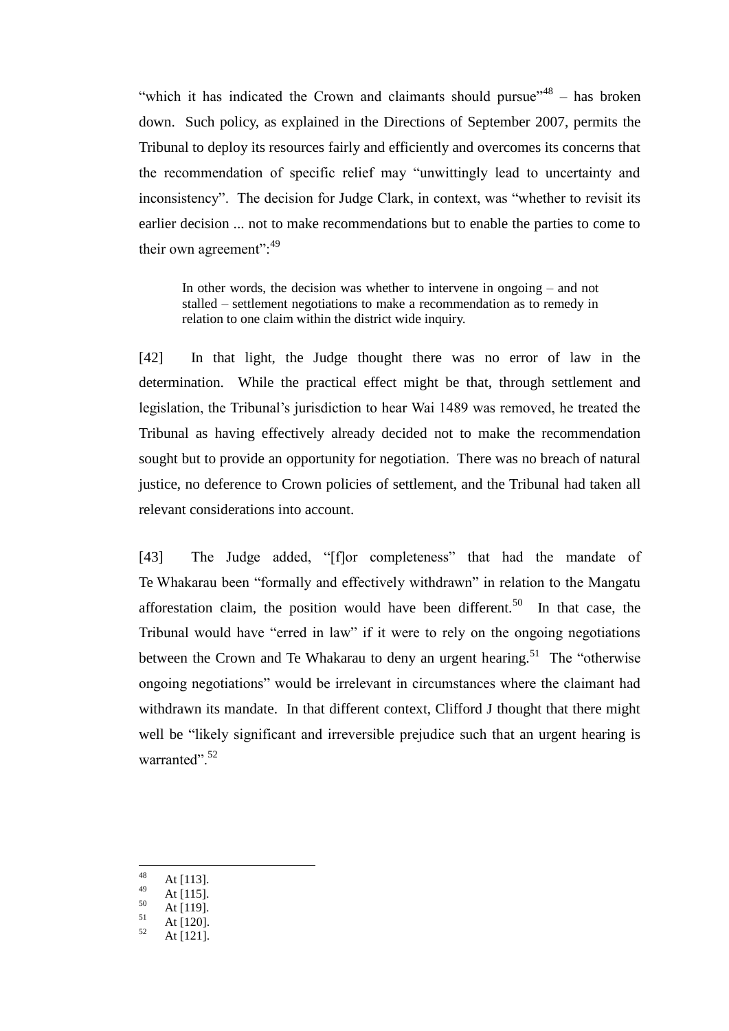"which it has indicated the Crown and claimants should pursue"[48] – has broken down. Such policy, as explained in the Directions of September 2007, permits the Tribunal to deploy its resources fairly and efficiently and overcomes its concerns that the recommendation of specific relief may "unwittingly lead to uncertainty and inconsistency". The decision for Judge Clark, in context, was "whether to revisit its earlier decision ... not to make recommendations but to enable the parties to come to their own agreement":[49]

> In other words, the decision was whether to intervene in ongoing – and not stalled – settlement negotiations to make a recommendation as to remedy in relation to one claim within the district wide inquiry.

[42] In that light, the Judge thought there was no error of law in the determination. While the practical effect might be that, through settlement and legislation, the Tribunal's jurisdiction to hear Wai 1489 was removed, he treated the Tribunal as having effectively already decided not to make the recommendation sought but to provide an opportunity for negotiation. There was no breach of natural justice, no deference to Crown policies of settlement, and the Tribunal had taken all relevant considerations into account.

[43] The Judge added, "[f]or completeness" that had the mandate of Te Whakarau been "formally and effectively withdrawn" in relation to the Mangatu afforestation claim, the position would have been different.[50] In that case, the Tribunal would have "erred in law" if it were to rely on the ongoing negotiations between the Crown and Te Whakarau to deny an urgent hearing.[51] The "otherwise ongoing negotiations" would be irrelevant in circumstances where the claimant had withdrawn its mandate. In that different context, Clifford J thought that there might well be "likely significant and irreversible prejudice such that an urgent hearing is warranted".[52]

---

[48] At [113].
[49] At [115].
[50] At [119].
[51] At [120].
[52] At [121].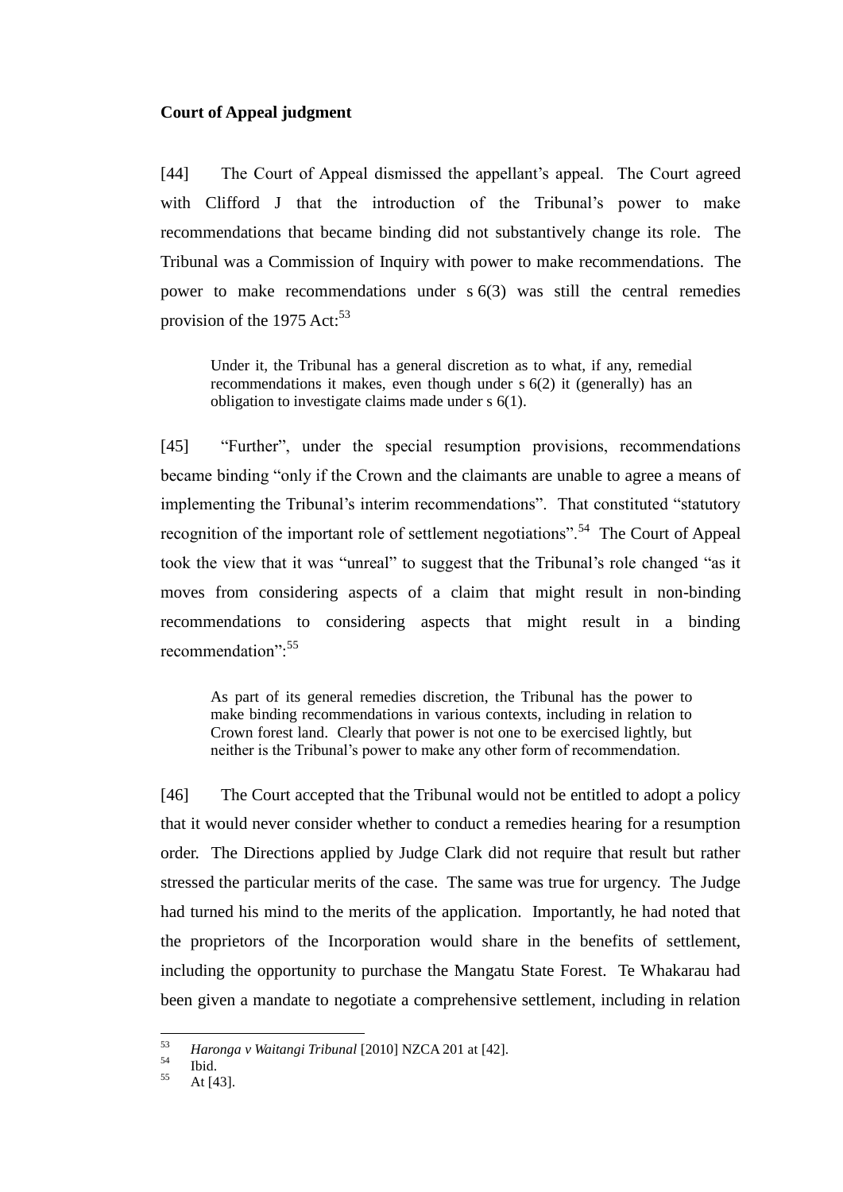**Court of Appeal judgment**

[44] The Court of Appeal dismissed the appellant's appeal. The Court agreed with Clifford J that the introduction of the Tribunal's power to make recommendations that became binding did not substantively change its role. The Tribunal was a Commission of Inquiry with power to make recommendations. The power to make recommendations under s 6(3) was still the central remedies provision of the 1975 Act:[53]

> Under it, the Tribunal has a general discretion as to what, if any, remedial recommendations it makes, even though under s 6(2) it (generally) has an obligation to investigate claims made under s 6(1).

[45] "Further", under the special resumption provisions, recommendations became binding "only if the Crown and the claimants are unable to agree a means of implementing the Tribunal's interim recommendations". That constituted "statutory recognition of the important role of settlement negotiations".[54] The Court of Appeal took the view that it was "unreal" to suggest that the Tribunal's role changed "as it moves from considering aspects of a claim that might result in non-binding recommendations to considering aspects that might result in a binding recommendation":[55]

> As part of its general remedies discretion, the Tribunal has the power to make binding recommendations in various contexts, including in relation to Crown forest land. Clearly that power is not one to be exercised lightly, but neither is the Tribunal's power to make any other form of recommendation.

[46] The Court accepted that the Tribunal would not be entitled to adopt a policy that it would never consider whether to conduct a remedies hearing for a resumption order. The Directions applied by Judge Clark did not require that result but rather stressed the particular merits of the case. The same was true for urgency. The Judge had turned his mind to the merits of the application. Importantly, he had noted that the proprietors of the Incorporation would share in the benefits of settlement, including the opportunity to purchase the Mangatu State Forest. Te Whakarau had been given a mandate to negotiate a comprehensive settlement, including in relation

---

[53] *Haronga v Waitangi Tribunal* [2010] NZCA 201 at [42].

[54] Ibid.

[55] At [43].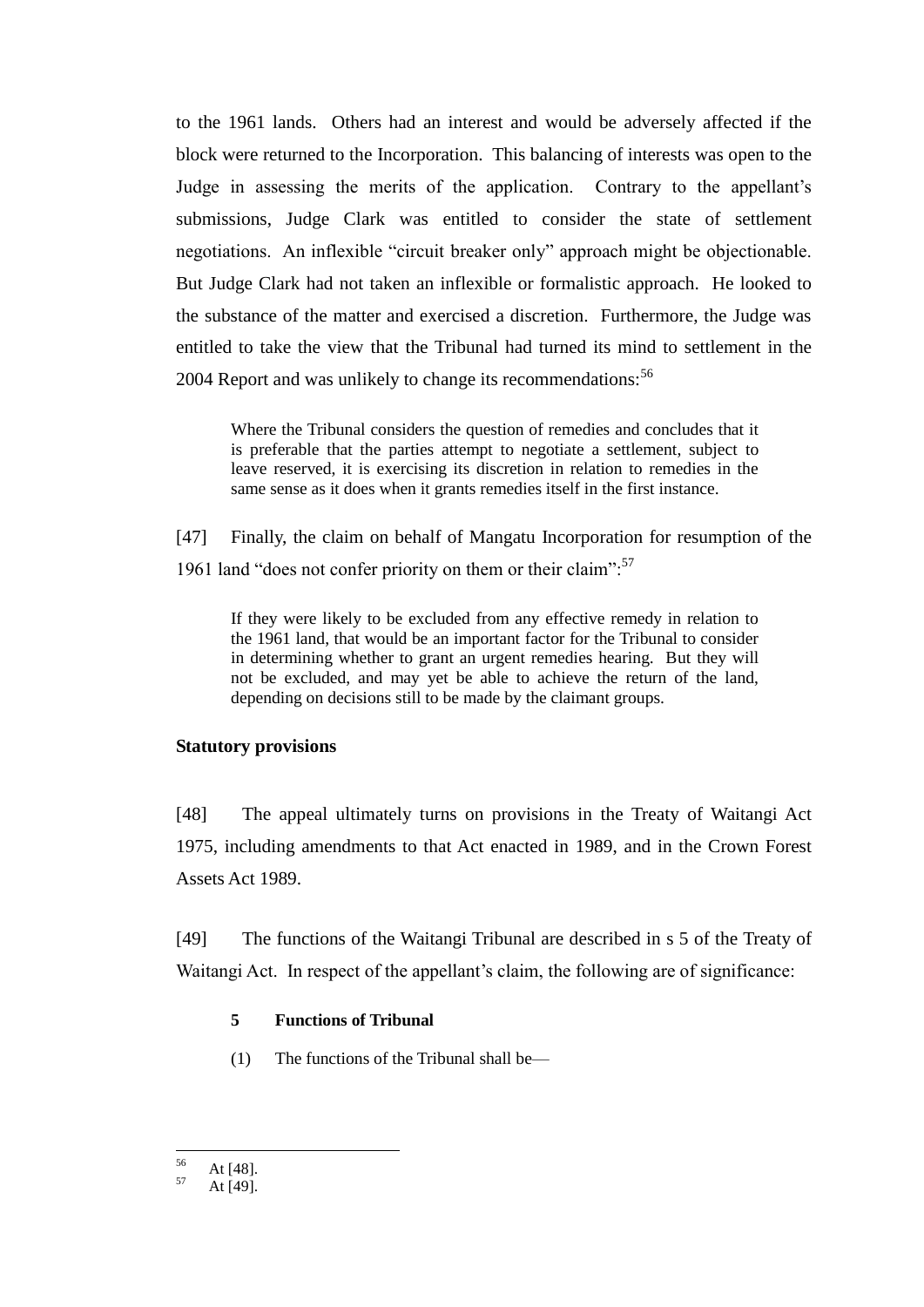to the 1961 lands. Others had an interest and would be adversely affected if the block were returned to the Incorporation. This balancing of interests was open to the Judge in assessing the merits of the application. Contrary to the appellant's submissions, Judge Clark was entitled to consider the state of settlement negotiations. An inflexible "circuit breaker only" approach might be objectionable. But Judge Clark had not taken an inflexible or formalistic approach. He looked to the substance of the matter and exercised a discretion. Furthermore, the Judge was entitled to take the view that the Tribunal had turned its mind to settlement in the 2004 Report and was unlikely to change its recommendations:[56]

> Where the Tribunal considers the question of remedies and concludes that it is preferable that the parties attempt to negotiate a settlement, subject to leave reserved, it is exercising its discretion in relation to remedies in the same sense as it does when it grants remedies itself in the first instance.

[47] Finally, the claim on behalf of Mangatu Incorporation for resumption of the 1961 land "does not confer priority on them or their claim":[57]

> If they were likely to be excluded from any effective remedy in relation to the 1961 land, that would be an important factor for the Tribunal to consider in determining whether to grant an urgent remedies hearing. But they will not be excluded, and may yet be able to achieve the return of the land, depending on decisions still to be made by the claimant groups.

**Statutory provisions**

[48] The appeal ultimately turns on provisions in the Treaty of Waitangi Act 1975, including amendments to that Act enacted in 1989, and in the Crown Forest Assets Act 1989.

[49] The functions of the Waitangi Tribunal are described in s 5 of the Treaty of Waitangi Act. In respect of the appellant's claim, the following are of significance:

> **5 Functions of Tribunal**
>
> (1) The functions of the Tribunal shall be—

---

[56] At [48].

[57] At [49].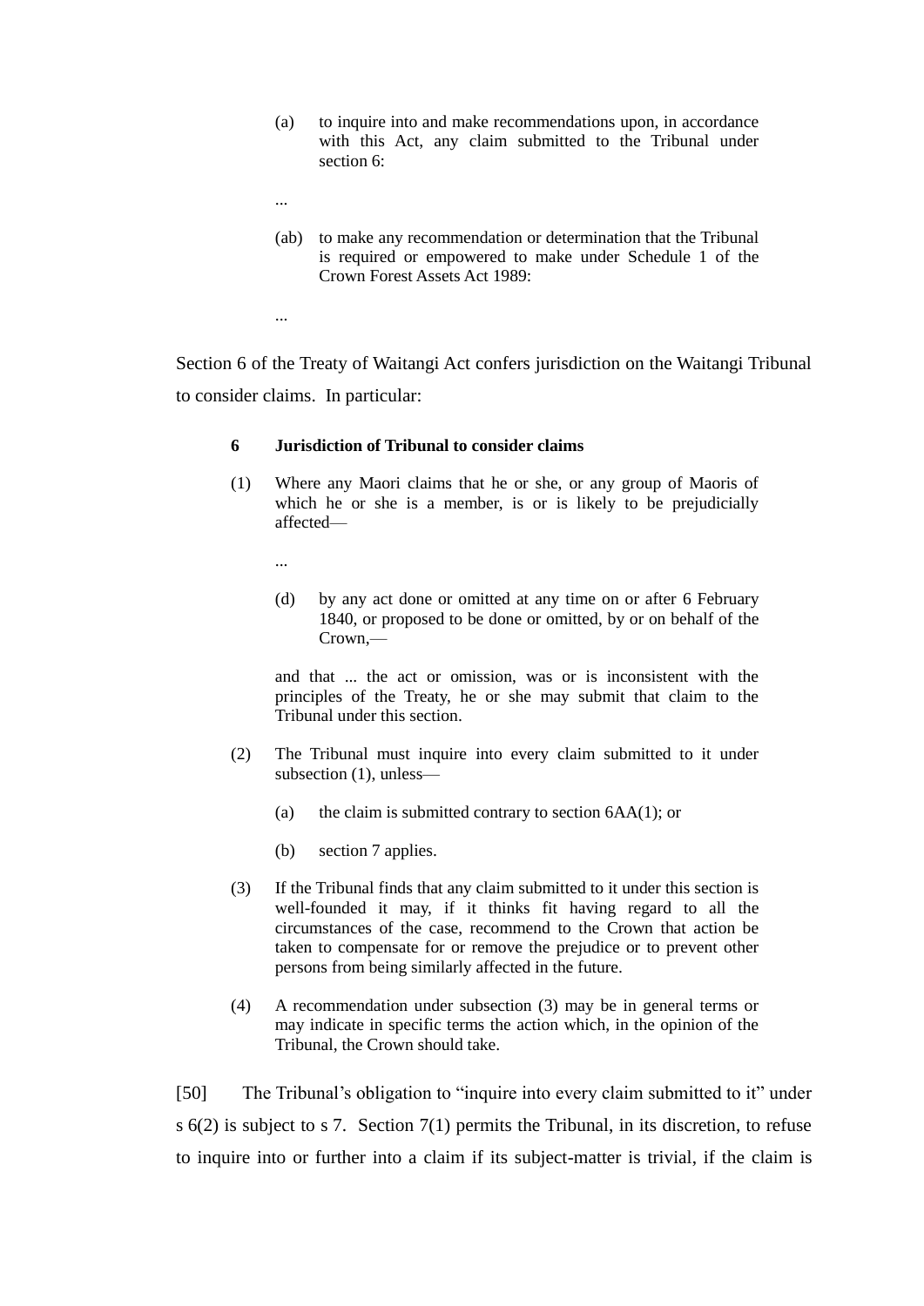> (a) to inquire into and make recommendations upon, in accordance with this Act, any claim submitted to the Tribunal under section 6:
>
> ...
>
> (ab) to make any recommendation or determination that the Tribunal is required or empowered to make under Schedule 1 of the Crown Forest Assets Act 1989:
>
> ...

Section 6 of the Treaty of Waitangi Act confers jurisdiction on the Waitangi Tribunal to consider claims. In particular:

> **6 Jurisdiction of Tribunal to consider claims**
>
> (1) Where any Maori claims that he or she, or any group of Maoris of which he or she is a member, is or is likely to be prejudicially affected—
>
> ...
>
> (d) by any act done or omitted at any time on or after 6 February 1840, or proposed to be done or omitted, by or on behalf of the Crown,—
>
> and that ... the act or omission, was or is inconsistent with the principles of the Treaty, he or she may submit that claim to the Tribunal under this section.
>
> (2) The Tribunal must inquire into every claim submitted to it under subsection (1), unless—
>
> (a) the claim is submitted contrary to section 6AA(1); or
>
> (b) section 7 applies.
>
> (3) If the Tribunal finds that any claim submitted to it under this section is well-founded it may, if it thinks fit having regard to all the circumstances of the case, recommend to the Crown that action be taken to compensate for or remove the prejudice or to prevent other persons from being similarly affected in the future.
>
> (4) A recommendation under subsection (3) may be in general terms or may indicate in specific terms the action which, in the opinion of the Tribunal, the Crown should take.

[50] The Tribunal's obligation to "inquire into every claim submitted to it" under s 6(2) is subject to s 7. Section 7(1) permits the Tribunal, in its discretion, to refuse to inquire into or further into a claim if its subject-matter is trivial, if the claim is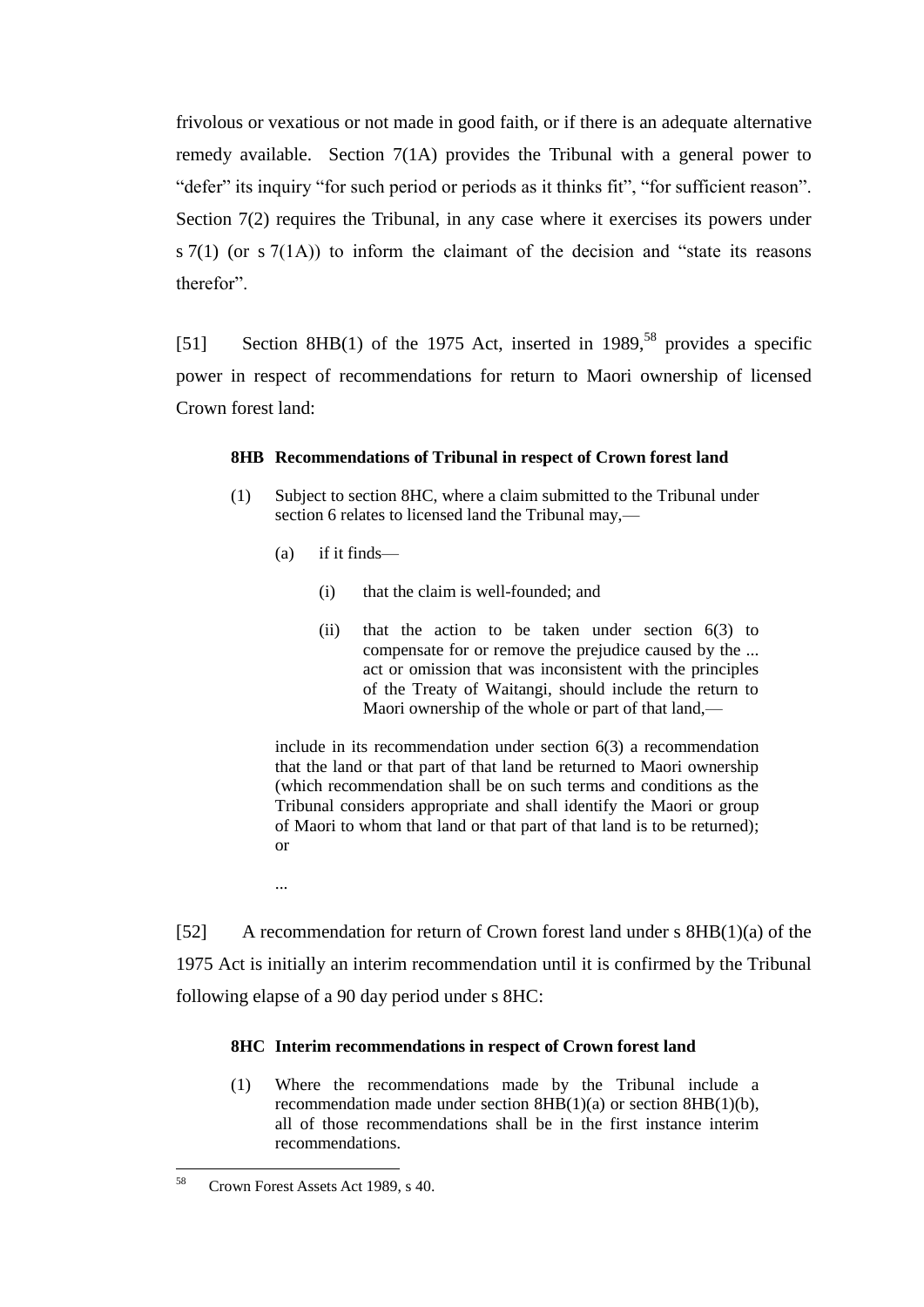frivolous or vexatious or not made in good faith, or if there is an adequate alternative remedy available. Section 7(1A) provides the Tribunal with a general power to "defer" its inquiry "for such period or periods as it thinks fit", "for sufficient reason". Section 7(2) requires the Tribunal, in any case where it exercises its powers under s 7(1) (or s 7(1A)) to inform the claimant of the decision and "state its reasons therefor".

[51] Section 8HB(1) of the 1975 Act, inserted in 1989,[58] provides a specific power in respect of recommendations for return to Maori ownership of licensed Crown forest land:

> **8HB Recommendations of Tribunal in respect of Crown forest land**
>
> (1) Subject to section 8HC, where a claim submitted to the Tribunal under section 6 relates to licensed land the Tribunal may,—
>
> (a) if it finds—
>
> (i) that the claim is well-founded; and
>
> (ii) that the action to be taken under section 6(3) to compensate for or remove the prejudice caused by the ... act or omission that was inconsistent with the principles of the Treaty of Waitangi, should include the return to Maori ownership of the whole or part of that land,—
>
> include in its recommendation under section 6(3) a recommendation that the land or that part of that land be returned to Maori ownership (which recommendation shall be on such terms and conditions as the Tribunal considers appropriate and shall identify the Maori or group of Maori to whom that land or that part of that land is to be returned); or
>
> ...

[52] A recommendation for return of Crown forest land under s 8HB(1)(a) of the 1975 Act is initially an interim recommendation until it is confirmed by the Tribunal following elapse of a 90 day period under s 8HC:

> **8HC Interim recommendations in respect of Crown forest land**
>
> (1) Where the recommendations made by the Tribunal include a recommendation made under section 8HB(1)(a) or section 8HB(1)(b), all of those recommendations shall be in the first instance interim recommendations.

[58] Crown Forest Assets Act 1989, s 40.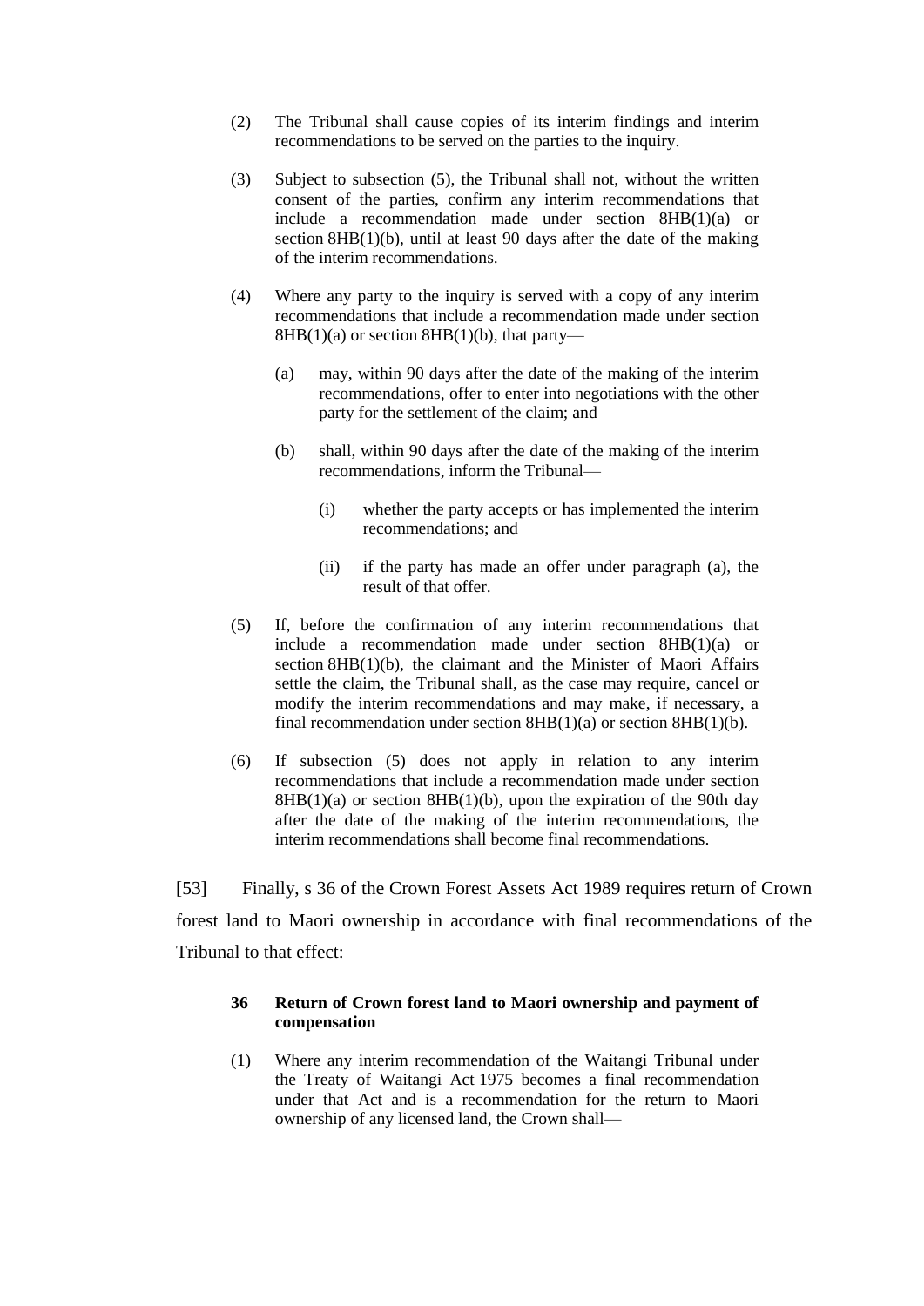(2) The Tribunal shall cause copies of its interim findings and interim recommendations to be served on the parties to the inquiry.

(3) Subject to subsection (5), the Tribunal shall not, without the written consent of the parties, confirm any interim recommendations that include a recommendation made under section 8HB(1)(a) or section 8HB(1)(b), until at least 90 days after the date of the making of the interim recommendations.

(4) Where any party to the inquiry is served with a copy of any interim recommendations that include a recommendation made under section 8HB(1)(a) or section 8HB(1)(b), that party—

   (a) may, within 90 days after the date of the making of the interim recommendations, offer to enter into negotiations with the other party for the settlement of the claim; and

   (b) shall, within 90 days after the date of the making of the interim recommendations, inform the Tribunal—

      (i) whether the party accepts or has implemented the interim recommendations; and

      (ii) if the party has made an offer under paragraph (a), the result of that offer.

(5) If, before the confirmation of any interim recommendations that include a recommendation made under section 8HB(1)(a) or section 8HB(1)(b), the claimant and the Minister of Maori Affairs settle the claim, the Tribunal shall, as the case may require, cancel or modify the interim recommendations and may make, if necessary, a final recommendation under section 8HB(1)(a) or section 8HB(1)(b).

(6) If subsection (5) does not apply in relation to any interim recommendations that include a recommendation made under section 8HB(1)(a) or section 8HB(1)(b), upon the expiration of the 90th day after the date of the making of the interim recommendations, the interim recommendations shall become final recommendations.

[53] Finally, s 36 of the Crown Forest Assets Act 1989 requires return of Crown forest land to Maori ownership in accordance with final recommendations of the Tribunal to that effect:

**36 Return of Crown forest land to Maori ownership and payment of compensation**

(1) Where any interim recommendation of the Waitangi Tribunal under the Treaty of Waitangi Act 1975 becomes a final recommendation under that Act and is a recommendation for the return to Maori ownership of any licensed land, the Crown shall—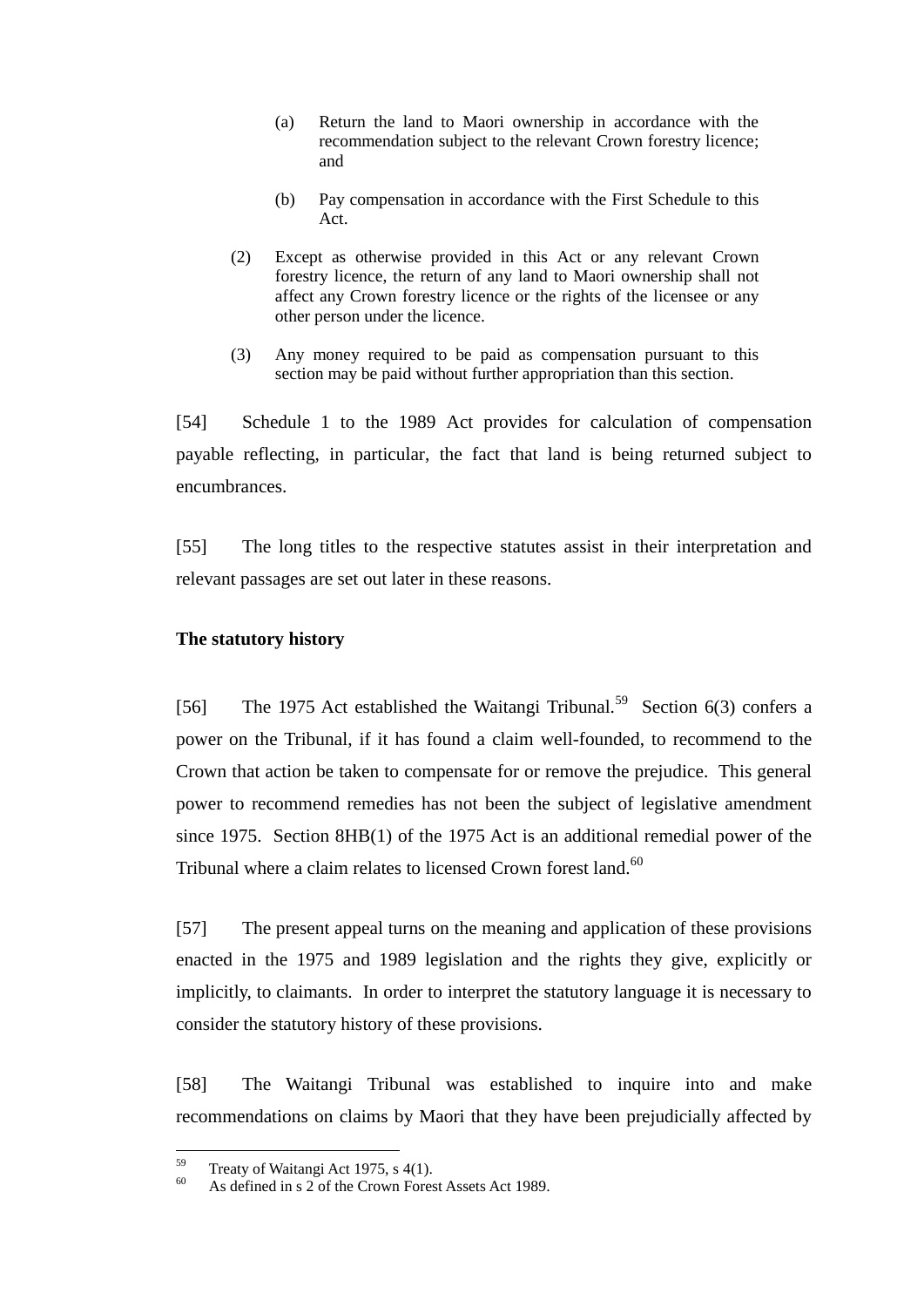> (a) Return the land to Maori ownership in accordance with the recommendation subject to the relevant Crown forestry licence; and
>
> (b) Pay compensation in accordance with the First Schedule to this Act.
>
> (2) Except as otherwise provided in this Act or any relevant Crown forestry licence, the return of any land to Maori ownership shall not affect any Crown forestry licence or the rights of the licensee or any other person under the licence.
>
> (3) Any money required to be paid as compensation pursuant to this section may be paid without further appropriation than this section.

[54] Schedule 1 to the 1989 Act provides for calculation of compensation payable reflecting, in particular, the fact that land is being returned subject to encumbrances.

[55] The long titles to the respective statutes assist in their interpretation and relevant passages are set out later in these reasons.

**The statutory history**

[56] The 1975 Act established the Waitangi Tribunal.[59] Section 6(3) confers a power on the Tribunal, if it has found a claim well-founded, to recommend to the Crown that action be taken to compensate for or remove the prejudice. This general power to recommend remedies has not been the subject of legislative amendment since 1975. Section 8HB(1) of the 1975 Act is an additional remedial power of the Tribunal where a claim relates to licensed Crown forest land.[60]

[57] The present appeal turns on the meaning and application of these provisions enacted in the 1975 and 1989 legislation and the rights they give, explicitly or implicitly, to claimants. In order to interpret the statutory language it is necessary to consider the statutory history of these provisions.

[58] The Waitangi Tribunal was established to inquire into and make recommendations on claims by Maori that they have been prejudicially affected by

---

[59] Treaty of Waitangi Act 1975, s 4(1).

[60] As defined in s 2 of the Crown Forest Assets Act 1989.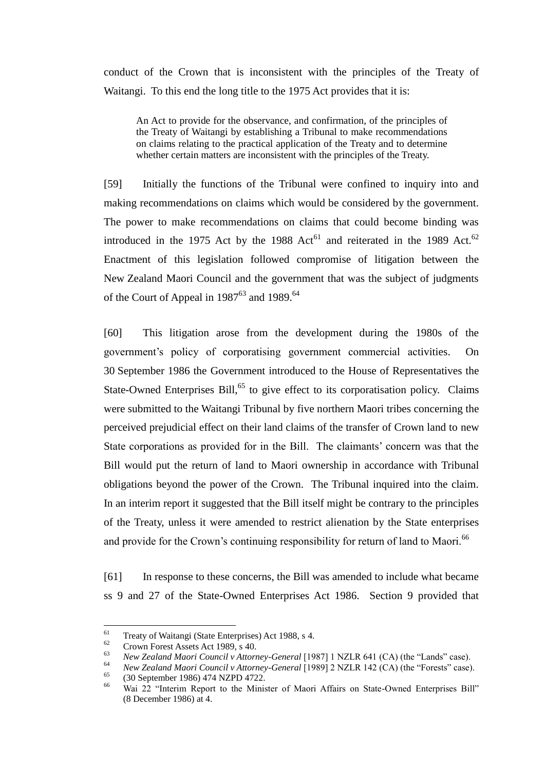conduct of the Crown that is inconsistent with the principles of the Treaty of Waitangi. To this end the long title to the 1975 Act provides that it is:

> An Act to provide for the observance, and confirmation, of the principles of the Treaty of Waitangi by establishing a Tribunal to make recommendations on claims relating to the practical application of the Treaty and to determine whether certain matters are inconsistent with the principles of the Treaty.

[59] Initially the functions of the Tribunal were confined to inquiry into and making recommendations on claims which would be considered by the government. The power to make recommendations on claims that could become binding was introduced in the 1975 Act by the 1988 Act[61] and reiterated in the 1989 Act.[62] Enactment of this legislation followed compromise of litigation between the New Zealand Maori Council and the government that was the subject of judgments of the Court of Appeal in 1987[63] and 1989.[64]

[60] This litigation arose from the development during the 1980s of the government's policy of corporatising government commercial activities. On 30 September 1986 the Government introduced to the House of Representatives the State-Owned Enterprises Bill,[65] to give effect to its corporatisation policy. Claims were submitted to the Waitangi Tribunal by five northern Maori tribes concerning the perceived prejudicial effect on their land claims of the transfer of Crown land to new State corporations as provided for in the Bill. The claimants' concern was that the Bill would put the return of land to Maori ownership in accordance with Tribunal obligations beyond the power of the Crown. The Tribunal inquired into the claim. In an interim report it suggested that the Bill itself might be contrary to the principles of the Treaty, unless it were amended to restrict alienation by the State enterprises and provide for the Crown's continuing responsibility for return of land to Maori.[66]

[61] In response to these concerns, the Bill was amended to include what became ss 9 and 27 of the State-Owned Enterprises Act 1986. Section 9 provided that

---

[61] Treaty of Waitangi (State Enterprises) Act 1988, s 4.

[62] Crown Forest Assets Act 1989, s 40.

[63] *New Zealand Maori Council v Attorney-General* [1987] 1 NZLR 641 (CA) (the "Lands" case).

[64] *New Zealand Maori Council v Attorney-General* [1989] 2 NZLR 142 (CA) (the "Forests" case).

[65] (30 September 1986) 474 NZPD 4722.

[66] Wai 22 "Interim Report to the Minister of Maori Affairs on State-Owned Enterprises Bill" (8 December 1986) at 4.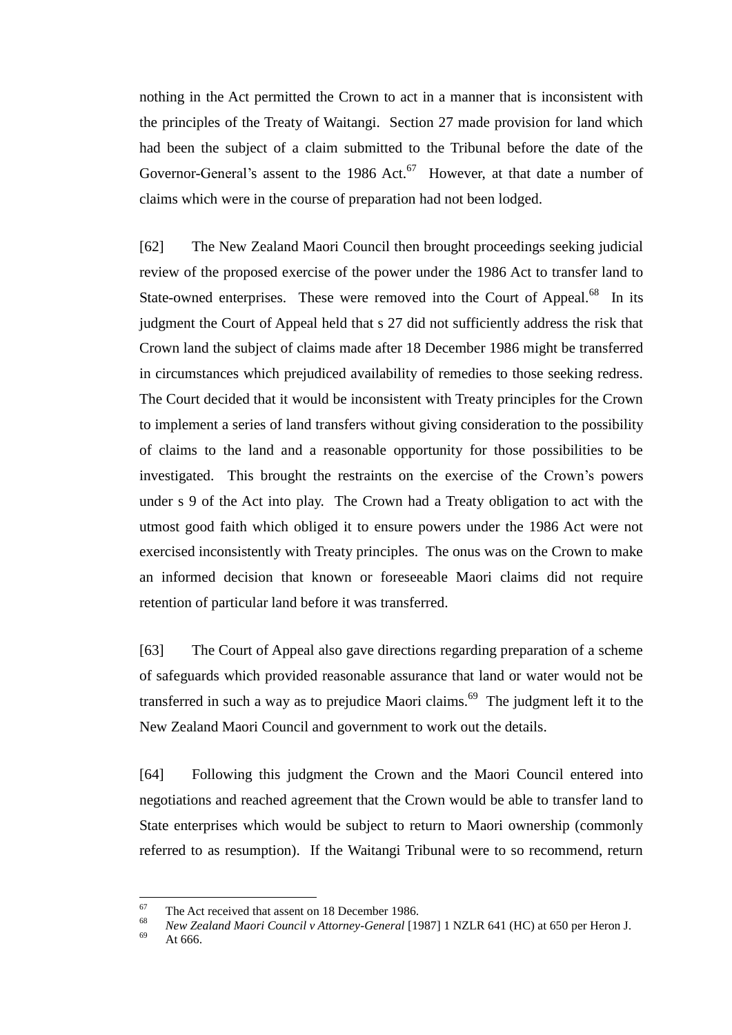nothing in the Act permitted the Crown to act in a manner that is inconsistent with the principles of the Treaty of Waitangi. Section 27 made provision for land which had been the subject of a claim submitted to the Tribunal before the date of the Governor-General's assent to the 1986 Act.[67] However, at that date a number of claims which were in the course of preparation had not been lodged.

[62] The New Zealand Maori Council then brought proceedings seeking judicial review of the proposed exercise of the power under the 1986 Act to transfer land to State-owned enterprises. These were removed into the Court of Appeal.[68] In its judgment the Court of Appeal held that s 27 did not sufficiently address the risk that Crown land the subject of claims made after 18 December 1986 might be transferred in circumstances which prejudiced availability of remedies to those seeking redress. The Court decided that it would be inconsistent with Treaty principles for the Crown to implement a series of land transfers without giving consideration to the possibility of claims to the land and a reasonable opportunity for those possibilities to be investigated. This brought the restraints on the exercise of the Crown's powers under s 9 of the Act into play. The Crown had a Treaty obligation to act with the utmost good faith which obliged it to ensure powers under the 1986 Act were not exercised inconsistently with Treaty principles. The onus was on the Crown to make an informed decision that known or foreseeable Maori claims did not require retention of particular land before it was transferred.

[63] The Court of Appeal also gave directions regarding preparation of a scheme of safeguards which provided reasonable assurance that land or water would not be transferred in such a way as to prejudice Maori claims.[69] The judgment left it to the New Zealand Maori Council and government to work out the details.

[64] Following this judgment the Crown and the Maori Council entered into negotiations and reached agreement that the Crown would be able to transfer land to State enterprises which would be subject to return to Maori ownership (commonly referred to as resumption). If the Waitangi Tribunal were to so recommend, return

---

[67] The Act received that assent on 18 December 1986.

[68] *New Zealand Maori Council v Attorney-General* [1987] 1 NZLR 641 (HC) at 650 per Heron J.

[69] At 666.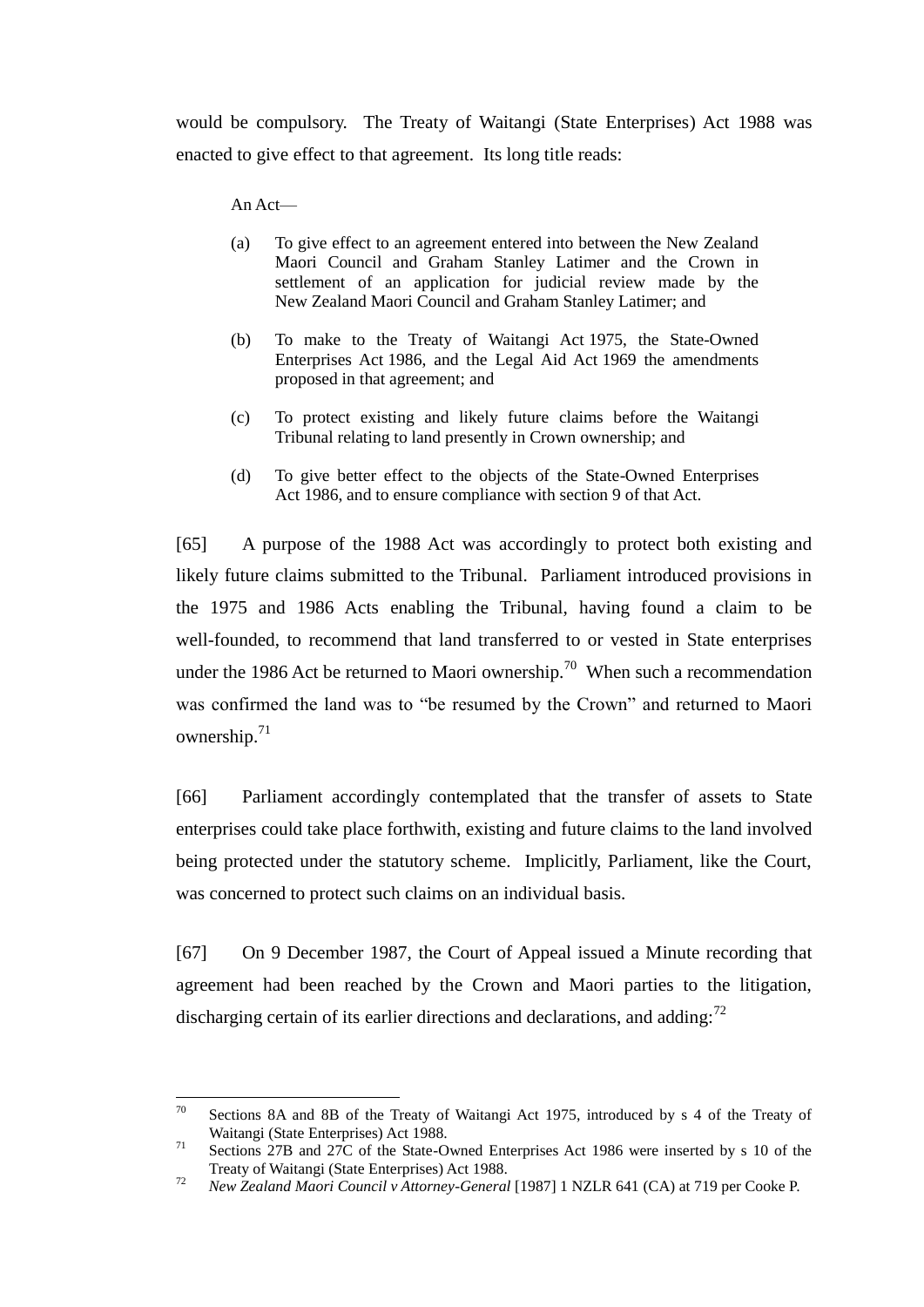would be compulsory. The Treaty of Waitangi (State Enterprises) Act 1988 was enacted to give effect to that agreement. Its long title reads:

> An Act—
>
> (a) To give effect to an agreement entered into between the New Zealand Maori Council and Graham Stanley Latimer and the Crown in settlement of an application for judicial review made by the New Zealand Maori Council and Graham Stanley Latimer; and
>
> (b) To make to the Treaty of Waitangi Act 1975, the State-Owned Enterprises Act 1986, and the Legal Aid Act 1969 the amendments proposed in that agreement; and
>
> (c) To protect existing and likely future claims before the Waitangi Tribunal relating to land presently in Crown ownership; and
>
> (d) To give better effect to the objects of the State-Owned Enterprises Act 1986, and to ensure compliance with section 9 of that Act.

[65] A purpose of the 1988 Act was accordingly to protect both existing and likely future claims submitted to the Tribunal. Parliament introduced provisions in the 1975 and 1986 Acts enabling the Tribunal, having found a claim to be well-founded, to recommend that land transferred to or vested in State enterprises under the 1986 Act be returned to Maori ownership.[70] When such a recommendation was confirmed the land was to "be resumed by the Crown" and returned to Maori ownership.[71]

[66] Parliament accordingly contemplated that the transfer of assets to State enterprises could take place forthwith, existing and future claims to the land involved being protected under the statutory scheme. Implicitly, Parliament, like the Court, was concerned to protect such claims on an individual basis.

[67] On 9 December 1987, the Court of Appeal issued a Minute recording that agreement had been reached by the Crown and Maori parties to the litigation, discharging certain of its earlier directions and declarations, and adding:[72]

---

[70] Sections 8A and 8B of the Treaty of Waitangi Act 1975, introduced by s 4 of the Treaty of Waitangi (State Enterprises) Act 1988.

[71] Sections 27B and 27C of the State-Owned Enterprises Act 1986 were inserted by s 10 of the Treaty of Waitangi (State Enterprises) Act 1988.

[72] *New Zealand Maori Council v Attorney-General* [1987] 1 NZLR 641 (CA) at 719 per Cooke P.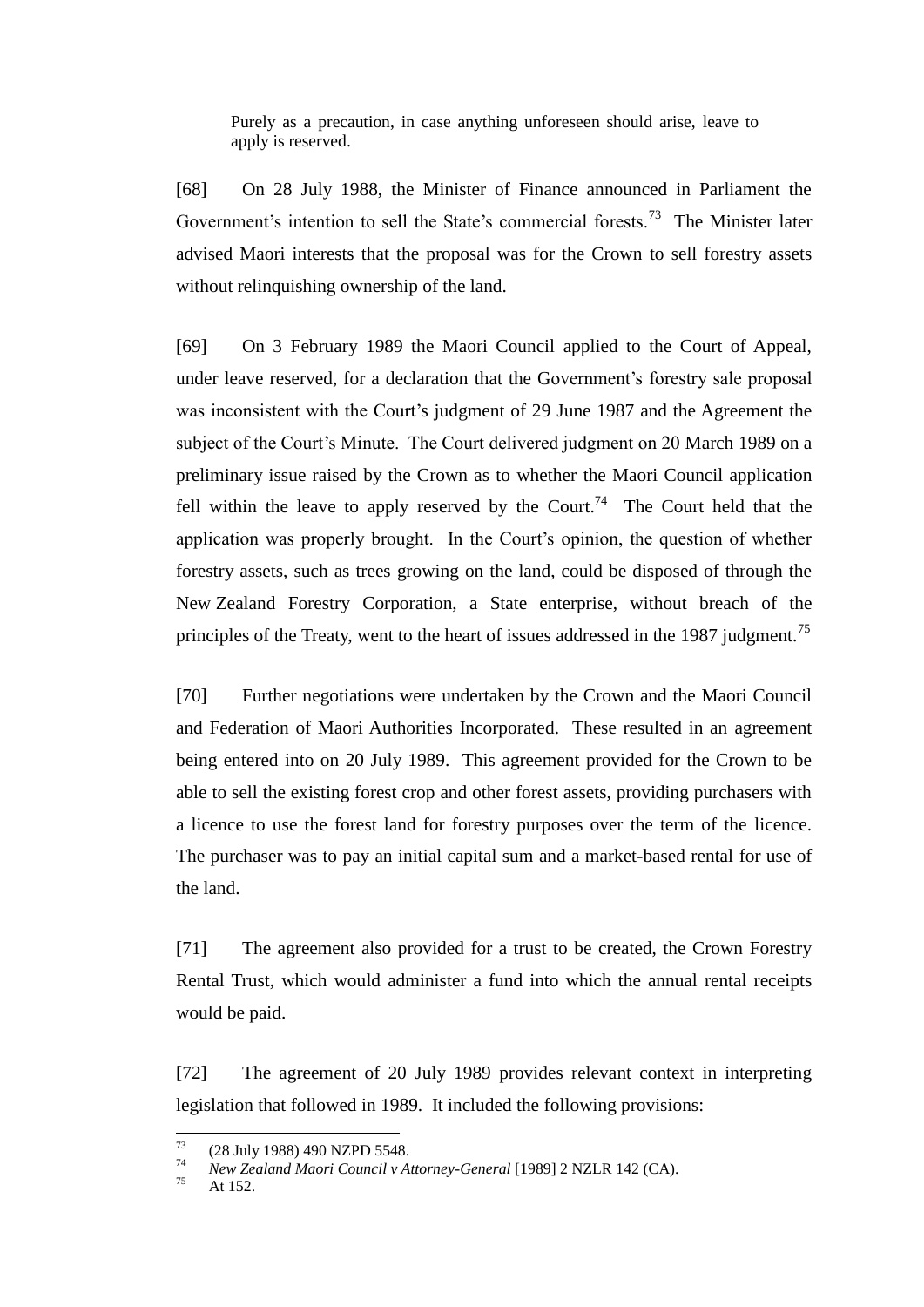> Purely as a precaution, in case anything unforeseen should arise, leave to apply is reserved.

[68] On 28 July 1988, the Minister of Finance announced in Parliament the Government's intention to sell the State's commercial forests.[73] The Minister later advised Maori interests that the proposal was for the Crown to sell forestry assets without relinquishing ownership of the land.

[69] On 3 February 1989 the Maori Council applied to the Court of Appeal, under leave reserved, for a declaration that the Government's forestry sale proposal was inconsistent with the Court's judgment of 29 June 1987 and the Agreement the subject of the Court's Minute. The Court delivered judgment on 20 March 1989 on a preliminary issue raised by the Crown as to whether the Maori Council application fell within the leave to apply reserved by the Court.[74] The Court held that the application was properly brought. In the Court's opinion, the question of whether forestry assets, such as trees growing on the land, could be disposed of through the New Zealand Forestry Corporation, a State enterprise, without breach of the principles of the Treaty, went to the heart of issues addressed in the 1987 judgment.[75]

[70] Further negotiations were undertaken by the Crown and the Maori Council and Federation of Maori Authorities Incorporated. These resulted in an agreement being entered into on 20 July 1989. This agreement provided for the Crown to be able to sell the existing forest crop and other forest assets, providing purchasers with a licence to use the forest land for forestry purposes over the term of the licence. The purchaser was to pay an initial capital sum and a market-based rental for use of the land.

[71] The agreement also provided for a trust to be created, the Crown Forestry Rental Trust, which would administer a fund into which the annual rental receipts would be paid.

[72] The agreement of 20 July 1989 provides relevant context in interpreting legislation that followed in 1989. It included the following provisions:

---

73 (28 July 1988) 490 NZPD 5548.

74 *New Zealand Maori Council v Attorney-General* [1989] 2 NZLR 142 (CA).

75 At 152.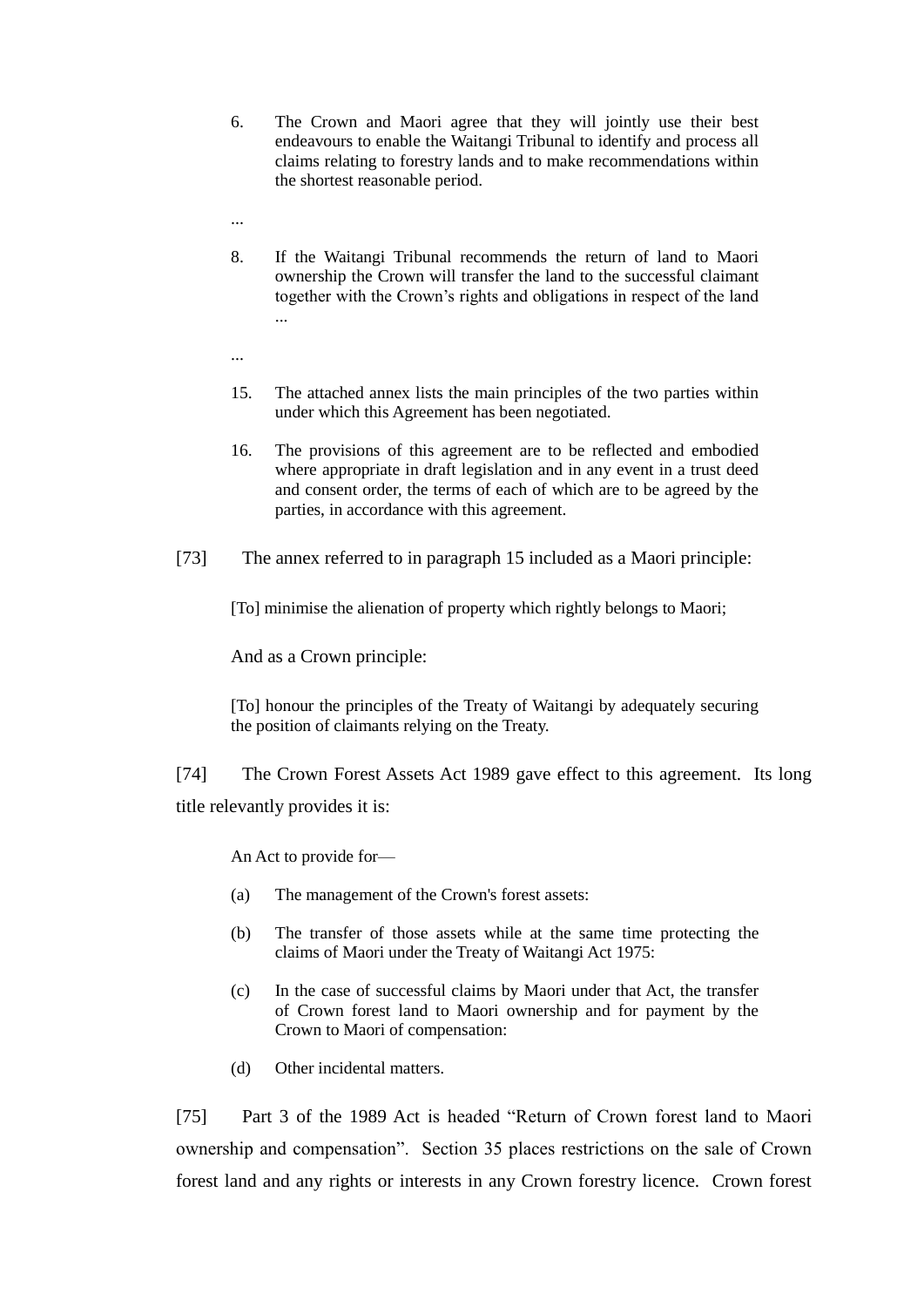> 6. The Crown and Maori agree that they will jointly use their best endeavours to enable the Waitangi Tribunal to identify and process all claims relating to forestry lands and to make recommendations within the shortest reasonable period.
>
> ...
>
> 8. If the Waitangi Tribunal recommends the return of land to Maori ownership the Crown will transfer the land to the successful claimant together with the Crown's rights and obligations in respect of the land ...
>
> ...
>
> 15. The attached annex lists the main principles of the two parties within under which this Agreement has been negotiated.
>
> 16. The provisions of this agreement are to be reflected and embodied where appropriate in draft legislation and in any event in a trust deed and consent order, the terms of each of which are to be agreed by the parties, in accordance with this agreement.

[73] The annex referred to in paragraph 15 included as a Maori principle:

> [To] minimise the alienation of property which rightly belongs to Maori;

And as a Crown principle:

> [To] honour the principles of the Treaty of Waitangi by adequately securing the position of claimants relying on the Treaty.

[74] The Crown Forest Assets Act 1989 gave effect to this agreement. Its long title relevantly provides it is:

> An Act to provide for—
>
> (a) The management of the Crown's forest assets:
>
> (b) The transfer of those assets while at the same time protecting the claims of Maori under the Treaty of Waitangi Act 1975:
>
> (c) In the case of successful claims by Maori under that Act, the transfer of Crown forest land to Maori ownership and for payment by the Crown to Maori of compensation:
>
> (d) Other incidental matters.

[75] Part 3 of the 1989 Act is headed "Return of Crown forest land to Maori ownership and compensation". Section 35 places restrictions on the sale of Crown forest land and any rights or interests in any Crown forestry licence. Crown forest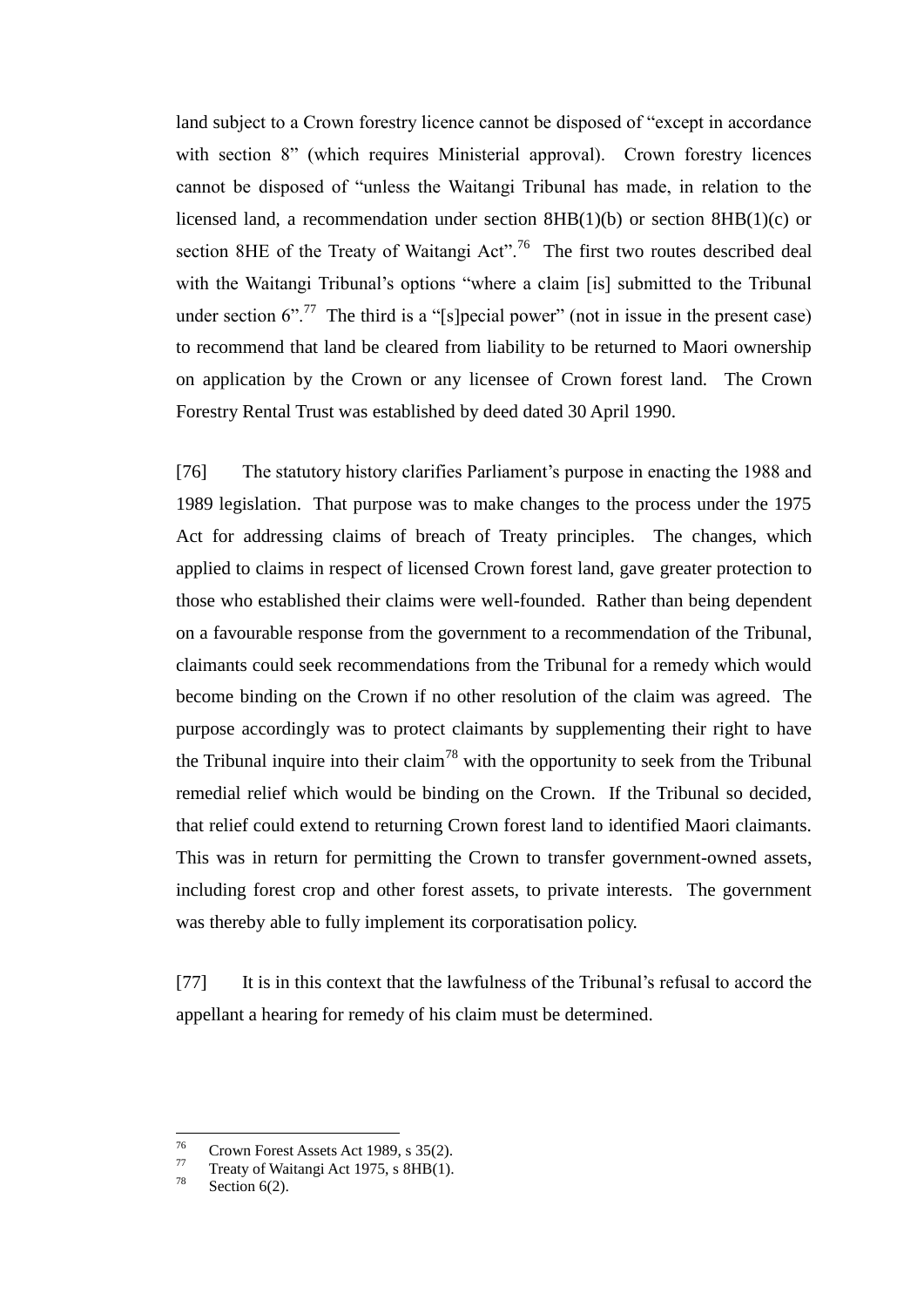land subject to a Crown forestry licence cannot be disposed of "except in accordance with section 8" (which requires Ministerial approval). Crown forestry licences cannot be disposed of "unless the Waitangi Tribunal has made, in relation to the licensed land, a recommendation under section 8HB(1)(b) or section 8HB(1)(c) or section 8HE of the Treaty of Waitangi Act".[76] The first two routes described deal with the Waitangi Tribunal's options "where a claim [is] submitted to the Tribunal under section 6".[77] The third is a "[s]pecial power" (not in issue in the present case) to recommend that land be cleared from liability to be returned to Maori ownership on application by the Crown or any licensee of Crown forest land. The Crown Forestry Rental Trust was established by deed dated 30 April 1990.

[76] The statutory history clarifies Parliament's purpose in enacting the 1988 and 1989 legislation. That purpose was to make changes to the process under the 1975 Act for addressing claims of breach of Treaty principles. The changes, which applied to claims in respect of licensed Crown forest land, gave greater protection to those who established their claims were well-founded. Rather than being dependent on a favourable response from the government to a recommendation of the Tribunal, claimants could seek recommendations from the Tribunal for a remedy which would become binding on the Crown if no other resolution of the claim was agreed. The purpose accordingly was to protect claimants by supplementing their right to have the Tribunal inquire into their claim[78] with the opportunity to seek from the Tribunal remedial relief which would be binding on the Crown. If the Tribunal so decided, that relief could extend to returning Crown forest land to identified Maori claimants. This was in return for permitting the Crown to transfer government-owned assets, including forest crop and other forest assets, to private interests. The government was thereby able to fully implement its corporatisation policy.

[77] It is in this context that the lawfulness of the Tribunal's refusal to accord the appellant a hearing for remedy of his claim must be determined.

---

[76] Crown Forest Assets Act 1989, s 35(2).

[77] Treaty of Waitangi Act 1975, s 8HB(1).

[78] Section 6(2).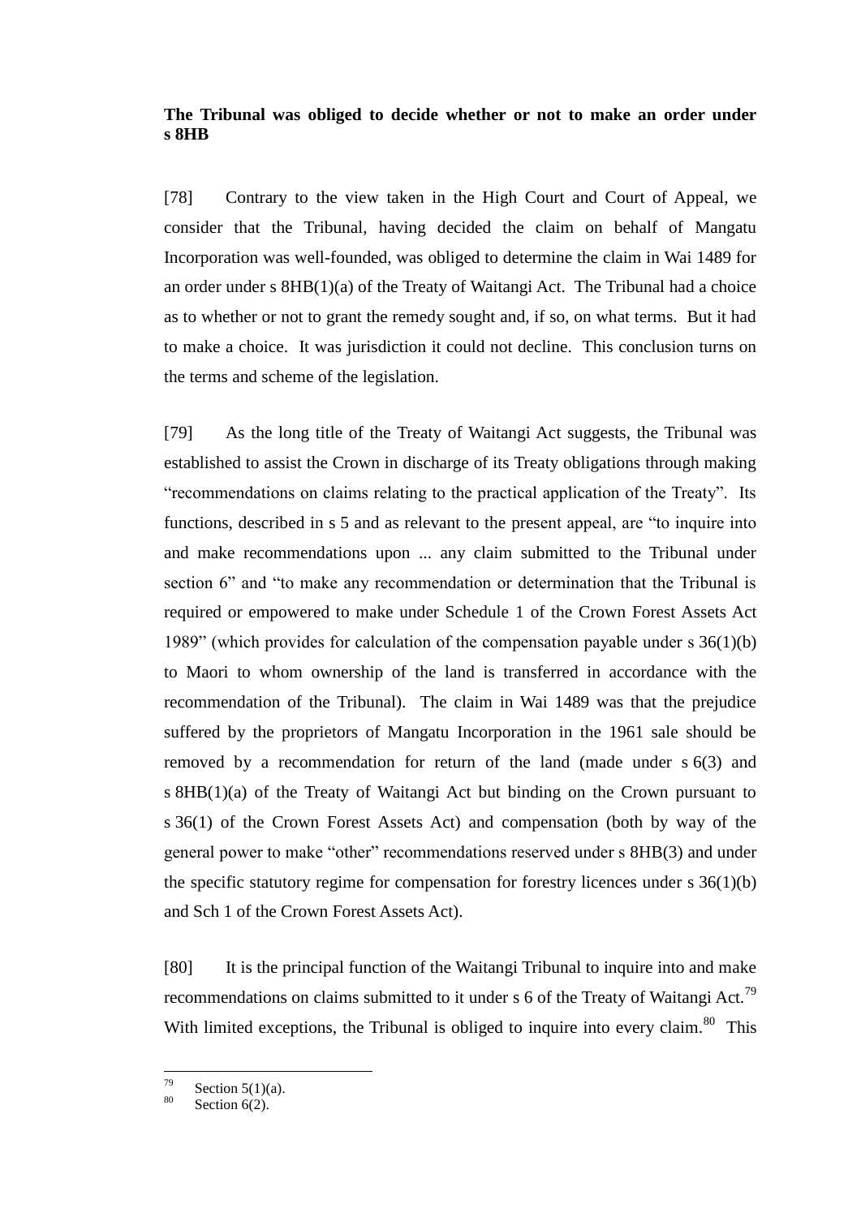**The Tribunal was obliged to decide whether or not to make an order under s 8HB**

[78] Contrary to the view taken in the High Court and Court of Appeal, we consider that the Tribunal, having decided the claim on behalf of Mangatu Incorporation was well-founded, was obliged to determine the claim in Wai 1489 for an order under s 8HB(1)(a) of the Treaty of Waitangi Act. The Tribunal had a choice as to whether or not to grant the remedy sought and, if so, on what terms. But it had to make a choice. It was jurisdiction it could not decline. This conclusion turns on the terms and scheme of the legislation.

[79] As the long title of the Treaty of Waitangi Act suggests, the Tribunal was established to assist the Crown in discharge of its Treaty obligations through making "recommendations on claims relating to the practical application of the Treaty". Its functions, described in s 5 and as relevant to the present appeal, are "to inquire into and make recommendations upon ... any claim submitted to the Tribunal under section 6" and "to make any recommendation or determination that the Tribunal is required or empowered to make under Schedule 1 of the Crown Forest Assets Act 1989" (which provides for calculation of the compensation payable under s 36(1)(b) to Maori to whom ownership of the land is transferred in accordance with the recommendation of the Tribunal). The claim in Wai 1489 was that the prejudice suffered by the proprietors of Mangatu Incorporation in the 1961 sale should be removed by a recommendation for return of the land (made under s 6(3) and s 8HB(1)(a) of the Treaty of Waitangi Act but binding on the Crown pursuant to s 36(1) of the Crown Forest Assets Act) and compensation (both by way of the general power to make "other" recommendations reserved under s 8HB(3) and under the specific statutory regime for compensation for forestry licences under s 36(1)(b) and Sch 1 of the Crown Forest Assets Act).

[80] It is the principal function of the Waitangi Tribunal to inquire into and make recommendations on claims submitted to it under s 6 of the Treaty of Waitangi Act.[79] With limited exceptions, the Tribunal is obliged to inquire into every claim.[80] This

---

[79] Section 5(1)(a).

[80] Section 6(2).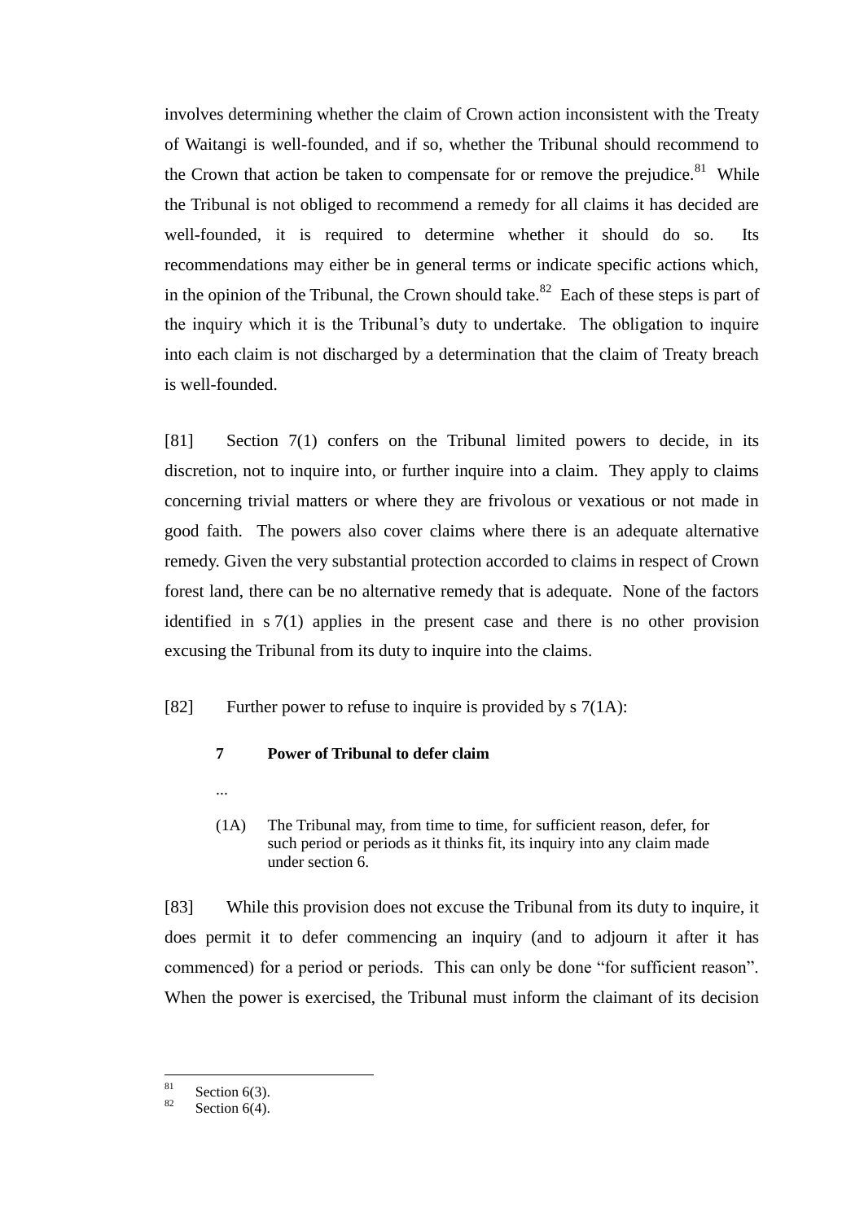involves determining whether the claim of Crown action inconsistent with the Treaty of Waitangi is well-founded, and if so, whether the Tribunal should recommend to the Crown that action be taken to compensate for or remove the prejudice.[81] While the Tribunal is not obliged to recommend a remedy for all claims it has decided are well-founded, it is required to determine whether it should do so. Its recommendations may either be in general terms or indicate specific actions which, in the opinion of the Tribunal, the Crown should take.[82] Each of these steps is part of the inquiry which it is the Tribunal's duty to undertake. The obligation to inquire into each claim is not discharged by a determination that the claim of Treaty breach is well-founded.

[81] Section 7(1) confers on the Tribunal limited powers to decide, in its discretion, not to inquire into, or further inquire into a claim. They apply to claims concerning trivial matters or where they are frivolous or vexatious or not made in good faith. The powers also cover claims where there is an adequate alternative remedy. Given the very substantial protection accorded to claims in respect of Crown forest land, there can be no alternative remedy that is adequate. None of the factors identified in s 7(1) applies in the present case and there is no other provision excusing the Tribunal from its duty to inquire into the claims.

[82] Further power to refuse to inquire is provided by s 7(1A):

> **7 Power of Tribunal to defer claim**
>
> ...
>
> (1A) The Tribunal may, from time to time, for sufficient reason, defer, for such period or periods as it thinks fit, its inquiry into any claim made under section 6.

[83] While this provision does not excuse the Tribunal from its duty to inquire, it does permit it to defer commencing an inquiry (and to adjourn it after it has commenced) for a period or periods. This can only be done "for sufficient reason". When the power is exercised, the Tribunal must inform the claimant of its decision

---

[81] Section 6(3).

[82] Section 6(4).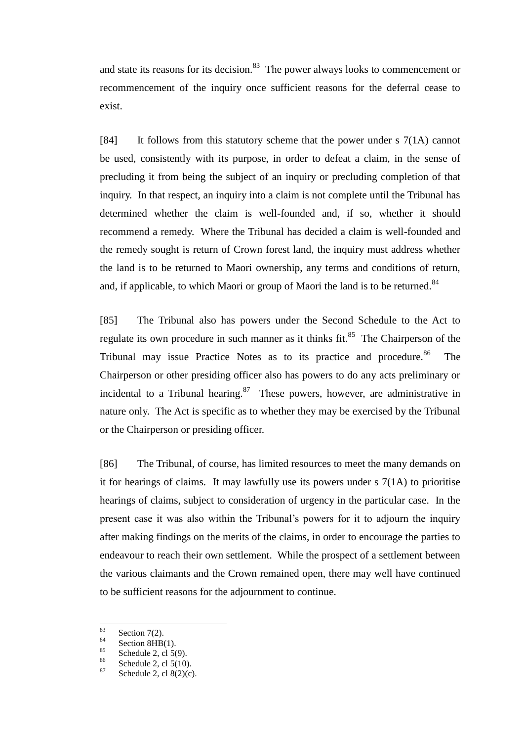and state its reasons for its decision.[83] The power always looks to commencement or recommencement of the inquiry once sufficient reasons for the deferral cease to exist.

[84] It follows from this statutory scheme that the power under s 7(1A) cannot be used, consistently with its purpose, in order to defeat a claim, in the sense of precluding it from being the subject of an inquiry or precluding completion of that inquiry. In that respect, an inquiry into a claim is not complete until the Tribunal has determined whether the claim is well-founded and, if so, whether it should recommend a remedy. Where the Tribunal has decided a claim is well-founded and the remedy sought is return of Crown forest land, the inquiry must address whether the land is to be returned to Maori ownership, any terms and conditions of return, and, if applicable, to which Maori or group of Maori the land is to be returned.[84]

[85] The Tribunal also has powers under the Second Schedule to the Act to regulate its own procedure in such manner as it thinks fit.[85] The Chairperson of the Tribunal may issue Practice Notes as to its practice and procedure.[86] The Chairperson or other presiding officer also has powers to do any acts preliminary or incidental to a Tribunal hearing.[87] These powers, however, are administrative in nature only. The Act is specific as to whether they may be exercised by the Tribunal or the Chairperson or presiding officer.

[86] The Tribunal, of course, has limited resources to meet the many demands on it for hearings of claims. It may lawfully use its powers under s 7(1A) to prioritise hearings of claims, subject to consideration of urgency in the particular case. In the present case it was also within the Tribunal's powers for it to adjourn the inquiry after making findings on the merits of the claims, in order to encourage the parties to endeavour to reach their own settlement. While the prospect of a settlement between the various claimants and the Crown remained open, there may well have continued to be sufficient reasons for the adjournment to continue.

---

[83] Section 7(2).
[84] Section 8HB(1).
[85] Schedule 2, cl 5(9).
[86] Schedule 2, cl 5(10).
[87] Schedule 2, cl 8(2)(c).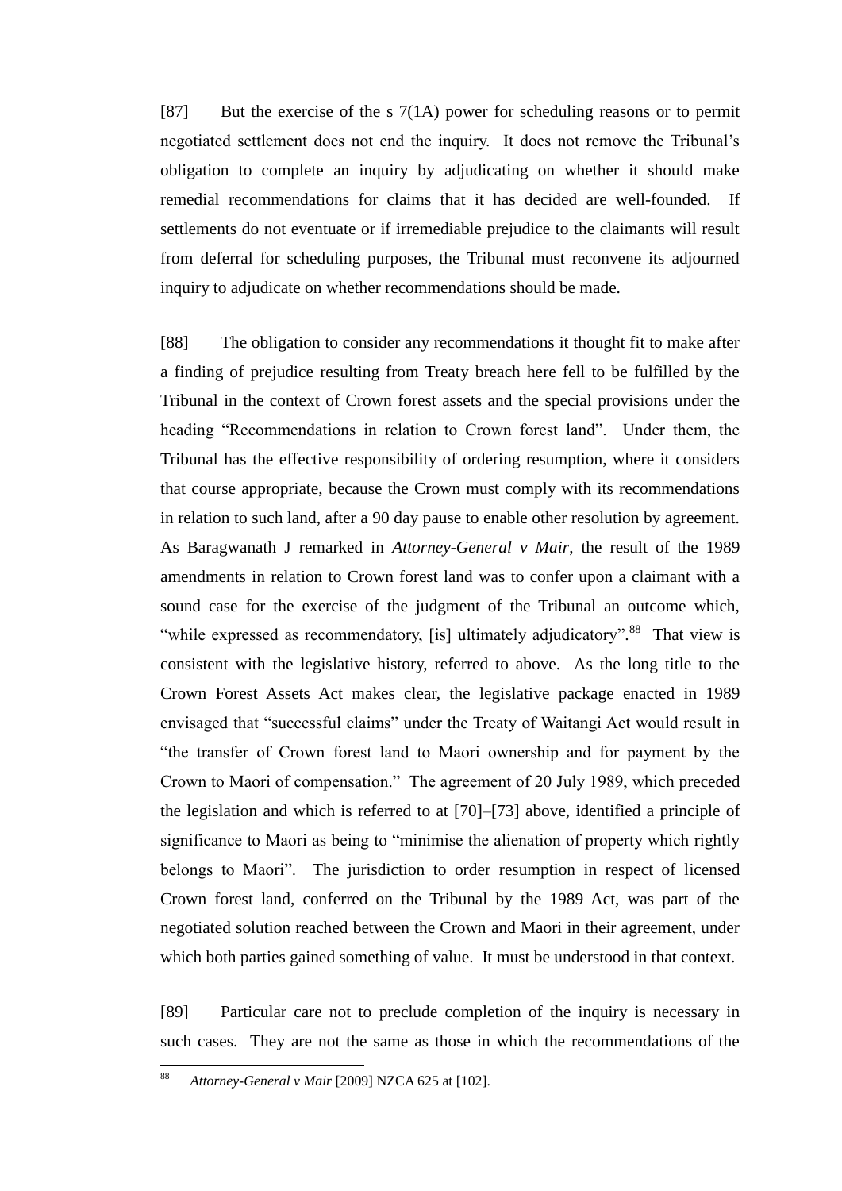[87] But the exercise of the s 7(1A) power for scheduling reasons or to permit negotiated settlement does not end the inquiry. It does not remove the Tribunal's obligation to complete an inquiry by adjudicating on whether it should make remedial recommendations for claims that it has decided are well-founded. If settlements do not eventuate or if irremediable prejudice to the claimants will result from deferral for scheduling purposes, the Tribunal must reconvene its adjourned inquiry to adjudicate on whether recommendations should be made.

[88] The obligation to consider any recommendations it thought fit to make after a finding of prejudice resulting from Treaty breach here fell to be fulfilled by the Tribunal in the context of Crown forest assets and the special provisions under the heading "Recommendations in relation to Crown forest land". Under them, the Tribunal has the effective responsibility of ordering resumption, where it considers that course appropriate, because the Crown must comply with its recommendations in relation to such land, after a 90 day pause to enable other resolution by agreement. As Baragwanath J remarked in *Attorney-General v Mair*, the result of the 1989 amendments in relation to Crown forest land was to confer upon a claimant with a sound case for the exercise of the judgment of the Tribunal an outcome which, "while expressed as recommendatory, [is] ultimately adjudicatory".[88] That view is consistent with the legislative history, referred to above. As the long title to the Crown Forest Assets Act makes clear, the legislative package enacted in 1989 envisaged that "successful claims" under the Treaty of Waitangi Act would result in "the transfer of Crown forest land to Maori ownership and for payment by the Crown to Maori of compensation." The agreement of 20 July 1989, which preceded the legislation and which is referred to at [70]–[73] above, identified a principle of significance to Maori as being to "minimise the alienation of property which rightly belongs to Maori". The jurisdiction to order resumption in respect of licensed Crown forest land, conferred on the Tribunal by the 1989 Act, was part of the negotiated solution reached between the Crown and Maori in their agreement, under which both parties gained something of value. It must be understood in that context.

[89] Particular care not to preclude completion of the inquiry is necessary in such cases. They are not the same as those in which the recommendations of the

[88] *Attorney-General v Mair* [2009] NZCA 625 at [102].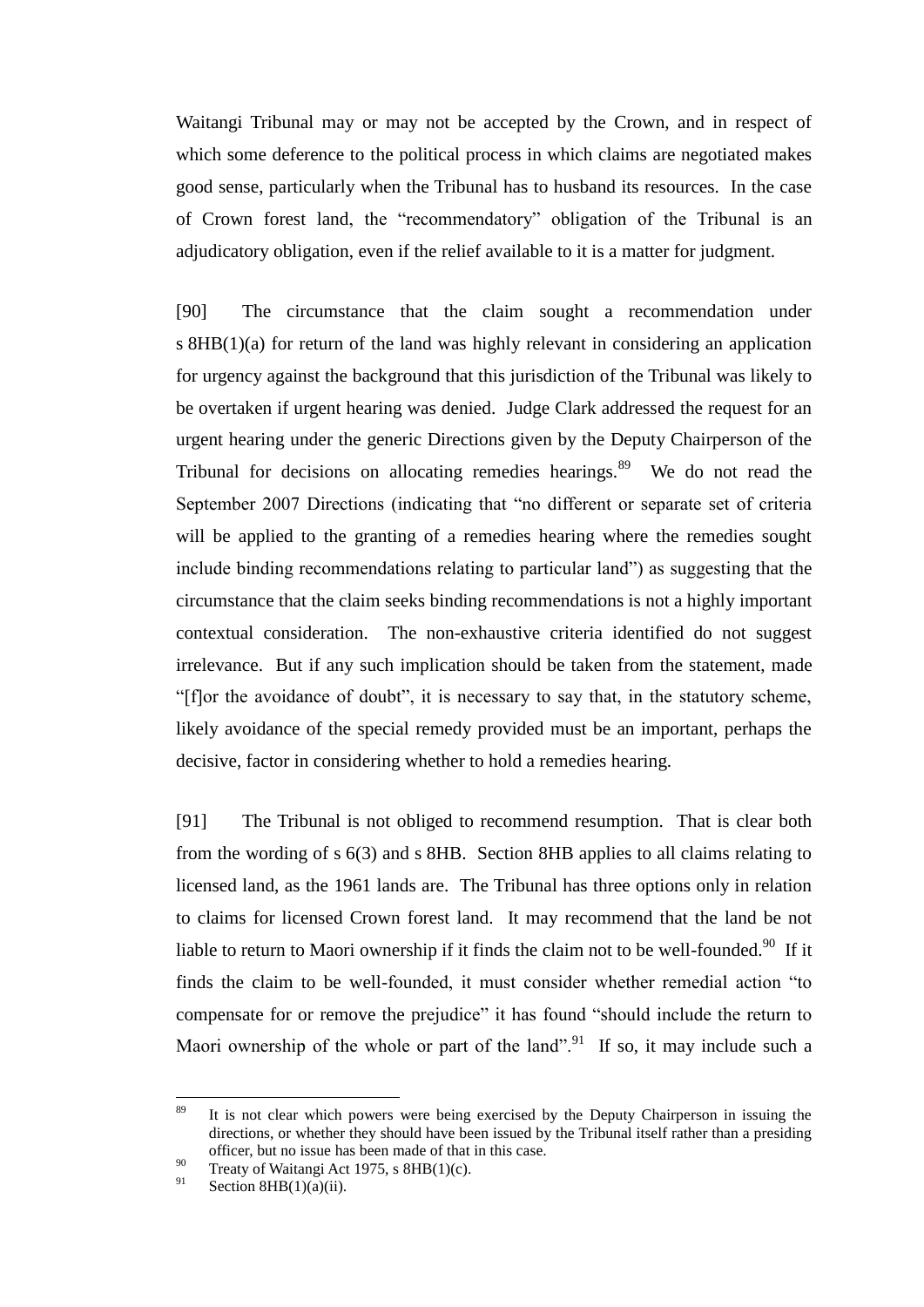Waitangi Tribunal may or may not be accepted by the Crown, and in respect of which some deference to the political process in which claims are negotiated makes good sense, particularly when the Tribunal has to husband its resources. In the case of Crown forest land, the "recommendatory" obligation of the Tribunal is an adjudicatory obligation, even if the relief available to it is a matter for judgment.

[90] The circumstance that the claim sought a recommendation under s 8HB(1)(a) for return of the land was highly relevant in considering an application for urgency against the background that this jurisdiction of the Tribunal was likely to be overtaken if urgent hearing was denied. Judge Clark addressed the request for an urgent hearing under the generic Directions given by the Deputy Chairperson of the Tribunal for decisions on allocating remedies hearings.[89] We do not read the September 2007 Directions (indicating that "no different or separate set of criteria will be applied to the granting of a remedies hearing where the remedies sought include binding recommendations relating to particular land") as suggesting that the circumstance that the claim seeks binding recommendations is not a highly important contextual consideration. The non-exhaustive criteria identified do not suggest irrelevance. But if any such implication should be taken from the statement, made "[f]or the avoidance of doubt", it is necessary to say that, in the statutory scheme, likely avoidance of the special remedy provided must be an important, perhaps the decisive, factor in considering whether to hold a remedies hearing.

[91] The Tribunal is not obliged to recommend resumption. That is clear both from the wording of s 6(3) and s 8HB. Section 8HB applies to all claims relating to licensed land, as the 1961 lands are. The Tribunal has three options only in relation to claims for licensed Crown forest land. It may recommend that the land be not liable to return to Maori ownership if it finds the claim not to be well-founded.[90] If it finds the claim to be well-founded, it must consider whether remedial action "to compensate for or remove the prejudice" it has found "should include the return to Maori ownership of the whole or part of the land".[91] If so, it may include such a

---

[89] It is not clear which powers were being exercised by the Deputy Chairperson in issuing the directions, or whether they should have been issued by the Tribunal itself rather than a presiding officer, but no issue has been made of that in this case.

[90] Treaty of Waitangi Act 1975, s 8HB(1)(c).

[91] Section 8HB(1)(a)(ii).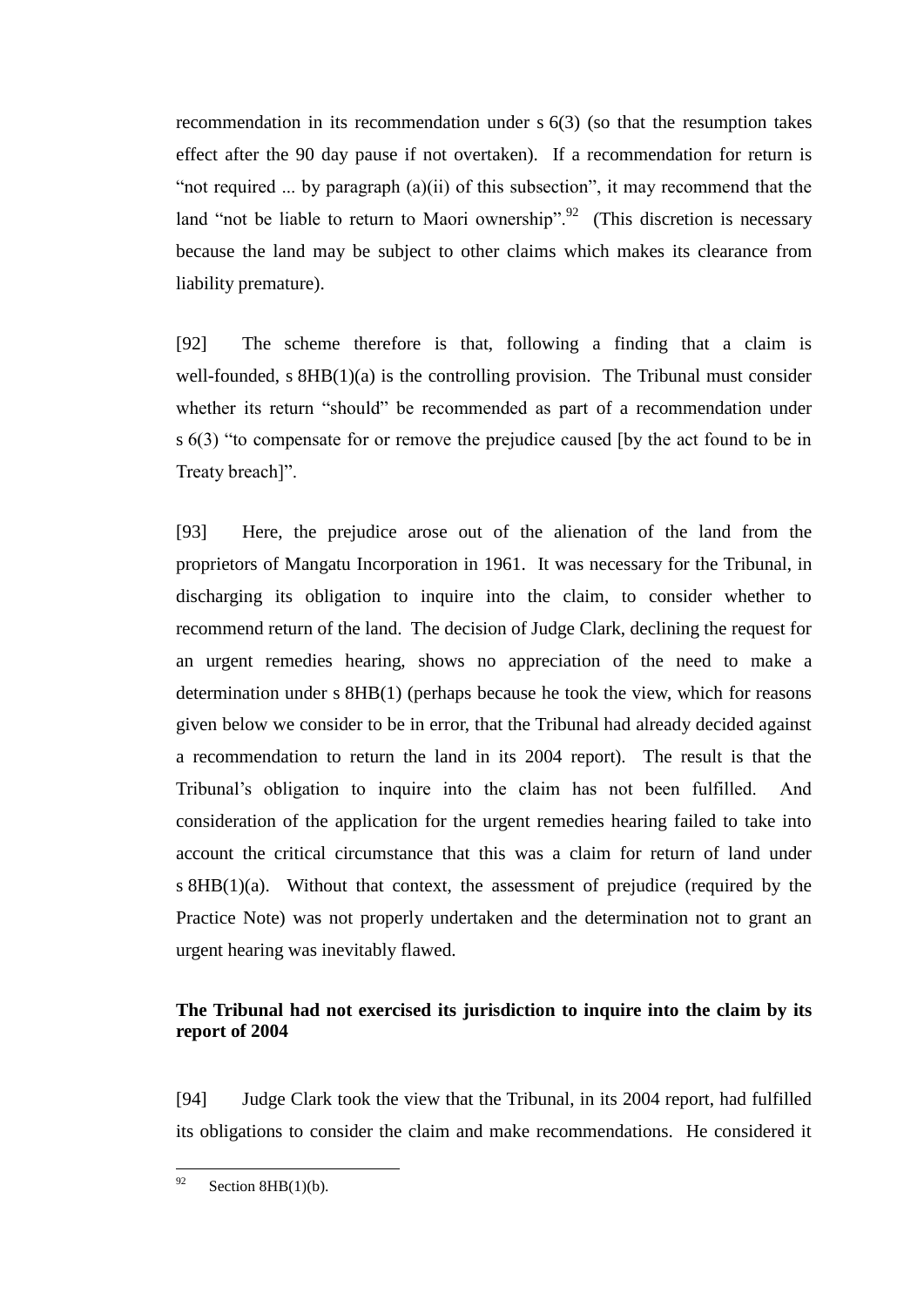recommendation in its recommendation under s 6(3) (so that the resumption takes effect after the 90 day pause if not overtaken). If a recommendation for return is "not required ... by paragraph (a)(ii) of this subsection", it may recommend that the land "not be liable to return to Maori ownership".[92] (This discretion is necessary because the land may be subject to other claims which makes its clearance from liability premature).

[92] The scheme therefore is that, following a finding that a claim is well-founded, s 8HB(1)(a) is the controlling provision. The Tribunal must consider whether its return "should" be recommended as part of a recommendation under s 6(3) "to compensate for or remove the prejudice caused [by the act found to be in Treaty breach]".

[93] Here, the prejudice arose out of the alienation of the land from the proprietors of Mangatu Incorporation in 1961. It was necessary for the Tribunal, in discharging its obligation to inquire into the claim, to consider whether to recommend return of the land. The decision of Judge Clark, declining the request for an urgent remedies hearing, shows no appreciation of the need to make a determination under s 8HB(1) (perhaps because he took the view, which for reasons given below we consider to be in error, that the Tribunal had already decided against a recommendation to return the land in its 2004 report). The result is that the Tribunal's obligation to inquire into the claim has not been fulfilled. And consideration of the application for the urgent remedies hearing failed to take into account the critical circumstance that this was a claim for return of land under s 8HB(1)(a). Without that context, the assessment of prejudice (required by the Practice Note) was not properly undertaken and the determination not to grant an urgent hearing was inevitably flawed.

### The Tribunal had not exercised its jurisdiction to inquire into the claim by its report of 2004

[94] Judge Clark took the view that the Tribunal, in its 2004 report, had fulfilled its obligations to consider the claim and make recommendations. He considered it

---

[92] Section 8HB(1)(b).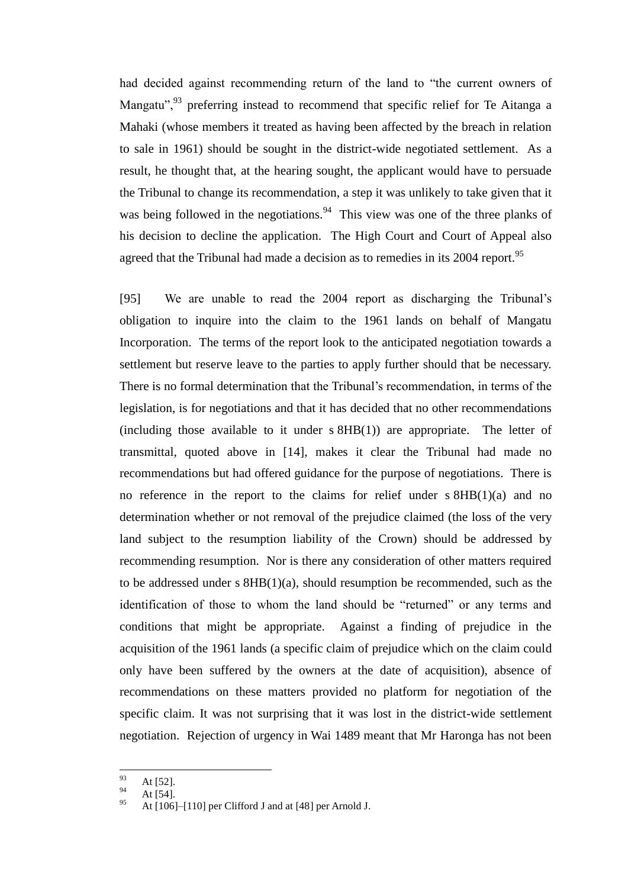had decided against recommending return of the land to "the current owners of Mangatu",[93] preferring instead to recommend that specific relief for Te Aitanga a Mahaki (whose members it treated as having been affected by the breach in relation to sale in 1961) should be sought in the district-wide negotiated settlement. As a result, he thought that, at the hearing sought, the applicant would have to persuade the Tribunal to change its recommendation, a step it was unlikely to take given that it was being followed in the negotiations.[94] This view was one of the three planks of his decision to decline the application. The High Court and Court of Appeal also agreed that the Tribunal had made a decision as to remedies in its 2004 report.[95]

[95] We are unable to read the 2004 report as discharging the Tribunal's obligation to inquire into the claim to the 1961 lands on behalf of Mangatu Incorporation. The terms of the report look to the anticipated negotiation towards a settlement but reserve leave to the parties to apply further should that be necessary. There is no formal determination that the Tribunal's recommendation, in terms of the legislation, is for negotiations and that it has decided that no other recommendations (including those available to it under s 8HB(1)) are appropriate. The letter of transmittal, quoted above in [14], makes it clear the Tribunal had made no recommendations but had offered guidance for the purpose of negotiations. There is no reference in the report to the claims for relief under s 8HB(1)(a) and no determination whether or not removal of the prejudice claimed (the loss of the very land subject to the resumption liability of the Crown) should be addressed by recommending resumption. Nor is there any consideration of other matters required to be addressed under s 8HB(1)(a), should resumption be recommended, such as the identification of those to whom the land should be "returned" or any terms and conditions that might be appropriate. Against a finding of prejudice in the acquisition of the 1961 lands (a specific claim of prejudice which on the claim could only have been suffered by the owners at the date of acquisition), absence of recommendations on these matters provided no platform for negotiation of the specific claim. It was not surprising that it was lost in the district-wide settlement negotiation. Rejection of urgency in Wai 1489 meant that Mr Haronga has not been

---

[93] At [52].

[94] At [54].

[95] At [106]–[110] per Clifford J and at [48] per Arnold J.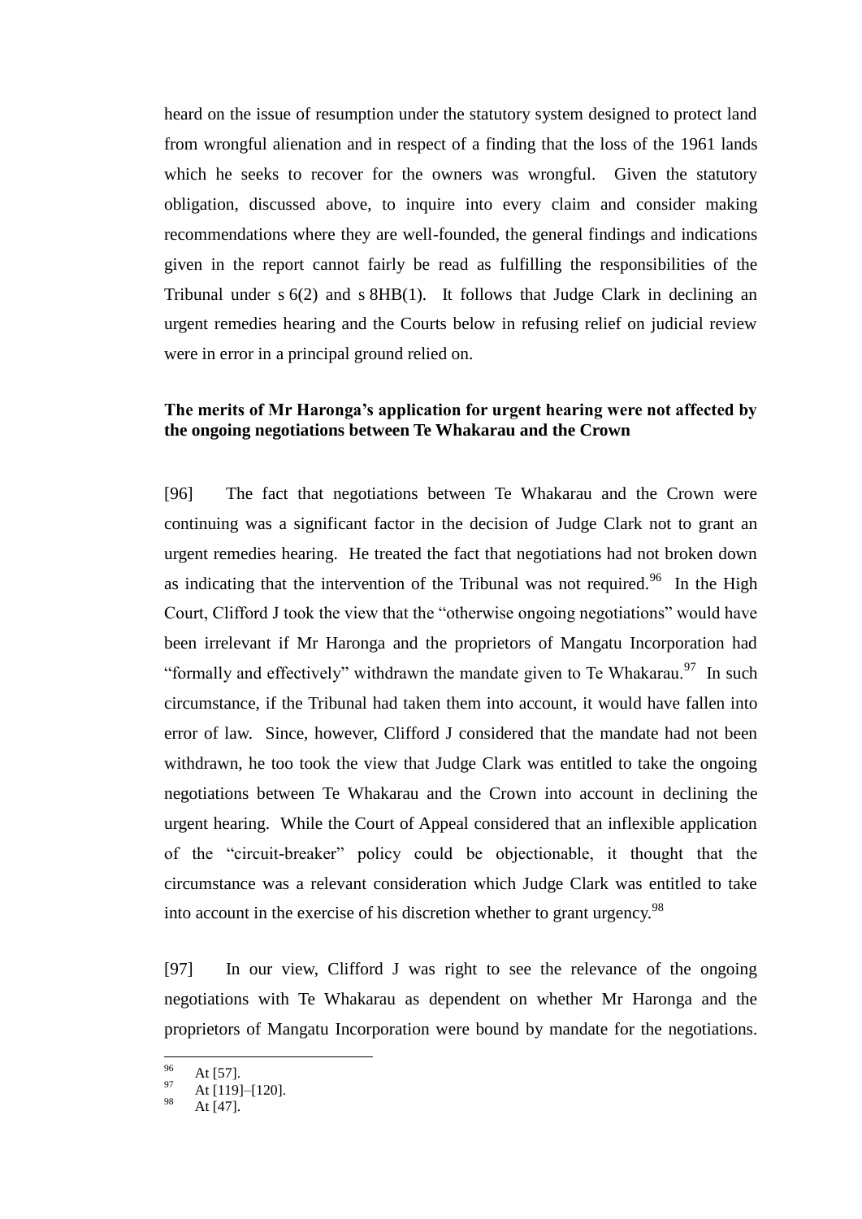heard on the issue of resumption under the statutory system designed to protect land from wrongful alienation and in respect of a finding that the loss of the 1961 lands which he seeks to recover for the owners was wrongful. Given the statutory obligation, discussed above, to inquire into every claim and consider making recommendations where they are well-founded, the general findings and indications given in the report cannot fairly be read as fulfilling the responsibilities of the Tribunal under s 6(2) and s 8HB(1). It follows that Judge Clark in declining an urgent remedies hearing and the Courts below in refusing relief on judicial review were in error in a principal ground relied on.

**The merits of Mr Haronga's application for urgent hearing were not affected by the ongoing negotiations between Te Whakarau and the Crown**

[96] The fact that negotiations between Te Whakarau and the Crown were continuing was a significant factor in the decision of Judge Clark not to grant an urgent remedies hearing. He treated the fact that negotiations had not broken down as indicating that the intervention of the Tribunal was not required.[96] In the High Court, Clifford J took the view that the "otherwise ongoing negotiations" would have been irrelevant if Mr Haronga and the proprietors of Mangatu Incorporation had "formally and effectively" withdrawn the mandate given to Te Whakarau.[97] In such circumstance, if the Tribunal had taken them into account, it would have fallen into error of law. Since, however, Clifford J considered that the mandate had not been withdrawn, he too took the view that Judge Clark was entitled to take the ongoing negotiations between Te Whakarau and the Crown into account in declining the urgent hearing. While the Court of Appeal considered that an inflexible application of the "circuit-breaker" policy could be objectionable, it thought that the circumstance was a relevant consideration which Judge Clark was entitled to take into account in the exercise of his discretion whether to grant urgency.[98]

[97] In our view, Clifford J was right to see the relevance of the ongoing negotiations with Te Whakarau as dependent on whether Mr Haronga and the proprietors of Mangatu Incorporation were bound by mandate for the negotiations.

---

[96] At [57].
[97] At [119]–[120].
[98] At [47].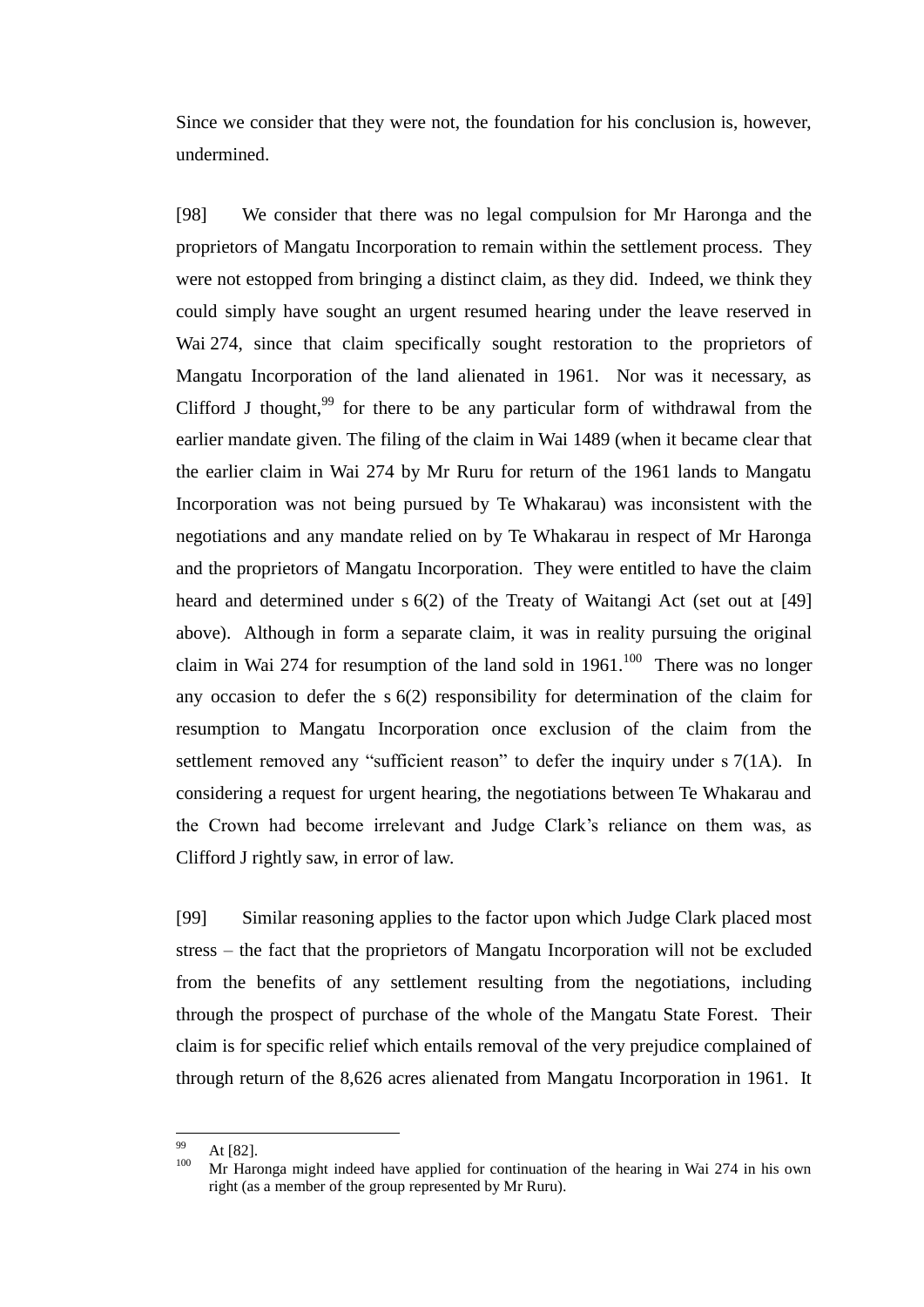Since we consider that they were not, the foundation for his conclusion is, however, undermined.

[98] We consider that there was no legal compulsion for Mr Haronga and the proprietors of Mangatu Incorporation to remain within the settlement process. They were not estopped from bringing a distinct claim, as they did. Indeed, we think they could simply have sought an urgent resumed hearing under the leave reserved in Wai 274, since that claim specifically sought restoration to the proprietors of Mangatu Incorporation of the land alienated in 1961. Nor was it necessary, as Clifford J thought,[99] for there to be any particular form of withdrawal from the earlier mandate given. The filing of the claim in Wai 1489 (when it became clear that the earlier claim in Wai 274 by Mr Ruru for return of the 1961 lands to Mangatu Incorporation was not being pursued by Te Whakarau) was inconsistent with the negotiations and any mandate relied on by Te Whakarau in respect of Mr Haronga and the proprietors of Mangatu Incorporation. They were entitled to have the claim heard and determined under s 6(2) of the Treaty of Waitangi Act (set out at [49] above). Although in form a separate claim, it was in reality pursuing the original claim in Wai 274 for resumption of the land sold in 1961.[100] There was no longer any occasion to defer the s 6(2) responsibility for determination of the claim for resumption to Mangatu Incorporation once exclusion of the claim from the settlement removed any "sufficient reason" to defer the inquiry under s 7(1A). In considering a request for urgent hearing, the negotiations between Te Whakarau and the Crown had become irrelevant and Judge Clark's reliance on them was, as Clifford J rightly saw, in error of law.

[99] Similar reasoning applies to the factor upon which Judge Clark placed most stress – the fact that the proprietors of Mangatu Incorporation will not be excluded from the benefits of any settlement resulting from the negotiations, including through the prospect of purchase of the whole of the Mangatu State Forest. Their claim is for specific relief which entails removal of the very prejudice complained of through return of the 8,626 acres alienated from Mangatu Incorporation in 1961. It

---

[99] At [82].

[100] Mr Haronga might indeed have applied for continuation of the hearing in Wai 274 in his own right (as a member of the group represented by Mr Ruru).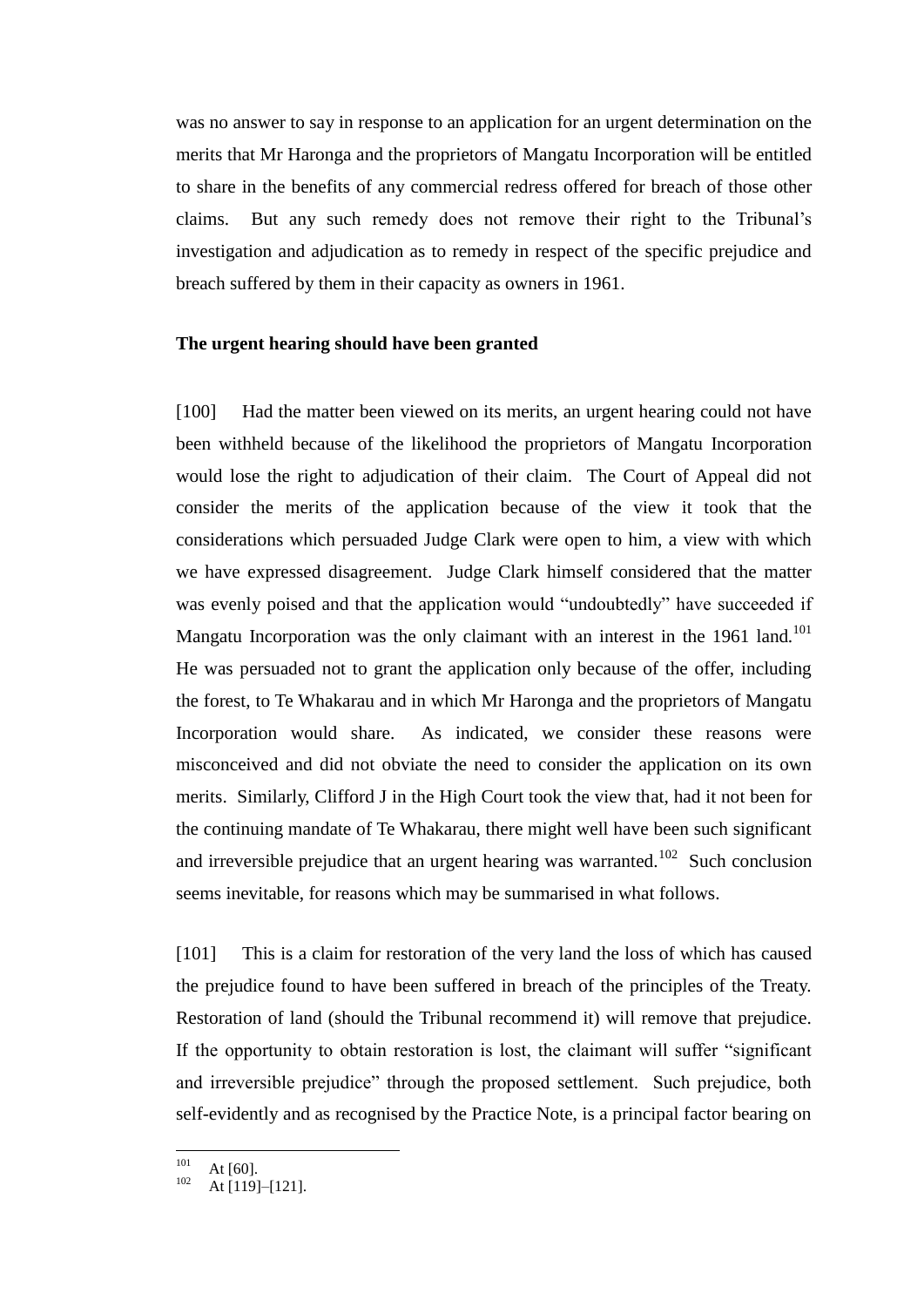was no answer to say in response to an application for an urgent determination on the merits that Mr Haronga and the proprietors of Mangatu Incorporation will be entitled to share in the benefits of any commercial redress offered for breach of those other claims. But any such remedy does not remove their right to the Tribunal's investigation and adjudication as to remedy in respect of the specific prejudice and breach suffered by them in their capacity as owners in 1961.

**The urgent hearing should have been granted**

[100] Had the matter been viewed on its merits, an urgent hearing could not have been withheld because of the likelihood the proprietors of Mangatu Incorporation would lose the right to adjudication of their claim. The Court of Appeal did not consider the merits of the application because of the view it took that the considerations which persuaded Judge Clark were open to him, a view with which we have expressed disagreement. Judge Clark himself considered that the matter was evenly poised and that the application would "undoubtedly" have succeeded if Mangatu Incorporation was the only claimant with an interest in the 1961 land.[101] He was persuaded not to grant the application only because of the offer, including the forest, to Te Whakarau and in which Mr Haronga and the proprietors of Mangatu Incorporation would share. As indicated, we consider these reasons were misconceived and did not obviate the need to consider the application on its own merits. Similarly, Clifford J in the High Court took the view that, had it not been for the continuing mandate of Te Whakarau, there might well have been such significant and irreversible prejudice that an urgent hearing was warranted.[102] Such conclusion seems inevitable, for reasons which may be summarised in what follows.

[101] This is a claim for restoration of the very land the loss of which has caused the prejudice found to have been suffered in breach of the principles of the Treaty. Restoration of land (should the Tribunal recommend it) will remove that prejudice. If the opportunity to obtain restoration is lost, the claimant will suffer "significant and irreversible prejudice" through the proposed settlement. Such prejudice, both self-evidently and as recognised by the Practice Note, is a principal factor bearing on

---

[101] At [60].

[102] At [119]–[121].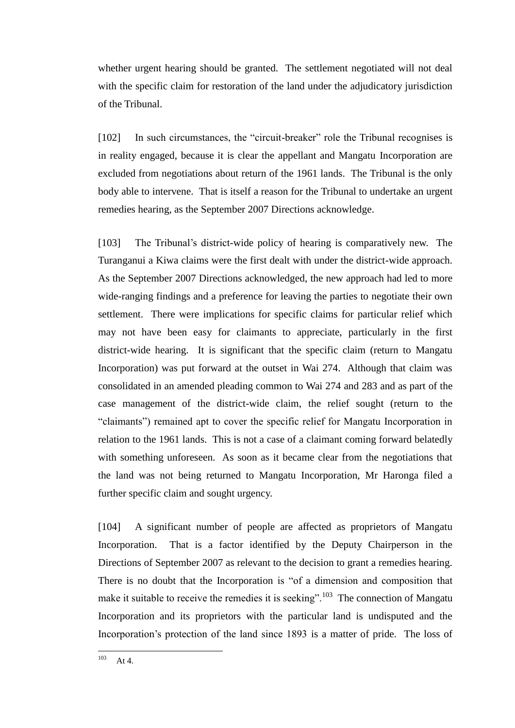whether urgent hearing should be granted. The settlement negotiated will not deal with the specific claim for restoration of the land under the adjudicatory jurisdiction of the Tribunal.

[102] In such circumstances, the "circuit-breaker" role the Tribunal recognises is in reality engaged, because it is clear the appellant and Mangatu Incorporation are excluded from negotiations about return of the 1961 lands. The Tribunal is the only body able to intervene. That is itself a reason for the Tribunal to undertake an urgent remedies hearing, as the September 2007 Directions acknowledge.

[103] The Tribunal's district-wide policy of hearing is comparatively new. The Turanganui a Kiwa claims were the first dealt with under the district-wide approach. As the September 2007 Directions acknowledged, the new approach had led to more wide-ranging findings and a preference for leaving the parties to negotiate their own settlement. There were implications for specific claims for particular relief which may not have been easy for claimants to appreciate, particularly in the first district-wide hearing. It is significant that the specific claim (return to Mangatu Incorporation) was put forward at the outset in Wai 274. Although that claim was consolidated in an amended pleading common to Wai 274 and 283 and as part of the case management of the district-wide claim, the relief sought (return to the "claimants") remained apt to cover the specific relief for Mangatu Incorporation in relation to the 1961 lands. This is not a case of a claimant coming forward belatedly with something unforeseen. As soon as it became clear from the negotiations that the land was not being returned to Mangatu Incorporation, Mr Haronga filed a further specific claim and sought urgency.

[104] A significant number of people are affected as proprietors of Mangatu Incorporation. That is a factor identified by the Deputy Chairperson in the Directions of September 2007 as relevant to the decision to grant a remedies hearing. There is no doubt that the Incorporation is "of a dimension and composition that make it suitable to receive the remedies it is seeking".[103] The connection of Mangatu Incorporation and its proprietors with the particular land is undisputed and the Incorporation's protection of the land since 1893 is a matter of pride. The loss of

---

[103] At 4.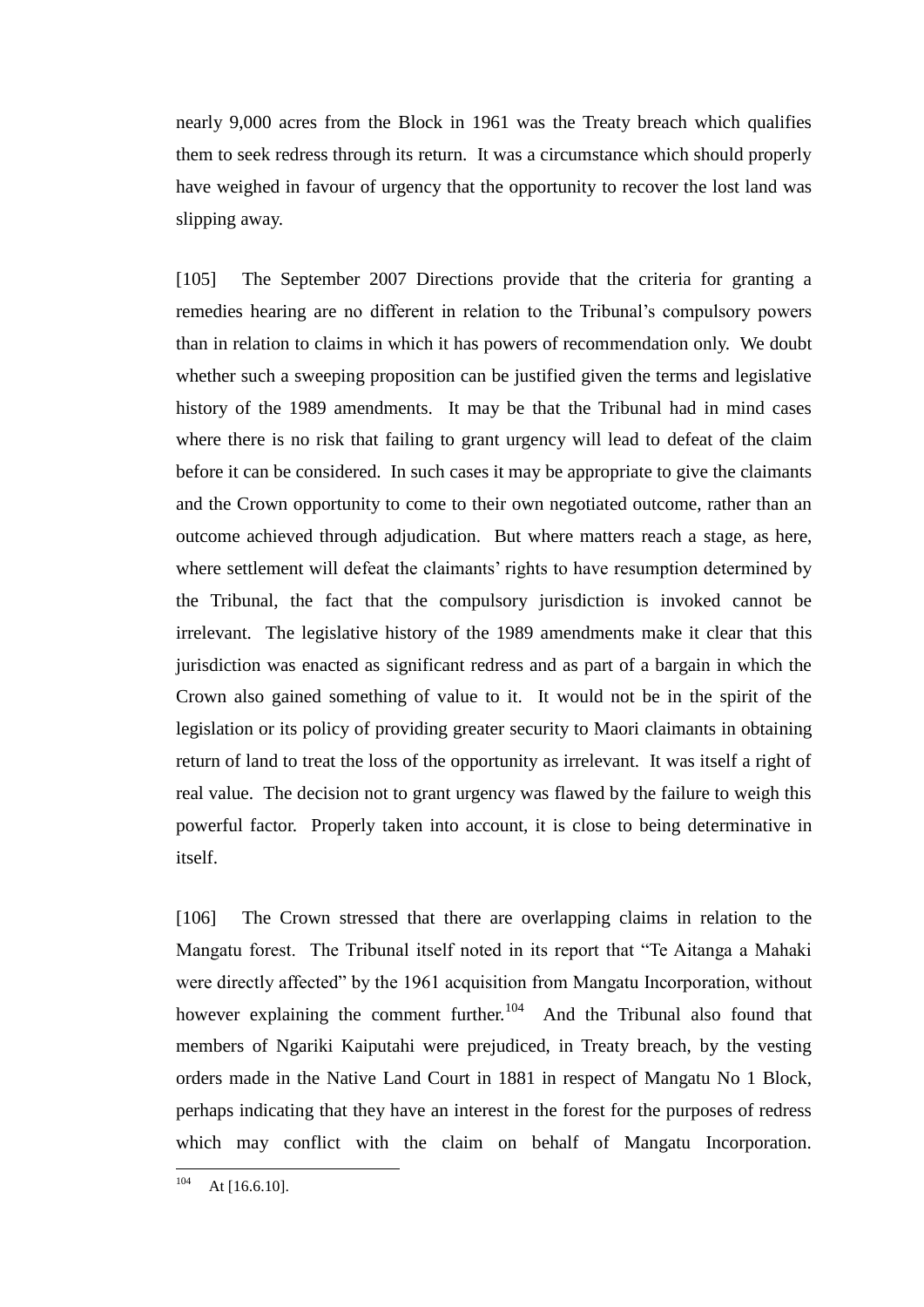nearly 9,000 acres from the Block in 1961 was the Treaty breach which qualifies them to seek redress through its return. It was a circumstance which should properly have weighed in favour of urgency that the opportunity to recover the lost land was slipping away.

[105] The September 2007 Directions provide that the criteria for granting a remedies hearing are no different in relation to the Tribunal's compulsory powers than in relation to claims in which it has powers of recommendation only. We doubt whether such a sweeping proposition can be justified given the terms and legislative history of the 1989 amendments. It may be that the Tribunal had in mind cases where there is no risk that failing to grant urgency will lead to defeat of the claim before it can be considered. In such cases it may be appropriate to give the claimants and the Crown opportunity to come to their own negotiated outcome, rather than an outcome achieved through adjudication. But where matters reach a stage, as here, where settlement will defeat the claimants' rights to have resumption determined by the Tribunal, the fact that the compulsory jurisdiction is invoked cannot be irrelevant. The legislative history of the 1989 amendments make it clear that this jurisdiction was enacted as significant redress and as part of a bargain in which the Crown also gained something of value to it. It would not be in the spirit of the legislation or its policy of providing greater security to Maori claimants in obtaining return of land to treat the loss of the opportunity as irrelevant. It was itself a right of real value. The decision not to grant urgency was flawed by the failure to weigh this powerful factor. Properly taken into account, it is close to being determinative in itself.

[106] The Crown stressed that there are overlapping claims in relation to the Mangatu forest. The Tribunal itself noted in its report that "Te Aitanga a Mahaki were directly affected" by the 1961 acquisition from Mangatu Incorporation, without however explaining the comment further.[104] And the Tribunal also found that members of Ngariki Kaiputahi were prejudiced, in Treaty breach, by the vesting orders made in the Native Land Court in 1881 in respect of Mangatu No 1 Block, perhaps indicating that they have an interest in the forest for the purposes of redress which may conflict with the claim on behalf of Mangatu Incorporation.

[104] At [16.6.10].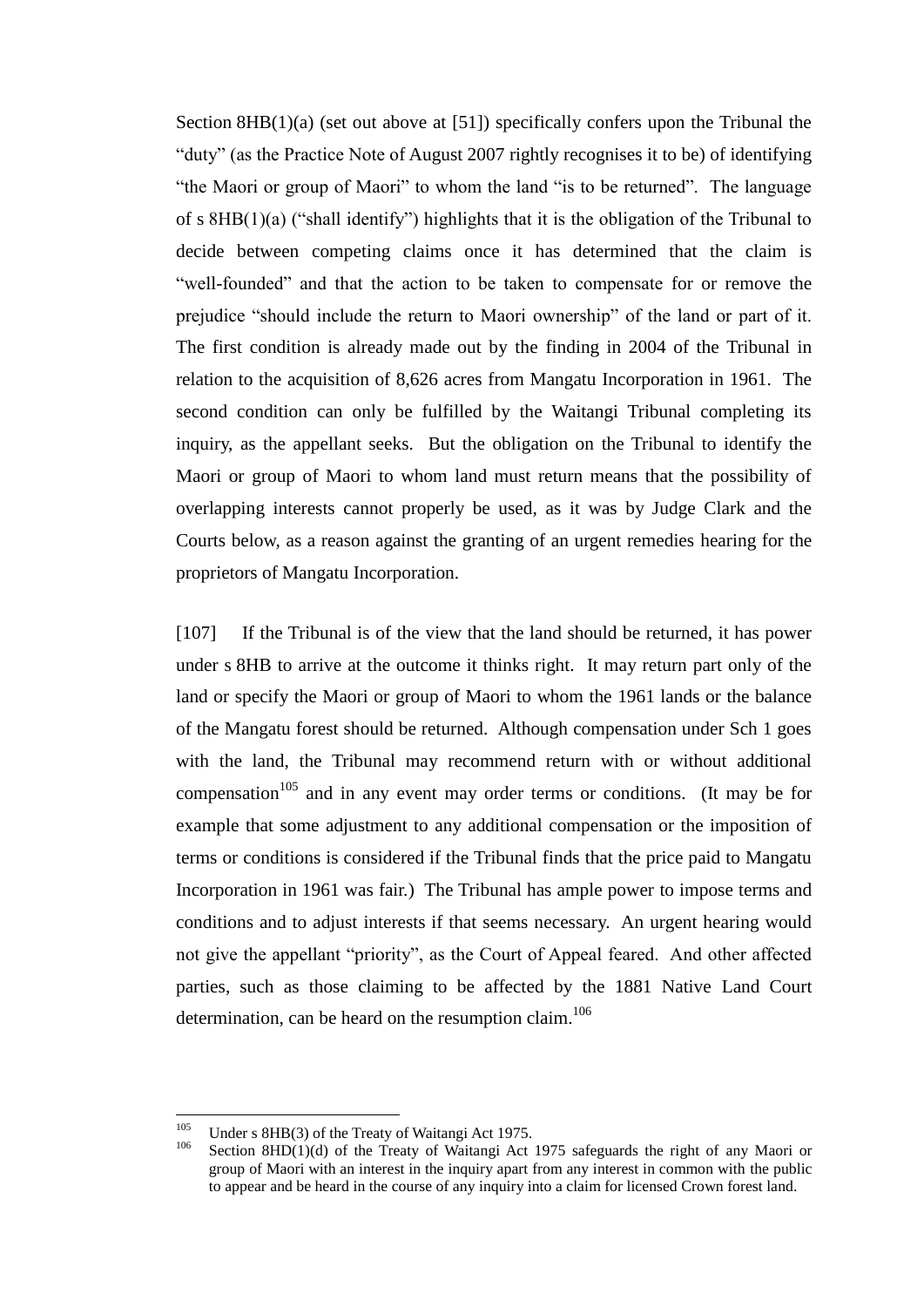Section 8HB(1)(a) (set out above at [51]) specifically confers upon the Tribunal the "duty" (as the Practice Note of August 2007 rightly recognises it to be) of identifying "the Maori or group of Maori" to whom the land "is to be returned". The language of s 8HB(1)(a) ("shall identify") highlights that it is the obligation of the Tribunal to decide between competing claims once it has determined that the claim is "well-founded" and that the action to be taken to compensate for or remove the prejudice "should include the return to Maori ownership" of the land or part of it. The first condition is already made out by the finding in 2004 of the Tribunal in relation to the acquisition of 8,626 acres from Mangatu Incorporation in 1961. The second condition can only be fulfilled by the Waitangi Tribunal completing its inquiry, as the appellant seeks. But the obligation on the Tribunal to identify the Maori or group of Maori to whom land must return means that the possibility of overlapping interests cannot properly be used, as it was by Judge Clark and the Courts below, as a reason against the granting of an urgent remedies hearing for the proprietors of Mangatu Incorporation.

[107] If the Tribunal is of the view that the land should be returned, it has power under s 8HB to arrive at the outcome it thinks right. It may return part only of the land or specify the Maori or group of Maori to whom the 1961 lands or the balance of the Mangatu forest should be returned. Although compensation under Sch 1 goes with the land, the Tribunal may recommend return with or without additional compensation[105] and in any event may order terms or conditions. (It may be for example that some adjustment to any additional compensation or the imposition of terms or conditions is considered if the Tribunal finds that the price paid to Mangatu Incorporation in 1961 was fair.) The Tribunal has ample power to impose terms and conditions and to adjust interests if that seems necessary. An urgent hearing would not give the appellant "priority", as the Court of Appeal feared. And other affected parties, such as those claiming to be affected by the 1881 Native Land Court determination, can be heard on the resumption claim.[106]

---

[105] Under s 8HB(3) of the Treaty of Waitangi Act 1975.

[106] Section 8HD(1)(d) of the Treaty of Waitangi Act 1975 safeguards the right of any Maori or group of Maori with an interest in the inquiry apart from any interest in common with the public to appear and be heard in the course of any inquiry into a claim for licensed Crown forest land.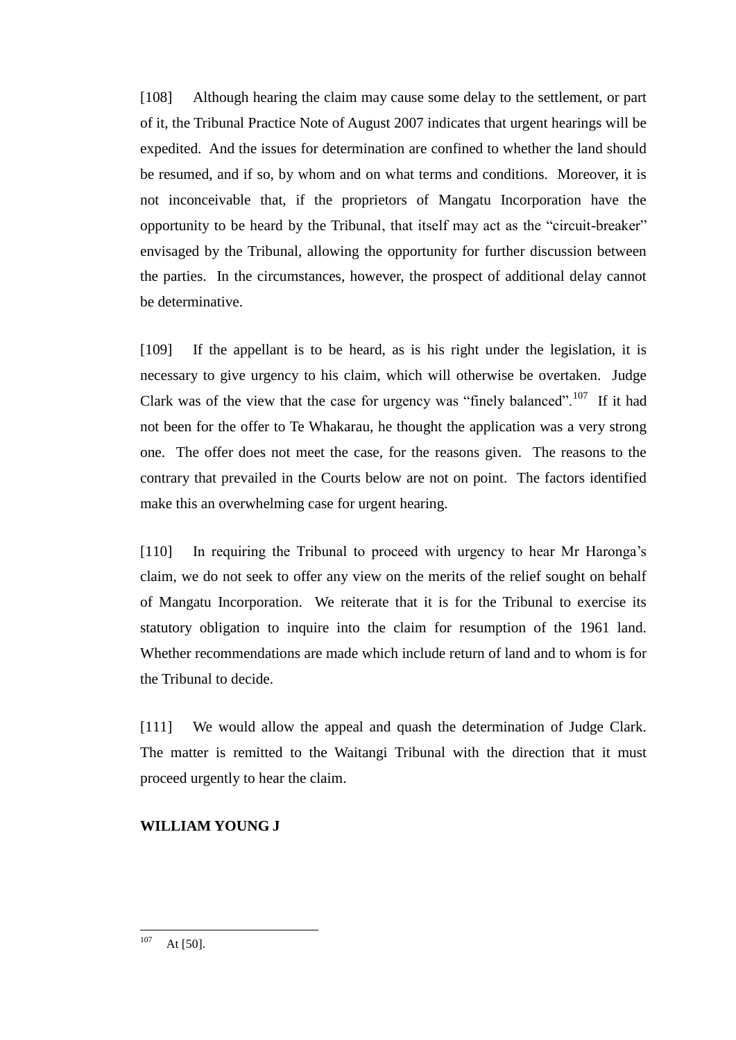[108] Although hearing the claim may cause some delay to the settlement, or part of it, the Tribunal Practice Note of August 2007 indicates that urgent hearings will be expedited. And the issues for determination are confined to whether the land should be resumed, and if so, by whom and on what terms and conditions. Moreover, it is not inconceivable that, if the proprietors of Mangatu Incorporation have the opportunity to be heard by the Tribunal, that itself may act as the "circuit-breaker" envisaged by the Tribunal, allowing the opportunity for further discussion between the parties. In the circumstances, however, the prospect of additional delay cannot be determinative.

[109] If the appellant is to be heard, as is his right under the legislation, it is necessary to give urgency to his claim, which will otherwise be overtaken. Judge Clark was of the view that the case for urgency was "finely balanced".[107] If it had not been for the offer to Te Whakarau, he thought the application was a very strong one. The offer does not meet the case, for the reasons given. The reasons to the contrary that prevailed in the Courts below are not on point. The factors identified make this an overwhelming case for urgent hearing.

[110] In requiring the Tribunal to proceed with urgency to hear Mr Haronga's claim, we do not seek to offer any view on the merits of the relief sought on behalf of Mangatu Incorporation. We reiterate that it is for the Tribunal to exercise its statutory obligation to inquire into the claim for resumption of the 1961 land. Whether recommendations are made which include return of land and to whom is for the Tribunal to decide.

[111] We would allow the appeal and quash the determination of Judge Clark. The matter is remitted to the Waitangi Tribunal with the direction that it must proceed urgently to hear the claim.

**WILLIAM YOUNG J**

---

[107] At [50].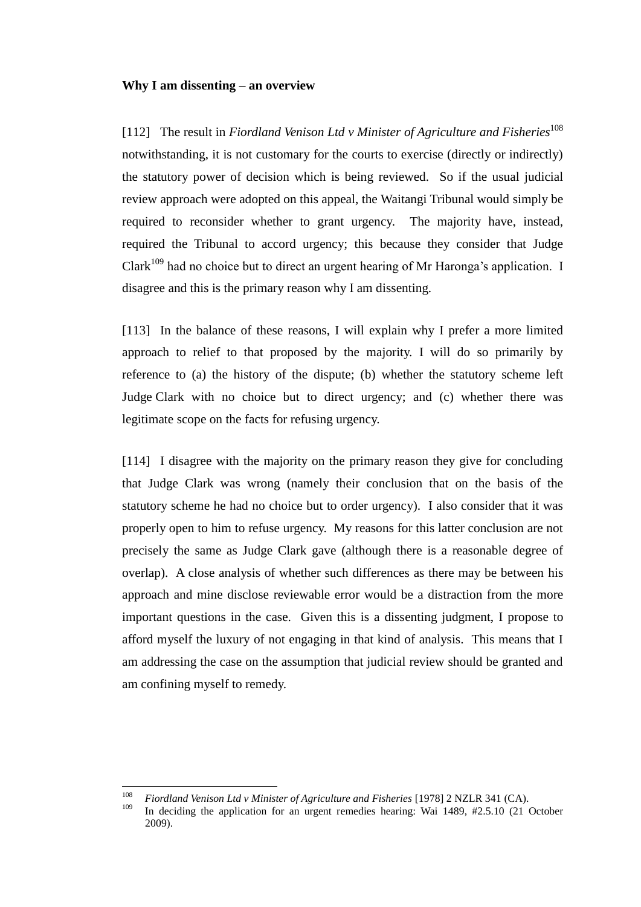**Why I am dissenting – an overview**

[112] The result in *Fiordland Venison Ltd v Minister of Agriculture and Fisheries*[108] notwithstanding, it is not customary for the courts to exercise (directly or indirectly) the statutory power of decision which is being reviewed. So if the usual judicial review approach were adopted on this appeal, the Waitangi Tribunal would simply be required to reconsider whether to grant urgency. The majority have, instead, required the Tribunal to accord urgency; this because they consider that Judge Clark[109] had no choice but to direct an urgent hearing of Mr Haronga's application. I disagree and this is the primary reason why I am dissenting.

[113] In the balance of these reasons, I will explain why I prefer a more limited approach to relief to that proposed by the majority. I will do so primarily by reference to (a) the history of the dispute; (b) whether the statutory scheme left Judge Clark with no choice but to direct urgency; and (c) whether there was legitimate scope on the facts for refusing urgency.

[114] I disagree with the majority on the primary reason they give for concluding that Judge Clark was wrong (namely their conclusion that on the basis of the statutory scheme he had no choice but to order urgency). I also consider that it was properly open to him to refuse urgency. My reasons for this latter conclusion are not precisely the same as Judge Clark gave (although there is a reasonable degree of overlap). A close analysis of whether such differences as there may be between his approach and mine disclose reviewable error would be a distraction from the more important questions in the case. Given this is a dissenting judgment, I propose to afford myself the luxury of not engaging in that kind of analysis. This means that I am addressing the case on the assumption that judicial review should be granted and am confining myself to remedy.

---

[108] *Fiordland Venison Ltd v Minister of Agriculture and Fisheries* [1978] 2 NZLR 341 (CA).

[109] In deciding the application for an urgent remedies hearing: Wai 1489, #2.5.10 (21 October 2009).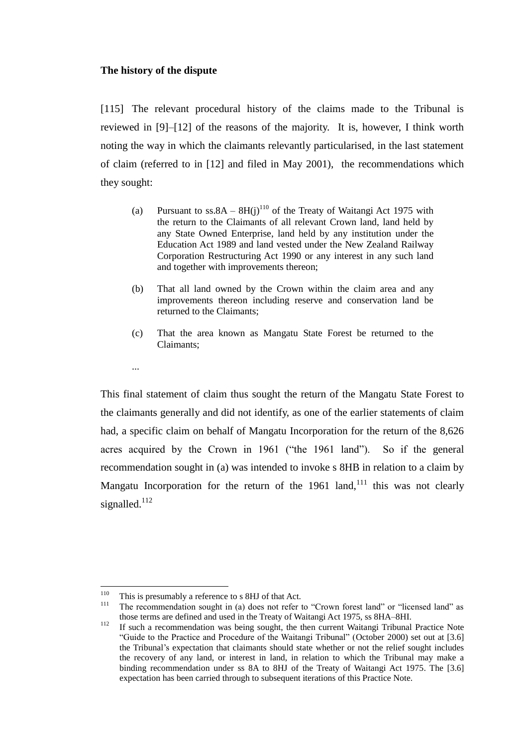**The history of the dispute**

[115] The relevant procedural history of the claims made to the Tribunal is reviewed in [9]–[12] of the reasons of the majority. It is, however, I think worth noting the way in which the claimants relevantly particularised, in the last statement of claim (referred to in [12] and filed in May 2001), the recommendations which they sought:

> (a) Pursuant to ss.8A – 8H(j)[110] of the Treaty of Waitangi Act 1975 with the return to the Claimants of all relevant Crown land, land held by any State Owned Enterprise, land held by any institution under the Education Act 1989 and land vested under the New Zealand Railway Corporation Restructuring Act 1990 or any interest in any such land and together with improvements thereon;
>
> (b) That all land owned by the Crown within the claim area and any improvements thereon including reserve and conservation land be returned to the Claimants;
>
> (c) That the area known as Mangatu State Forest be returned to the Claimants;
>
> ...

This final statement of claim thus sought the return of the Mangatu State Forest to the claimants generally and did not identify, as one of the earlier statements of claim had, a specific claim on behalf of Mangatu Incorporation for the return of the 8,626 acres acquired by the Crown in 1961 ("the 1961 land"). So if the general recommendation sought in (a) was intended to invoke s 8HB in relation to a claim by Mangatu Incorporation for the return of the 1961 land,[111] this was not clearly signalled.[112]

---

[110] This is presumably a reference to s 8HJ of that Act.

[111] The recommendation sought in (a) does not refer to "Crown forest land" or "licensed land" as those terms are defined and used in the Treaty of Waitangi Act 1975, ss 8HA–8HI.

[112] If such a recommendation was being sought, the then current Waitangi Tribunal Practice Note "Guide to the Practice and Procedure of the Waitangi Tribunal" (October 2000) set out at [3.6] the Tribunal's expectation that claimants should state whether or not the relief sought includes the recovery of any land, or interest in land, in relation to which the Tribunal may make a binding recommendation under ss 8A to 8HJ of the Treaty of Waitangi Act 1975. The [3.6] expectation has been carried through to subsequent iterations of this Practice Note.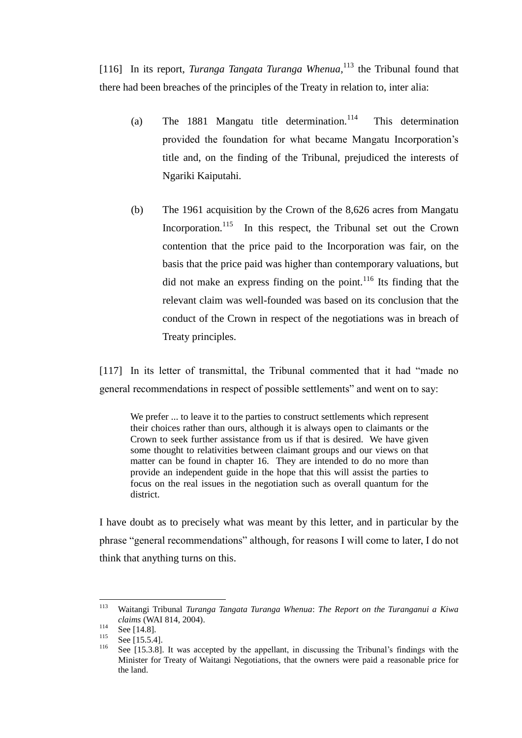[116] In its report, *Turanga Tangata Turanga Whenua*,[113] the Tribunal found that there had been breaches of the principles of the Treaty in relation to, inter alia:

(a) The 1881 Mangatu title determination.[114] This determination provided the foundation for what became Mangatu Incorporation's title and, on the finding of the Tribunal, prejudiced the interests of Ngariki Kaiputahi.

(b) The 1961 acquisition by the Crown of the 8,626 acres from Mangatu Incorporation.[115] In this respect, the Tribunal set out the Crown contention that the price paid to the Incorporation was fair, on the basis that the price paid was higher than contemporary valuations, but did not make an express finding on the point.[116] Its finding that the relevant claim was well-founded was based on its conclusion that the conduct of the Crown in respect of the negotiations was in breach of Treaty principles.

[117] In its letter of transmittal, the Tribunal commented that it had "made no general recommendations in respect of possible settlements" and went on to say:

> We prefer ... to leave it to the parties to construct settlements which represent their choices rather than ours, although it is always open to claimants or the Crown to seek further assistance from us if that is desired. We have given some thought to relativities between claimant groups and our views on that matter can be found in chapter 16. They are intended to do no more than provide an independent guide in the hope that this will assist the parties to focus on the real issues in the negotiation such as overall quantum for the district.

I have doubt as to precisely what was meant by this letter, and in particular by the phrase "general recommendations" although, for reasons I will come to later, I do not think that anything turns on this.

---

[113] Waitangi Tribunal *Turanga Tangata Turanga Whenua*: *The Report on the Turanganui a Kiwa claims* (WAI 814, 2004).

[114] See [14.8].

[115] See [15.5.4].

[116] See [15.3.8]. It was accepted by the appellant, in discussing the Tribunal's findings with the Minister for Treaty of Waitangi Negotiations, that the owners were paid a reasonable price for the land.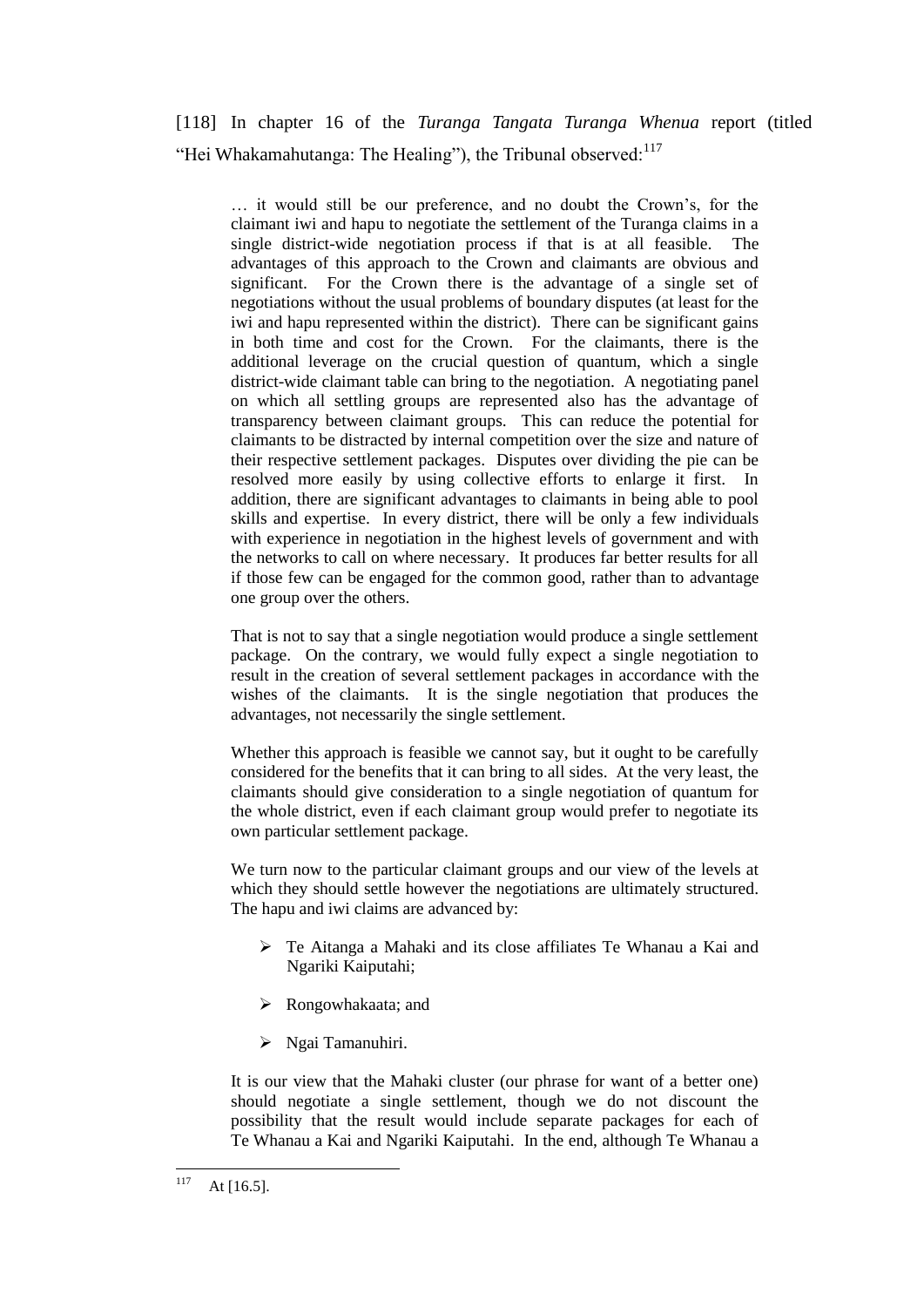[118] In chapter 16 of the *Turanga Tangata Turanga Whenua* report (titled "Hei Whakamahutanga: The Healing"), the Tribunal observed:[117]

> … it would still be our preference, and no doubt the Crown's, for the claimant iwi and hapu to negotiate the settlement of the Turanga claims in a single district-wide negotiation process if that is at all feasible. The advantages of this approach to the Crown and claimants are obvious and significant. For the Crown there is the advantage of a single set of negotiations without the usual problems of boundary disputes (at least for the iwi and hapu represented within the district). There can be significant gains in both time and cost for the Crown. For the claimants, there is the additional leverage on the crucial question of quantum, which a single district-wide claimant table can bring to the negotiation. A negotiating panel on which all settling groups are represented also has the advantage of transparency between claimant groups. This can reduce the potential for claimants to be distracted by internal competition over the size and nature of their respective settlement packages. Disputes over dividing the pie can be resolved more easily by using collective efforts to enlarge it first. In addition, there are significant advantages to claimants in being able to pool skills and expertise. In every district, there will be only a few individuals with experience in negotiation in the highest levels of government and with the networks to call on where necessary. It produces far better results for all if those few can be engaged for the common good, rather than to advantage one group over the others.
>
> That is not to say that a single negotiation would produce a single settlement package. On the contrary, we would fully expect a single negotiation to result in the creation of several settlement packages in accordance with the wishes of the claimants. It is the single negotiation that produces the advantages, not necessarily the single settlement.
>
> Whether this approach is feasible we cannot say, but it ought to be carefully considered for the benefits that it can bring to all sides. At the very least, the claimants should give consideration to a single negotiation of quantum for the whole district, even if each claimant group would prefer to negotiate its own particular settlement package.
>
> We turn now to the particular claimant groups and our view of the levels at which they should settle however the negotiations are ultimately structured. The hapu and iwi claims are advanced by:
>
> - Te Aitanga a Mahaki and its close affiliates Te Whanau a Kai and Ngariki Kaiputahi;
> - Rongowhakaata; and
> - Ngai Tamanuhiri.
>
> It is our view that the Mahaki cluster (our phrase for want of a better one) should negotiate a single settlement, though we do not discount the possibility that the result would include separate packages for each of Te Whanau a Kai and Ngariki Kaiputahi. In the end, although Te Whanau a

---

[117] At [16.5].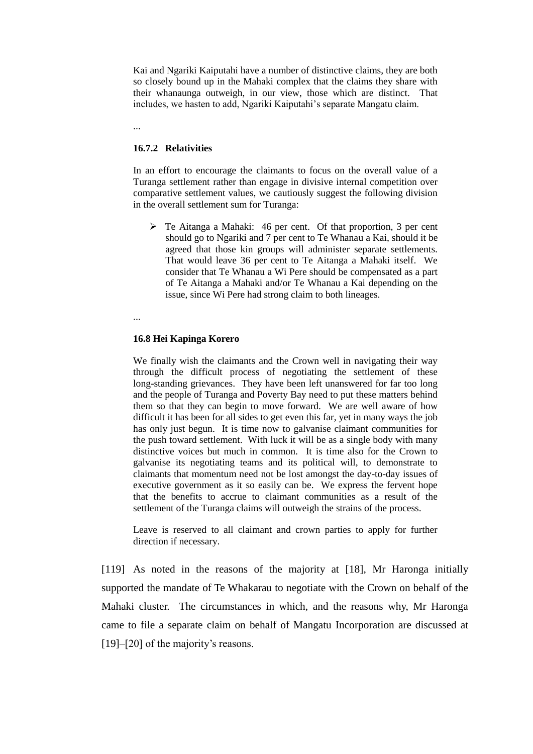Kai and Ngariki Kaiputahi have a number of distinctive claims, they are both so closely bound up in the Mahaki complex that the claims they share with their whanaunga outweigh, in our view, those which are distinct. That includes, we hasten to add, Ngariki Kaiputahi's separate Mangatu claim.

...

**16.7.2 Relativities**

In an effort to encourage the claimants to focus on the overall value of a Turanga settlement rather than engage in divisive internal competition over comparative settlement values, we cautiously suggest the following division in the overall settlement sum for Turanga:

- Te Aitanga a Mahaki: 46 per cent. Of that proportion, 3 per cent should go to Ngariki and 7 per cent to Te Whanau a Kai, should it be agreed that those kin groups will administer separate settlements. That would leave 36 per cent to Te Aitanga a Mahaki itself. We consider that Te Whanau a Wi Pere should be compensated as a part of Te Aitanga a Mahaki and/or Te Whanau a Kai depending on the issue, since Wi Pere had strong claim to both lineages.

...

**16.8 Hei Kapinga Korero**

We finally wish the claimants and the Crown well in navigating their way through the difficult process of negotiating the settlement of these long-standing grievances. They have been left unanswered for far too long and the people of Turanga and Poverty Bay need to put these matters behind them so that they can begin to move forward. We are well aware of how difficult it has been for all sides to get even this far, yet in many ways the job has only just begun. It is time now to galvanise claimant communities for the push toward settlement. With luck it will be as a single body with many distinctive voices but much in common. It is time also for the Crown to galvanise its negotiating teams and its political will, to demonstrate to claimants that momentum need not be lost amongst the day-to-day issues of executive government as it so easily can be. We express the fervent hope that the benefits to accrue to claimant communities as a result of the settlement of the Turanga claims will outweigh the strains of the process.

Leave is reserved to all claimant and crown parties to apply for further direction if necessary.

[119] As noted in the reasons of the majority at [18], Mr Haronga initially supported the mandate of Te Whakarau to negotiate with the Crown on behalf of the Mahaki cluster. The circumstances in which, and the reasons why, Mr Haronga came to file a separate claim on behalf of Mangatu Incorporation are discussed at [19]–[20] of the majority's reasons.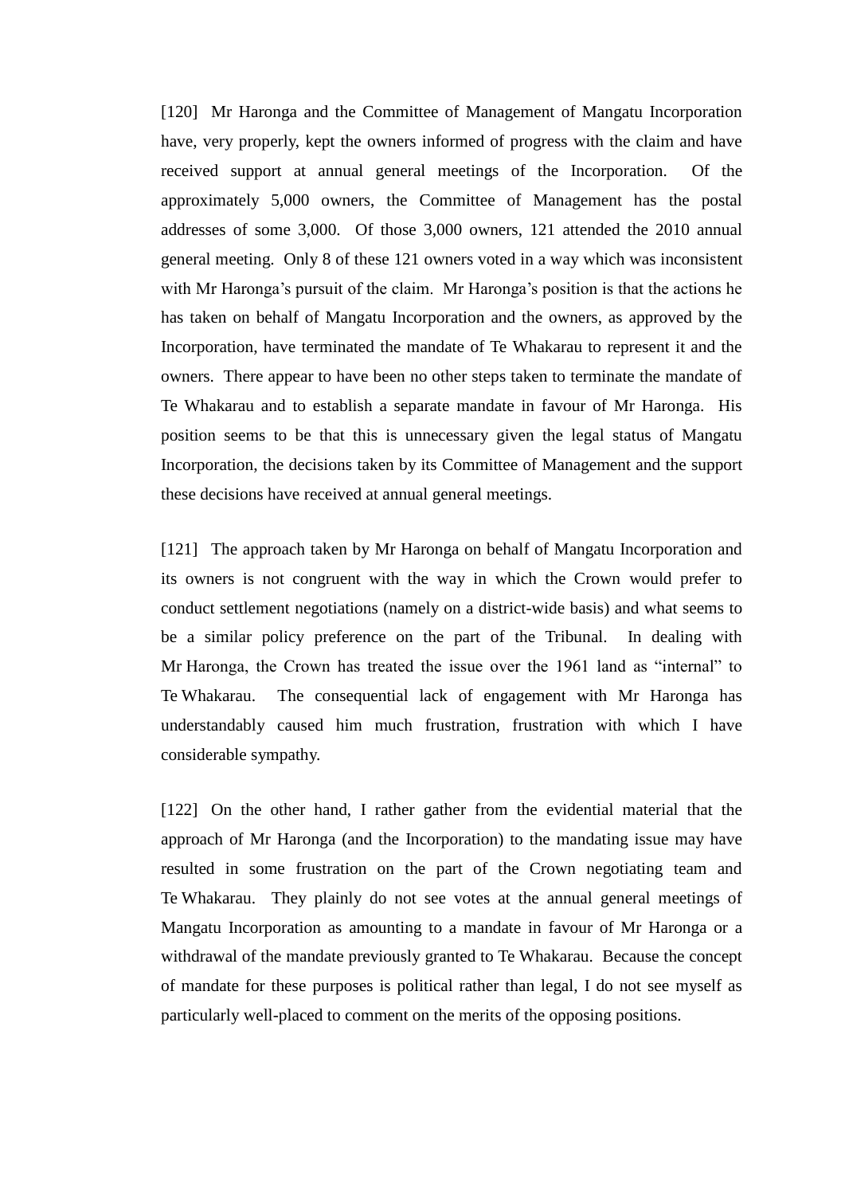[120] Mr Haronga and the Committee of Management of Mangatu Incorporation have, very properly, kept the owners informed of progress with the claim and have received support at annual general meetings of the Incorporation. Of the approximately 5,000 owners, the Committee of Management has the postal addresses of some 3,000. Of those 3,000 owners, 121 attended the 2010 annual general meeting. Only 8 of these 121 owners voted in a way which was inconsistent with Mr Haronga's pursuit of the claim. Mr Haronga's position is that the actions he has taken on behalf of Mangatu Incorporation and the owners, as approved by the Incorporation, have terminated the mandate of Te Whakarau to represent it and the owners. There appear to have been no other steps taken to terminate the mandate of Te Whakarau and to establish a separate mandate in favour of Mr Haronga. His position seems to be that this is unnecessary given the legal status of Mangatu Incorporation, the decisions taken by its Committee of Management and the support these decisions have received at annual general meetings.

[121] The approach taken by Mr Haronga on behalf of Mangatu Incorporation and its owners is not congruent with the way in which the Crown would prefer to conduct settlement negotiations (namely on a district-wide basis) and what seems to be a similar policy preference on the part of the Tribunal. In dealing with Mr Haronga, the Crown has treated the issue over the 1961 land as "internal" to Te Whakarau. The consequential lack of engagement with Mr Haronga has understandably caused him much frustration, frustration with which I have considerable sympathy.

[122] On the other hand, I rather gather from the evidential material that the approach of Mr Haronga (and the Incorporation) to the mandating issue may have resulted in some frustration on the part of the Crown negotiating team and Te Whakarau. They plainly do not see votes at the annual general meetings of Mangatu Incorporation as amounting to a mandate in favour of Mr Haronga or a withdrawal of the mandate previously granted to Te Whakarau. Because the concept of mandate for these purposes is political rather than legal, I do not see myself as particularly well-placed to comment on the merits of the opposing positions.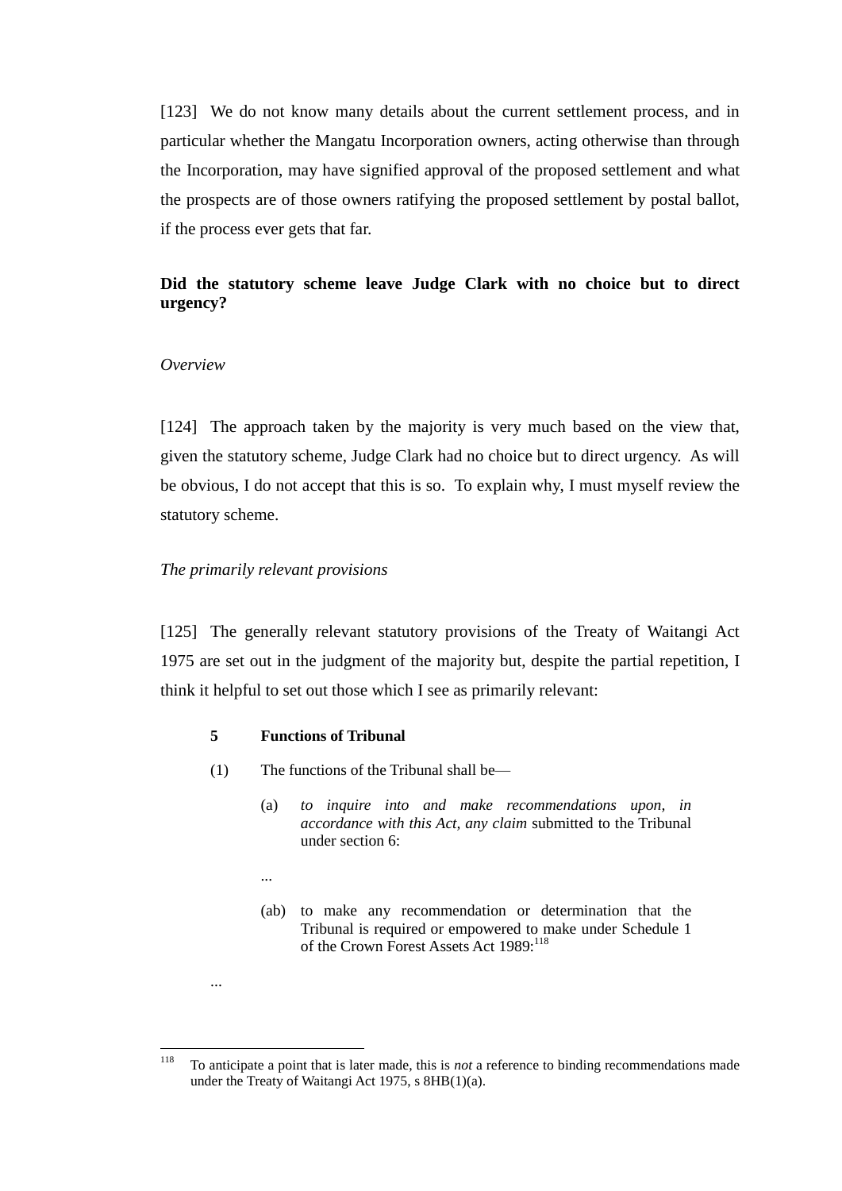[123] We do not know many details about the current settlement process, and in particular whether the Mangatu Incorporation owners, acting otherwise than through the Incorporation, may have signified approval of the proposed settlement and what the prospects are of those owners ratifying the proposed settlement by postal ballot, if the process ever gets that far.

**Did the statutory scheme leave Judge Clark with no choice but to direct urgency?**

*Overview*

[124] The approach taken by the majority is very much based on the view that, given the statutory scheme, Judge Clark had no choice but to direct urgency. As will be obvious, I do not accept that this is so. To explain why, I must myself review the statutory scheme.

*The primarily relevant provisions*

[125] The generally relevant statutory provisions of the Treaty of Waitangi Act 1975 are set out in the judgment of the majority but, despite the partial repetition, I think it helpful to set out those which I see as primarily relevant:

> **5 Functions of Tribunal**
>
> (1) The functions of the Tribunal shall be—
>
> (a) *to inquire into and make recommendations upon, in accordance with this Act, any claim* submitted to the Tribunal under section 6:
>
> ...
>
> (ab) to make any recommendation or determination that the Tribunal is required or empowered to make under Schedule 1 of the Crown Forest Assets Act 1989:[118]
>
> ...

[118] To anticipate a point that is later made, this is *not* a reference to binding recommendations made under the Treaty of Waitangi Act 1975, s 8HB(1)(a).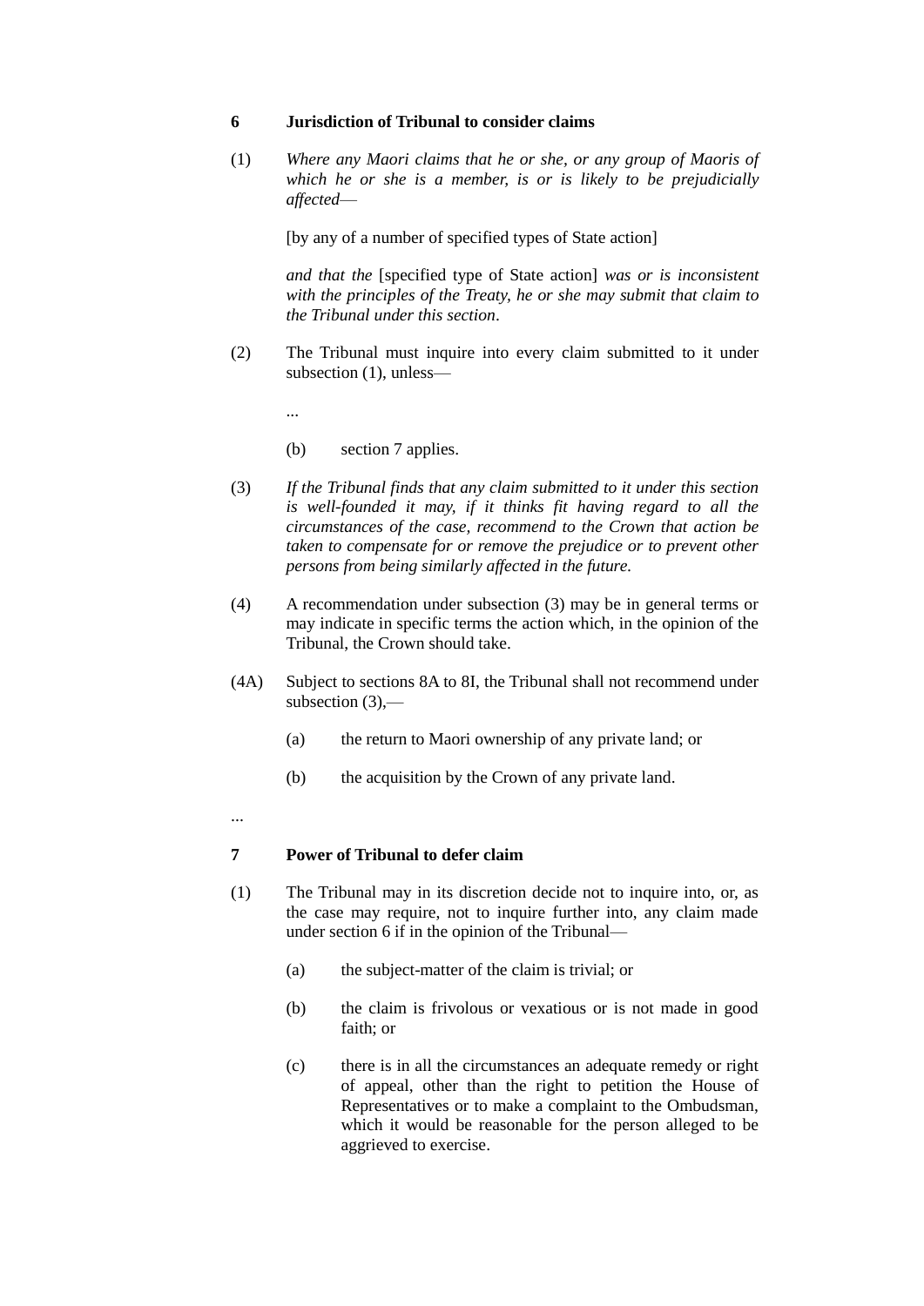**6 Jurisdiction of Tribunal to consider claims**

(1) *Where any Maori claims that he or she, or any group of Maoris of which he or she is a member, is or is likely to be prejudicially affected*—

[by any of a number of specified types of State action]

*and that the* [specified type of State action] *was or is inconsistent with the principles of the Treaty, he or she may submit that claim to the Tribunal under this section*.

(2) The Tribunal must inquire into every claim submitted to it under subsection (1), unless—

...

(b) section 7 applies.

(3) *If the Tribunal finds that any claim submitted to it under this section is well-founded it may, if it thinks fit having regard to all the circumstances of the case, recommend to the Crown that action be taken to compensate for or remove the prejudice or to prevent other persons from being similarly affected in the future.*

(4) A recommendation under subsection (3) may be in general terms or may indicate in specific terms the action which, in the opinion of the Tribunal, the Crown should take.

(4A) Subject to sections 8A to 8I, the Tribunal shall not recommend under subsection (3),—

(a) the return to Maori ownership of any private land; or

(b) the acquisition by the Crown of any private land.

...

**7 Power of Tribunal to defer claim**

(1) The Tribunal may in its discretion decide not to inquire into, or, as the case may require, not to inquire further into, any claim made under section 6 if in the opinion of the Tribunal—

(a) the subject-matter of the claim is trivial; or

(b) the claim is frivolous or vexatious or is not made in good faith; or

(c) there is in all the circumstances an adequate remedy or right of appeal, other than the right to petition the House of Representatives or to make a complaint to the Ombudsman, which it would be reasonable for the person alleged to be aggrieved to exercise.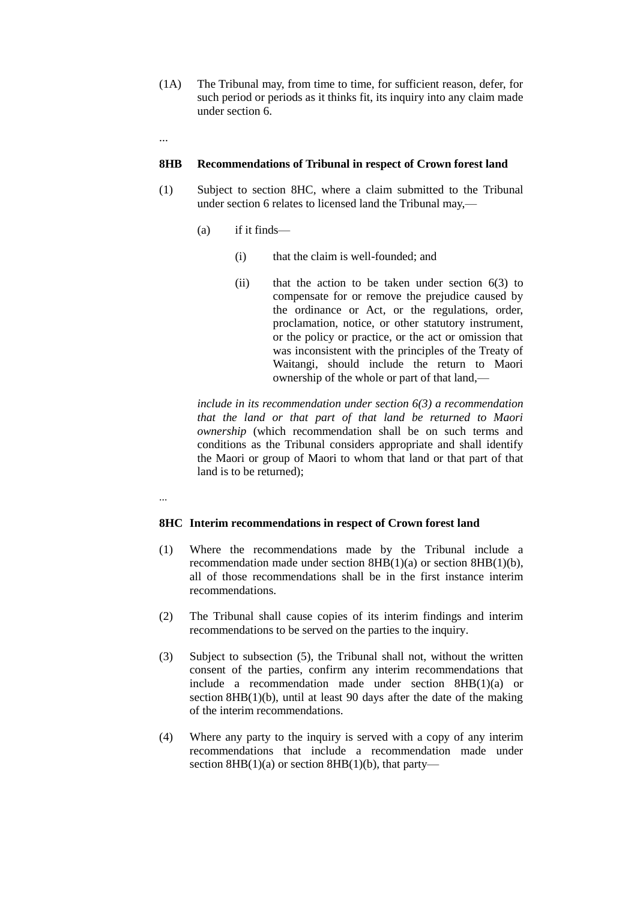(1A) The Tribunal may, from time to time, for sufficient reason, defer, for such period or periods as it thinks fit, its inquiry into any claim made under section 6.

...

**8HB Recommendations of Tribunal in respect of Crown forest land**

(1) Subject to section 8HC, where a claim submitted to the Tribunal under section 6 relates to licensed land the Tribunal may,—

(a) if it finds—

(i) that the claim is well-founded; and

(ii) that the action to be taken under section 6(3) to compensate for or remove the prejudice caused by the ordinance or Act, or the regulations, order, proclamation, notice, or other statutory instrument, or the policy or practice, or the act or omission that was inconsistent with the principles of the Treaty of Waitangi, should include the return to Maori ownership of the whole or part of that land,—

*include in its recommendation under section 6(3) a recommendation that the land or that part of that land be returned to Maori ownership* (which recommendation shall be on such terms and conditions as the Tribunal considers appropriate and shall identify the Maori or group of Maori to whom that land or that part of that land is to be returned);

...

**8HC Interim recommendations in respect of Crown forest land**

(1) Where the recommendations made by the Tribunal include a recommendation made under section 8HB(1)(a) or section 8HB(1)(b), all of those recommendations shall be in the first instance interim recommendations.

(2) The Tribunal shall cause copies of its interim findings and interim recommendations to be served on the parties to the inquiry.

(3) Subject to subsection (5), the Tribunal shall not, without the written consent of the parties, confirm any interim recommendations that include a recommendation made under section 8HB(1)(a) or section 8HB(1)(b), until at least 90 days after the date of the making of the interim recommendations.

(4) Where any party to the inquiry is served with a copy of any interim recommendations that include a recommendation made under section 8HB(1)(a) or section 8HB(1)(b), that party—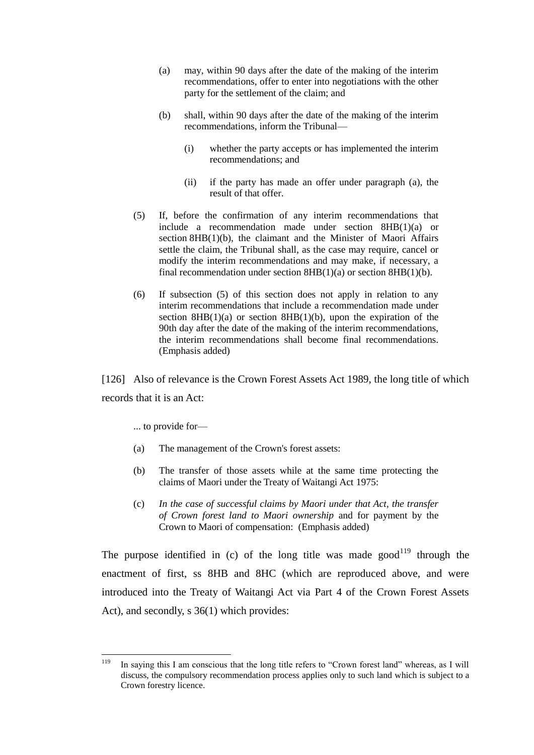> (a) may, within 90 days after the date of the making of the interim recommendations, offer to enter into negotiations with the other party for the settlement of the claim; and
>
> (b) shall, within 90 days after the date of the making of the interim recommendations, inform the Tribunal—
>
> > (i) whether the party accepts or has implemented the interim recommendations; and
> >
> > (ii) if the party has made an offer under paragraph (a), the result of that offer.
>
> (5) If, before the confirmation of any interim recommendations that include a recommendation made under section 8HB(1)(a) or section 8HB(1)(b), the claimant and the Minister of Maori Affairs settle the claim, the Tribunal shall, as the case may require, cancel or modify the interim recommendations and may make, if necessary, a final recommendation under section 8HB(1)(a) or section 8HB(1)(b).
>
> (6) If subsection (5) of this section does not apply in relation to any interim recommendations that include a recommendation made under section 8HB(1)(a) or section 8HB(1)(b), upon the expiration of the 90th day after the date of the making of the interim recommendations, the interim recommendations shall become final recommendations. (Emphasis added)

[126] Also of relevance is the Crown Forest Assets Act 1989, the long title of which records that it is an Act:

> ... to provide for—
>
> (a) The management of the Crown's forest assets:
>
> (b) The transfer of those assets while at the same time protecting the claims of Maori under the Treaty of Waitangi Act 1975:
>
> (c) *In the case of successful claims by Maori under that Act, the transfer of Crown forest land to Maori ownership* and for payment by the Crown to Maori of compensation: (Emphasis added)

The purpose identified in (c) of the long title was made good[119] through the enactment of first, ss 8HB and 8HC (which are reproduced above, and were introduced into the Treaty of Waitangi Act via Part 4 of the Crown Forest Assets Act), and secondly, s 36(1) which provides:

---

[119] In saying this I am conscious that the long title refers to "Crown forest land" whereas, as I will discuss, the compulsory recommendation process applies only to such land which is subject to a Crown forestry licence.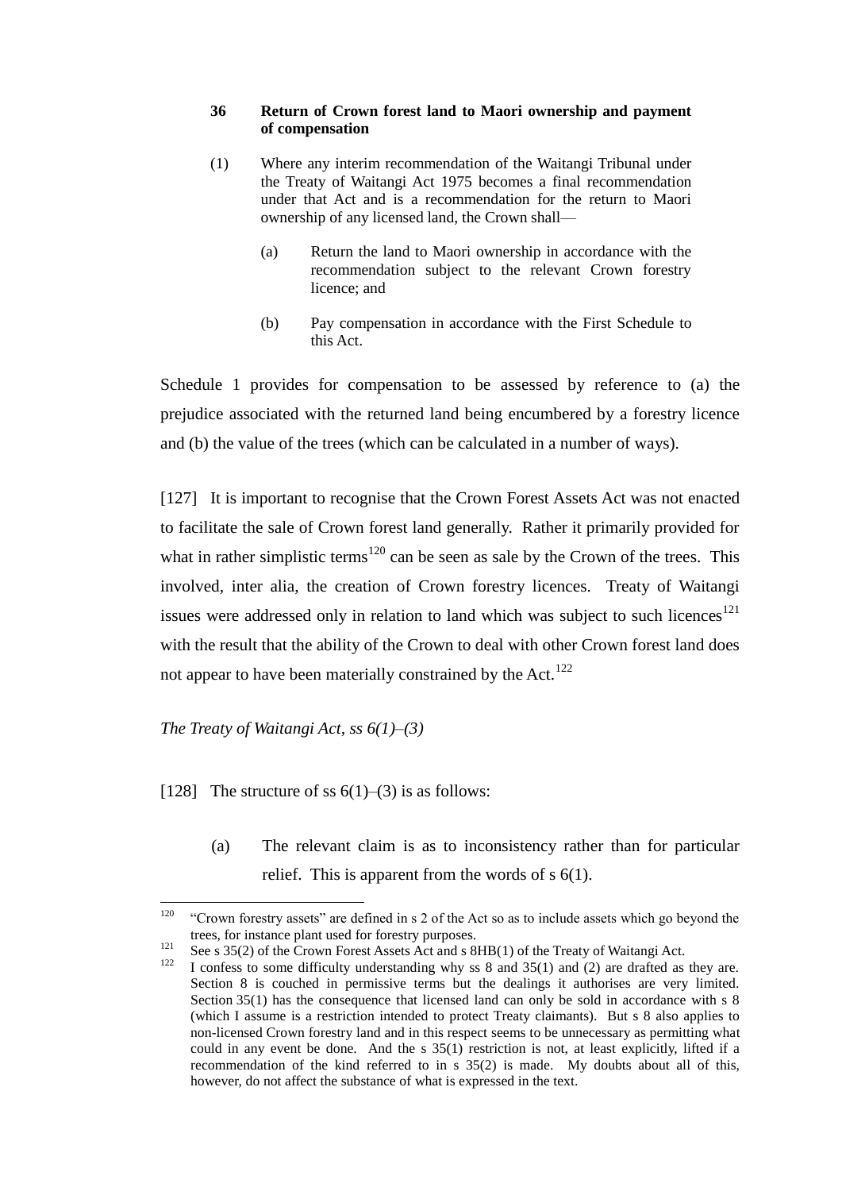**36 Return of Crown forest land to Maori ownership and payment of compensation**

(1) Where any interim recommendation of the Waitangi Tribunal under the Treaty of Waitangi Act 1975 becomes a final recommendation under that Act and is a recommendation for the return to Maori ownership of any licensed land, the Crown shall—

(a) Return the land to Maori ownership in accordance with the recommendation subject to the relevant Crown forestry licence; and

(b) Pay compensation in accordance with the First Schedule to this Act.

Schedule 1 provides for compensation to be assessed by reference to (a) the prejudice associated with the returned land being encumbered by a forestry licence and (b) the value of the trees (which can be calculated in a number of ways).

[127] It is important to recognise that the Crown Forest Assets Act was not enacted to facilitate the sale of Crown forest land generally. Rather it primarily provided for what in rather simplistic terms[120] can be seen as sale by the Crown of the trees. This involved, inter alia, the creation of Crown forestry licences. Treaty of Waitangi issues were addressed only in relation to land which was subject to such licences[121] with the result that the ability of the Crown to deal with other Crown forest land does not appear to have been materially constrained by the Act.[122]

*The Treaty of Waitangi Act, ss 6(1)–(3)*

[128] The structure of ss 6(1)–(3) is as follows:

(a) The relevant claim is as to inconsistency rather than for particular relief. This is apparent from the words of s 6(1).

---

[120] "Crown forestry assets" are defined in s 2 of the Act so as to include assets which go beyond the trees, for instance plant used for forestry purposes.

[121] See s 35(2) of the Crown Forest Assets Act and s 8HB(1) of the Treaty of Waitangi Act.

[122] I confess to some difficulty understanding why ss 8 and 35(1) and (2) are drafted as they are. Section 8 is couched in permissive terms but the dealings it authorises are very limited. Section 35(1) has the consequence that licensed land can only be sold in accordance with s 8 (which I assume is a restriction intended to protect Treaty claimants). But s 8 also applies to non-licensed Crown forestry land and in this respect seems to be unnecessary as permitting what could in any event be done. And the s 35(1) restriction is not, at least explicitly, lifted if a recommendation of the kind referred to in s 35(2) is made. My doubts about all of this, however, do not affect the substance of what is expressed in the text.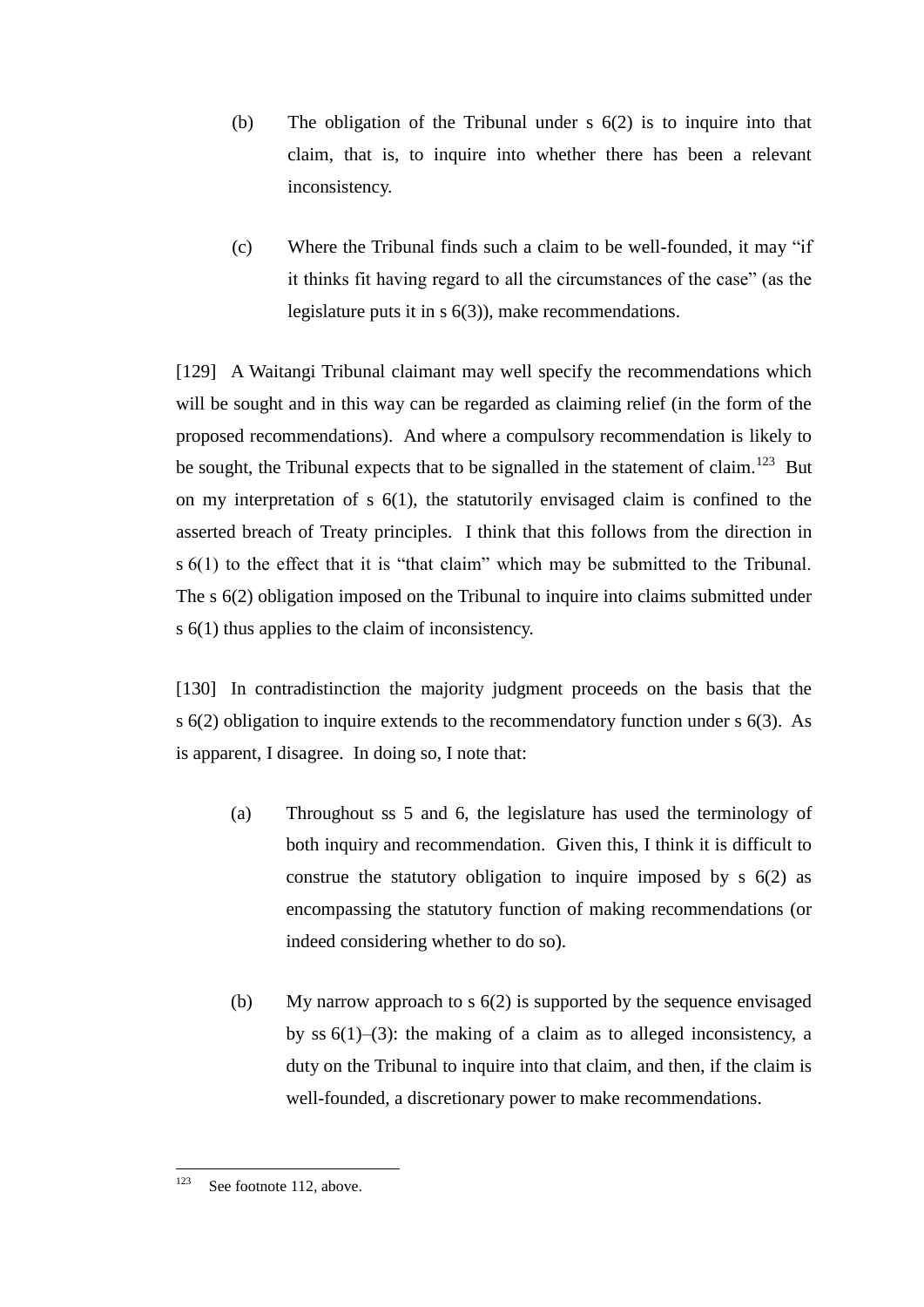(b) The obligation of the Tribunal under s 6(2) is to inquire into that claim, that is, to inquire into whether there has been a relevant inconsistency.

(c) Where the Tribunal finds such a claim to be well-founded, it may "if it thinks fit having regard to all the circumstances of the case" (as the legislature puts it in s 6(3)), make recommendations.

[129] A Waitangi Tribunal claimant may well specify the recommendations which will be sought and in this way can be regarded as claiming relief (in the form of the proposed recommendations). And where a compulsory recommendation is likely to be sought, the Tribunal expects that to be signalled in the statement of claim.[123] But on my interpretation of s 6(1), the statutorily envisaged claim is confined to the asserted breach of Treaty principles. I think that this follows from the direction in s 6(1) to the effect that it is "that claim" which may be submitted to the Tribunal. The s 6(2) obligation imposed on the Tribunal to inquire into claims submitted under s 6(1) thus applies to the claim of inconsistency.

[130] In contradistinction the majority judgment proceeds on the basis that the s 6(2) obligation to inquire extends to the recommendatory function under s 6(3). As is apparent, I disagree. In doing so, I note that:

(a) Throughout ss 5 and 6, the legislature has used the terminology of both inquiry and recommendation. Given this, I think it is difficult to construe the statutory obligation to inquire imposed by s 6(2) as encompassing the statutory function of making recommendations (or indeed considering whether to do so).

(b) My narrow approach to s 6(2) is supported by the sequence envisaged by ss 6(1)–(3): the making of a claim as to alleged inconsistency, a duty on the Tribunal to inquire into that claim, and then, if the claim is well-founded, a discretionary power to make recommendations.

---

[123] See footnote 112, above.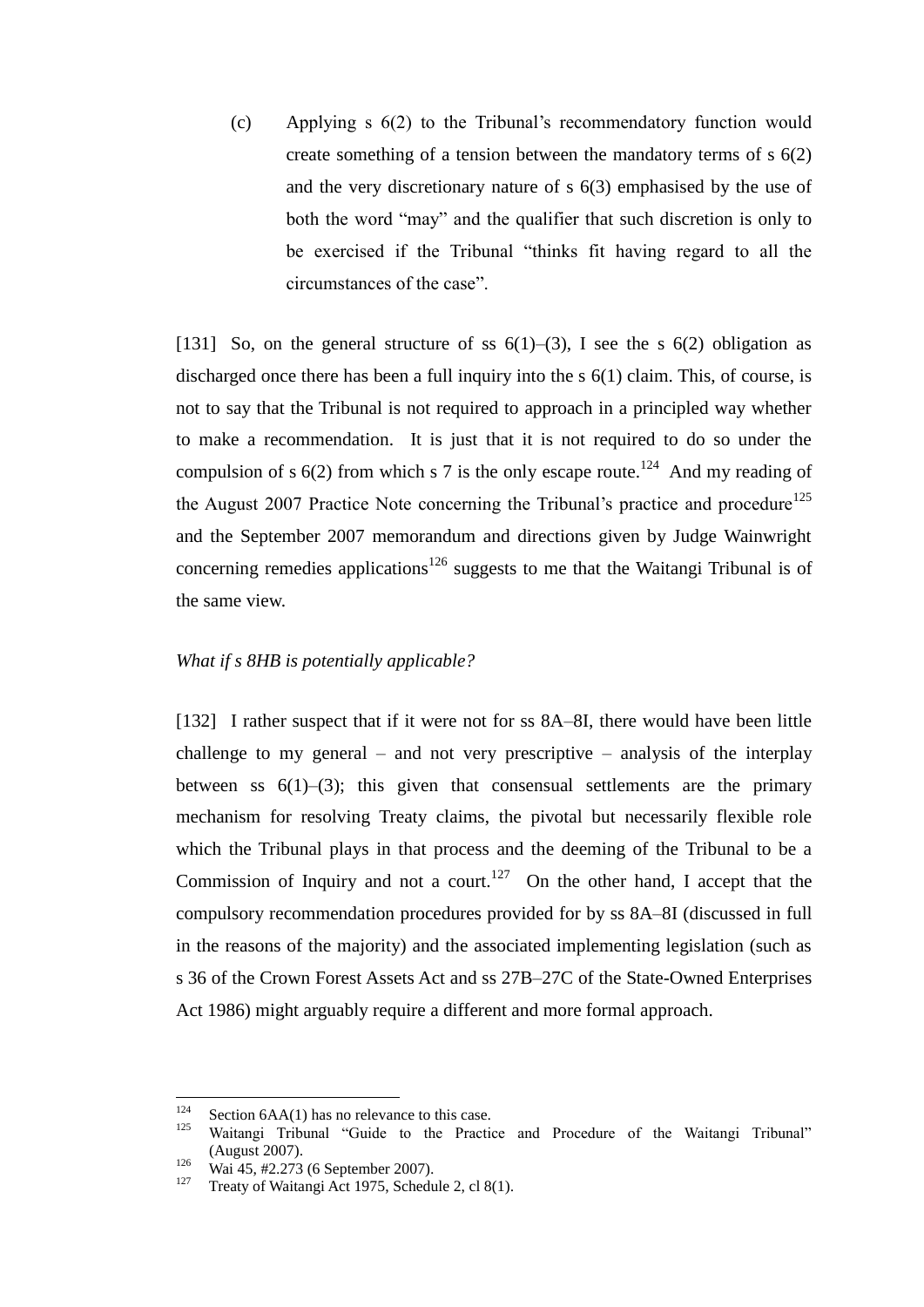(c) Applying s 6(2) to the Tribunal's recommendatory function would create something of a tension between the mandatory terms of s 6(2) and the very discretionary nature of s 6(3) emphasised by the use of both the word "may" and the qualifier that such discretion is only to be exercised if the Tribunal "thinks fit having regard to all the circumstances of the case".

[131] So, on the general structure of ss 6(1)–(3), I see the s 6(2) obligation as discharged once there has been a full inquiry into the s 6(1) claim. This, of course, is not to say that the Tribunal is not required to approach in a principled way whether to make a recommendation. It is just that it is not required to do so under the compulsion of s 6(2) from which s 7 is the only escape route.[124] And my reading of the August 2007 Practice Note concerning the Tribunal's practice and procedure[125] and the September 2007 memorandum and directions given by Judge Wainwright concerning remedies applications[126] suggests to me that the Waitangi Tribunal is of the same view.

*What if s 8HB is potentially applicable?*

[132] I rather suspect that if it were not for ss 8A–8I, there would have been little challenge to my general – and not very prescriptive – analysis of the interplay between ss 6(1)–(3); this given that consensual settlements are the primary mechanism for resolving Treaty claims, the pivotal but necessarily flexible role which the Tribunal plays in that process and the deeming of the Tribunal to be a Commission of Inquiry and not a court.[127] On the other hand, I accept that the compulsory recommendation procedures provided for by ss 8A–8I (discussed in full in the reasons of the majority) and the associated implementing legislation (such as s 36 of the Crown Forest Assets Act and ss 27B–27C of the State-Owned Enterprises Act 1986) might arguably require a different and more formal approach.

---

[124] Section 6AA(1) has no relevance to this case.

[125] Waitangi Tribunal "Guide to the Practice and Procedure of the Waitangi Tribunal" (August 2007).

[126] Wai 45, #2.273 (6 September 2007).

[127] Treaty of Waitangi Act 1975, Schedule 2, cl 8(1).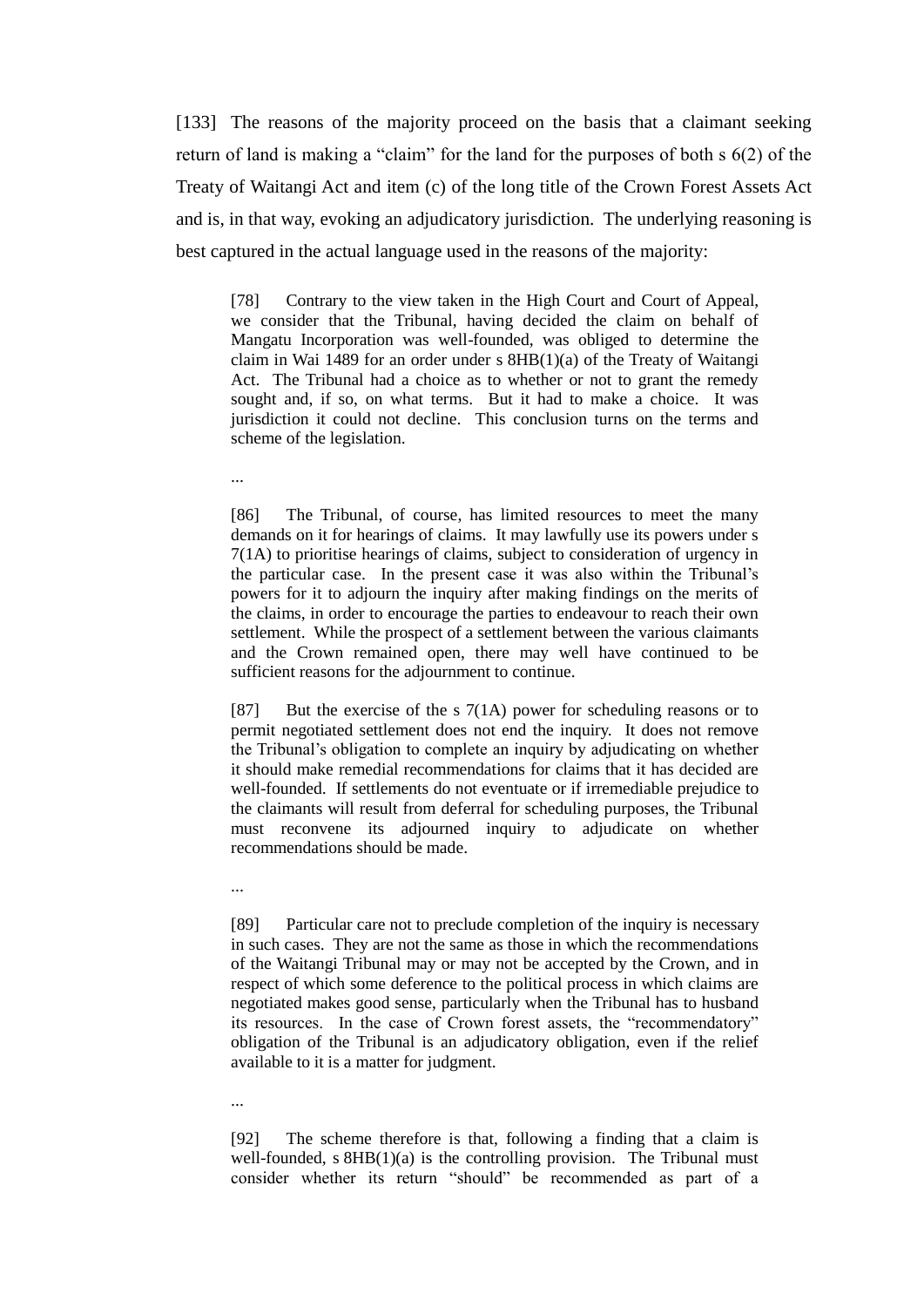[133] The reasons of the majority proceed on the basis that a claimant seeking return of land is making a "claim" for the land for the purposes of both s 6(2) of the Treaty of Waitangi Act and item (c) of the long title of the Crown Forest Assets Act and is, in that way, evoking an adjudicatory jurisdiction. The underlying reasoning is best captured in the actual language used in the reasons of the majority:

> [78] Contrary to the view taken in the High Court and Court of Appeal, we consider that the Tribunal, having decided the claim on behalf of Mangatu Incorporation was well-founded, was obliged to determine the claim in Wai 1489 for an order under s 8HB(1)(a) of the Treaty of Waitangi Act. The Tribunal had a choice as to whether or not to grant the remedy sought and, if so, on what terms. But it had to make a choice. It was jurisdiction it could not decline. This conclusion turns on the terms and scheme of the legislation.
>
> ...
>
> [86] The Tribunal, of course, has limited resources to meet the many demands on it for hearings of claims. It may lawfully use its powers under s 7(1A) to prioritise hearings of claims, subject to consideration of urgency in the particular case. In the present case it was also within the Tribunal's powers for it to adjourn the inquiry after making findings on the merits of the claims, in order to encourage the parties to endeavour to reach their own settlement. While the prospect of a settlement between the various claimants and the Crown remained open, there may well have continued to be sufficient reasons for the adjournment to continue.
>
> [87] But the exercise of the s 7(1A) power for scheduling reasons or to permit negotiated settlement does not end the inquiry. It does not remove the Tribunal's obligation to complete an inquiry by adjudicating on whether it should make remedial recommendations for claims that it has decided are well-founded. If settlements do not eventuate or if irremediable prejudice to the claimants will result from deferral for scheduling purposes, the Tribunal must reconvene its adjourned inquiry to adjudicate on whether recommendations should be made.
>
> ...
>
> [89] Particular care not to preclude completion of the inquiry is necessary in such cases. They are not the same as those in which the recommendations of the Waitangi Tribunal may or may not be accepted by the Crown, and in respect of which some deference to the political process in which claims are negotiated makes good sense, particularly when the Tribunal has to husband its resources. In the case of Crown forest assets, the "recommendatory" obligation of the Tribunal is an adjudicatory obligation, even if the relief available to it is a matter for judgment.
>
> ...
>
> [92] The scheme therefore is that, following a finding that a claim is well-founded, s 8HB(1)(a) is the controlling provision. The Tribunal must consider whether its return "should" be recommended as part of a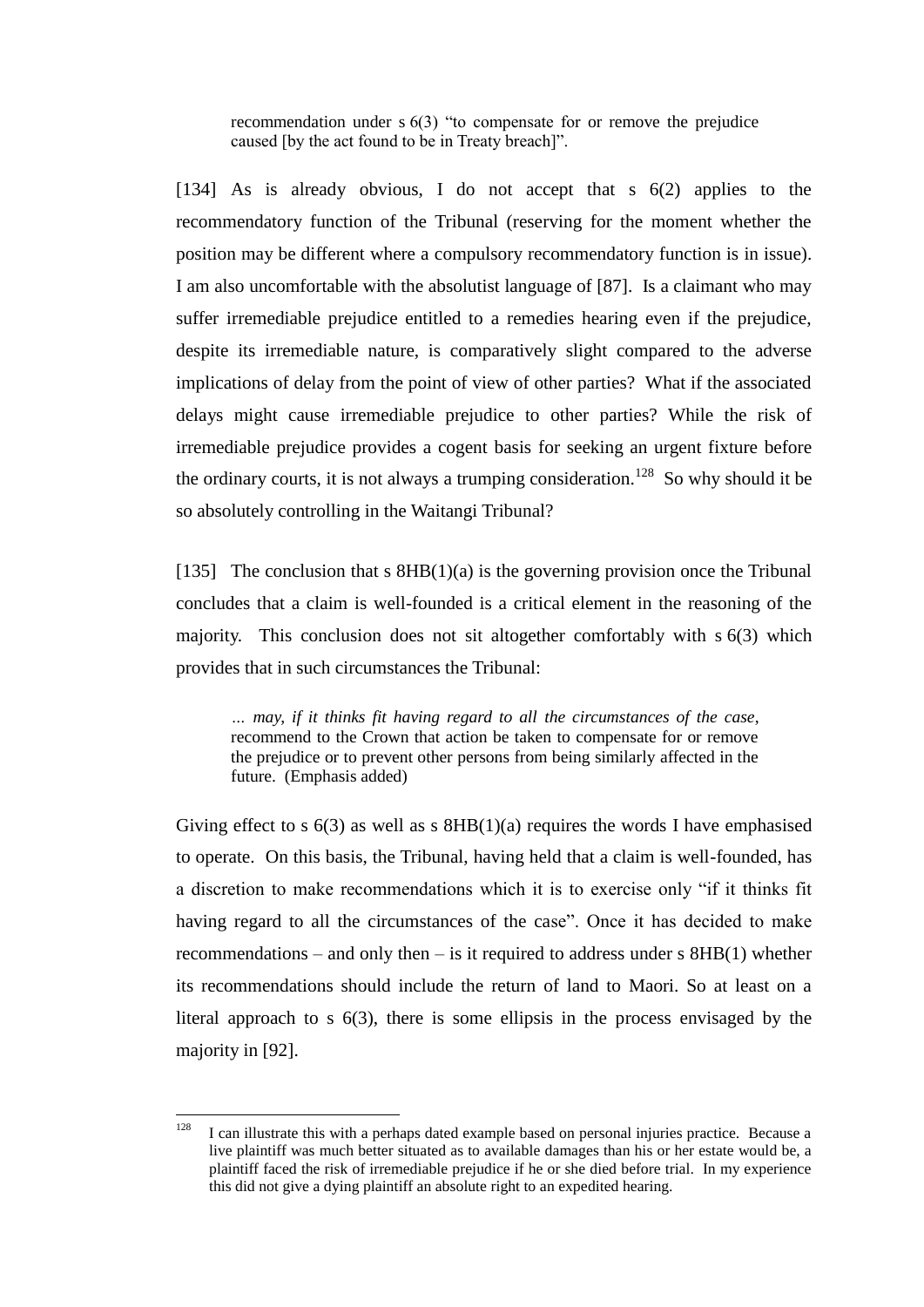> recommendation under s 6(3) "to compensate for or remove the prejudice caused [by the act found to be in Treaty breach]".

[134] As is already obvious, I do not accept that s 6(2) applies to the recommendatory function of the Tribunal (reserving for the moment whether the position may be different where a compulsory recommendatory function is in issue). I am also uncomfortable with the absolutist language of [87]. Is a claimant who may suffer irremediable prejudice entitled to a remedies hearing even if the prejudice, despite its irremediable nature, is comparatively slight compared to the adverse implications of delay from the point of view of other parties? What if the associated delays might cause irremediable prejudice to other parties? While the risk of irremediable prejudice provides a cogent basis for seeking an urgent fixture before the ordinary courts, it is not always a trumping consideration.[128] So why should it be so absolutely controlling in the Waitangi Tribunal?

[135] The conclusion that s 8HB(1)(a) is the governing provision once the Tribunal concludes that a claim is well-founded is a critical element in the reasoning of the majority. This conclusion does not sit altogether comfortably with s 6(3) which provides that in such circumstances the Tribunal:

> *… may, if it thinks fit having regard to all the circumstances of the case*, recommend to the Crown that action be taken to compensate for or remove the prejudice or to prevent other persons from being similarly affected in the future. (Emphasis added)

Giving effect to s 6(3) as well as s 8HB(1)(a) requires the words I have emphasised to operate. On this basis, the Tribunal, having held that a claim is well-founded, has a discretion to make recommendations which it is to exercise only "if it thinks fit having regard to all the circumstances of the case". Once it has decided to make recommendations – and only then – is it required to address under s 8HB(1) whether its recommendations should include the return of land to Maori. So at least on a literal approach to s 6(3), there is some ellipsis in the process envisaged by the majority in [92].

---

[128] I can illustrate this with a perhaps dated example based on personal injuries practice. Because a live plaintiff was much better situated as to available damages than his or her estate would be, a plaintiff faced the risk of irremediable prejudice if he or she died before trial. In my experience this did not give a dying plaintiff an absolute right to an expedited hearing.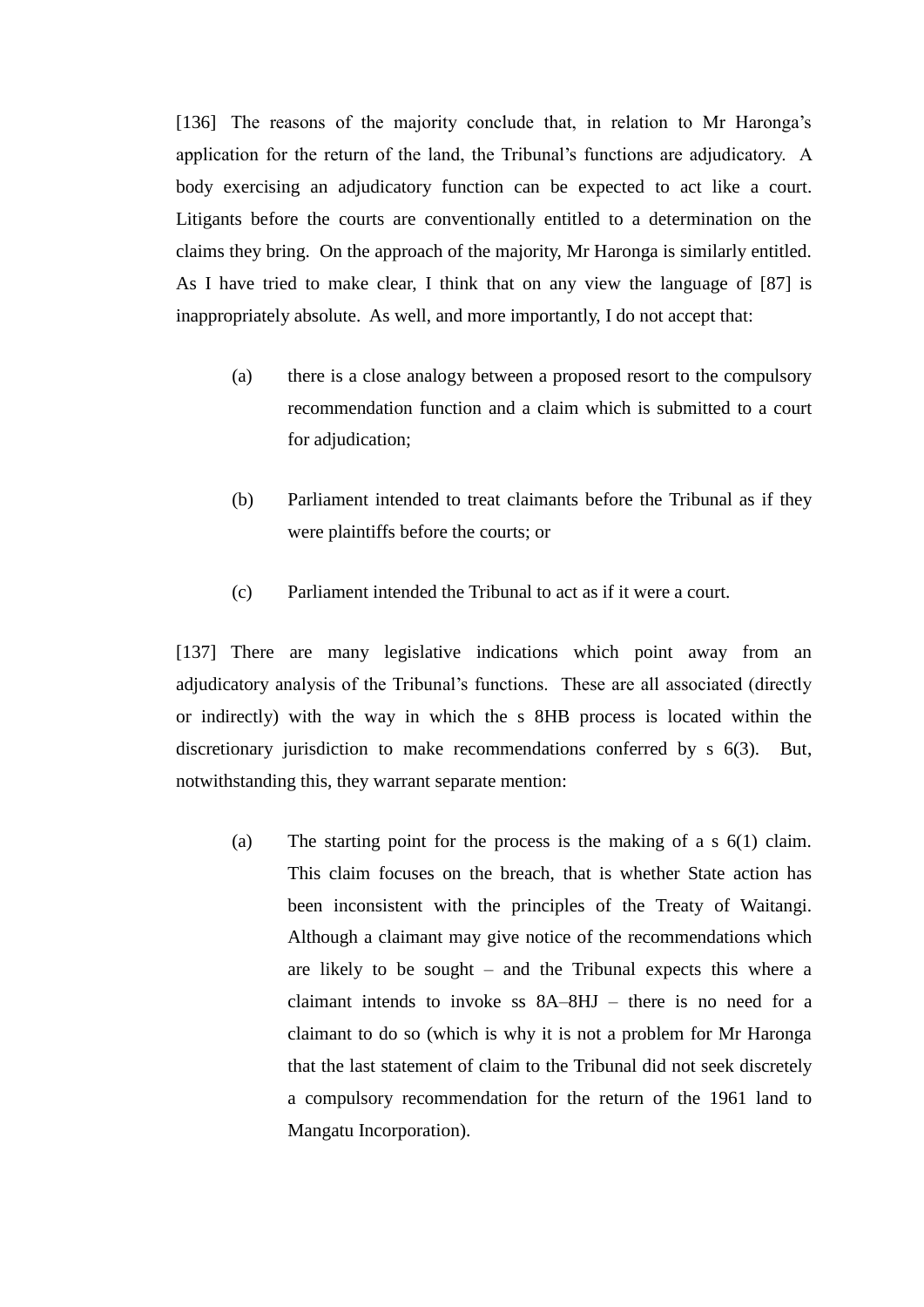[136] The reasons of the majority conclude that, in relation to Mr Haronga's application for the return of the land, the Tribunal's functions are adjudicatory. A body exercising an adjudicatory function can be expected to act like a court. Litigants before the courts are conventionally entitled to a determination on the claims they bring. On the approach of the majority, Mr Haronga is similarly entitled. As I have tried to make clear, I think that on any view the language of [87] is inappropriately absolute. As well, and more importantly, I do not accept that:

(a) there is a close analogy between a proposed resort to the compulsory recommendation function and a claim which is submitted to a court for adjudication;

(b) Parliament intended to treat claimants before the Tribunal as if they were plaintiffs before the courts; or

(c) Parliament intended the Tribunal to act as if it were a court.

[137] There are many legislative indications which point away from an adjudicatory analysis of the Tribunal's functions. These are all associated (directly or indirectly) with the way in which the s 8HB process is located within the discretionary jurisdiction to make recommendations conferred by s 6(3). But, notwithstanding this, they warrant separate mention:

(a) The starting point for the process is the making of a s 6(1) claim. This claim focuses on the breach, that is whether State action has been inconsistent with the principles of the Treaty of Waitangi. Although a claimant may give notice of the recommendations which are likely to be sought – and the Tribunal expects this where a claimant intends to invoke ss 8A–8HJ – there is no need for a claimant to do so (which is why it is not a problem for Mr Haronga that the last statement of claim to the Tribunal did not seek discretely a compulsory recommendation for the return of the 1961 land to Mangatu Incorporation).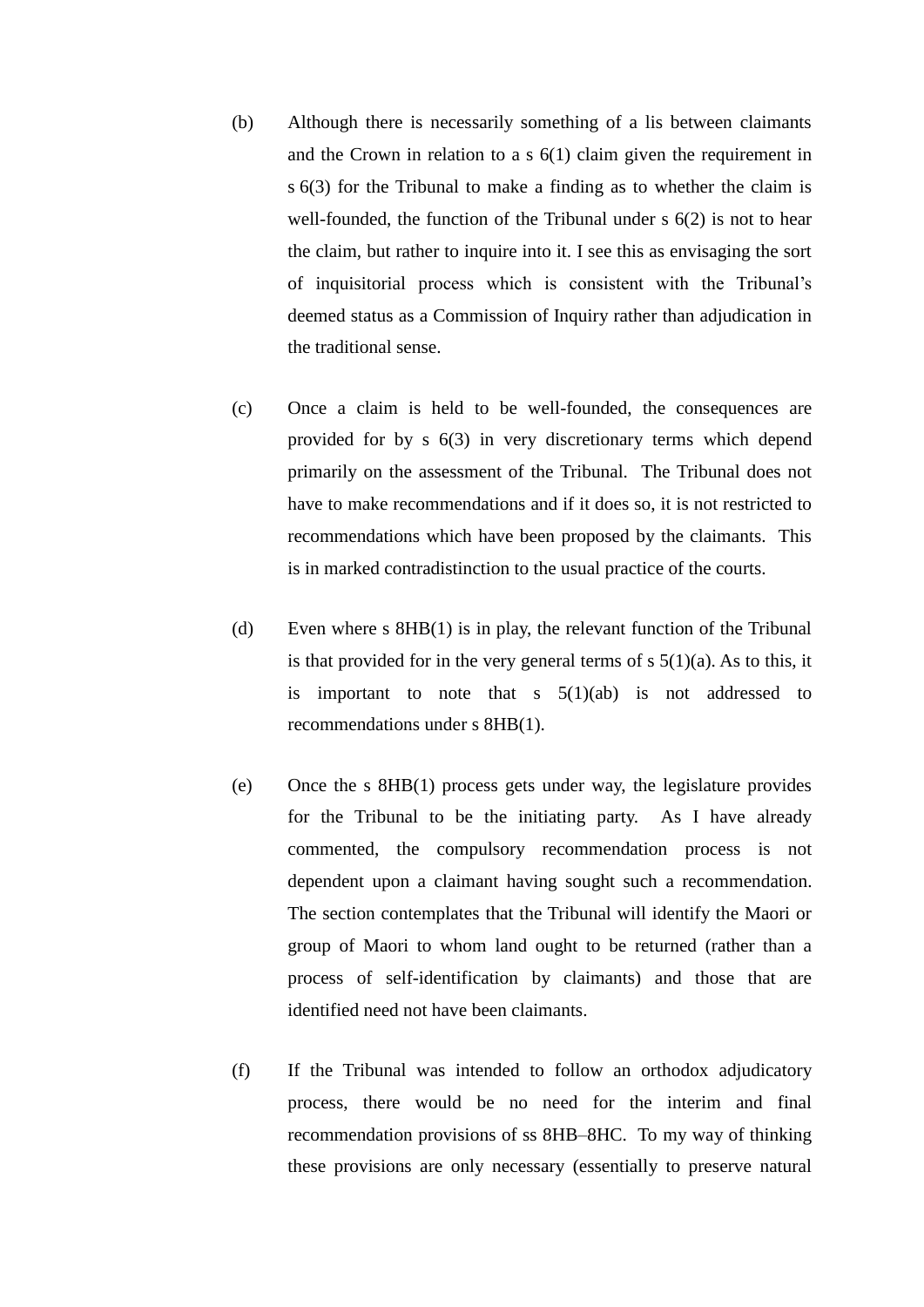(b) Although there is necessarily something of a lis between claimants and the Crown in relation to a s 6(1) claim given the requirement in s 6(3) for the Tribunal to make a finding as to whether the claim is well-founded, the function of the Tribunal under s 6(2) is not to hear the claim, but rather to inquire into it. I see this as envisaging the sort of inquisitorial process which is consistent with the Tribunal's deemed status as a Commission of Inquiry rather than adjudication in the traditional sense.

(c) Once a claim is held to be well-founded, the consequences are provided for by s 6(3) in very discretionary terms which depend primarily on the assessment of the Tribunal. The Tribunal does not have to make recommendations and if it does so, it is not restricted to recommendations which have been proposed by the claimants. This is in marked contradistinction to the usual practice of the courts.

(d) Even where s 8HB(1) is in play, the relevant function of the Tribunal is that provided for in the very general terms of s 5(1)(a). As to this, it is important to note that s 5(1)(ab) is not addressed to recommendations under s 8HB(1).

(e) Once the s 8HB(1) process gets under way, the legislature provides for the Tribunal to be the initiating party. As I have already commented, the compulsory recommendation process is not dependent upon a claimant having sought such a recommendation. The section contemplates that the Tribunal will identify the Maori or group of Maori to whom land ought to be returned (rather than a process of self-identification by claimants) and those that are identified need not have been claimants.

(f) If the Tribunal was intended to follow an orthodox adjudicatory process, there would be no need for the interim and final recommendation provisions of ss 8HB–8HC. To my way of thinking these provisions are only necessary (essentially to preserve natural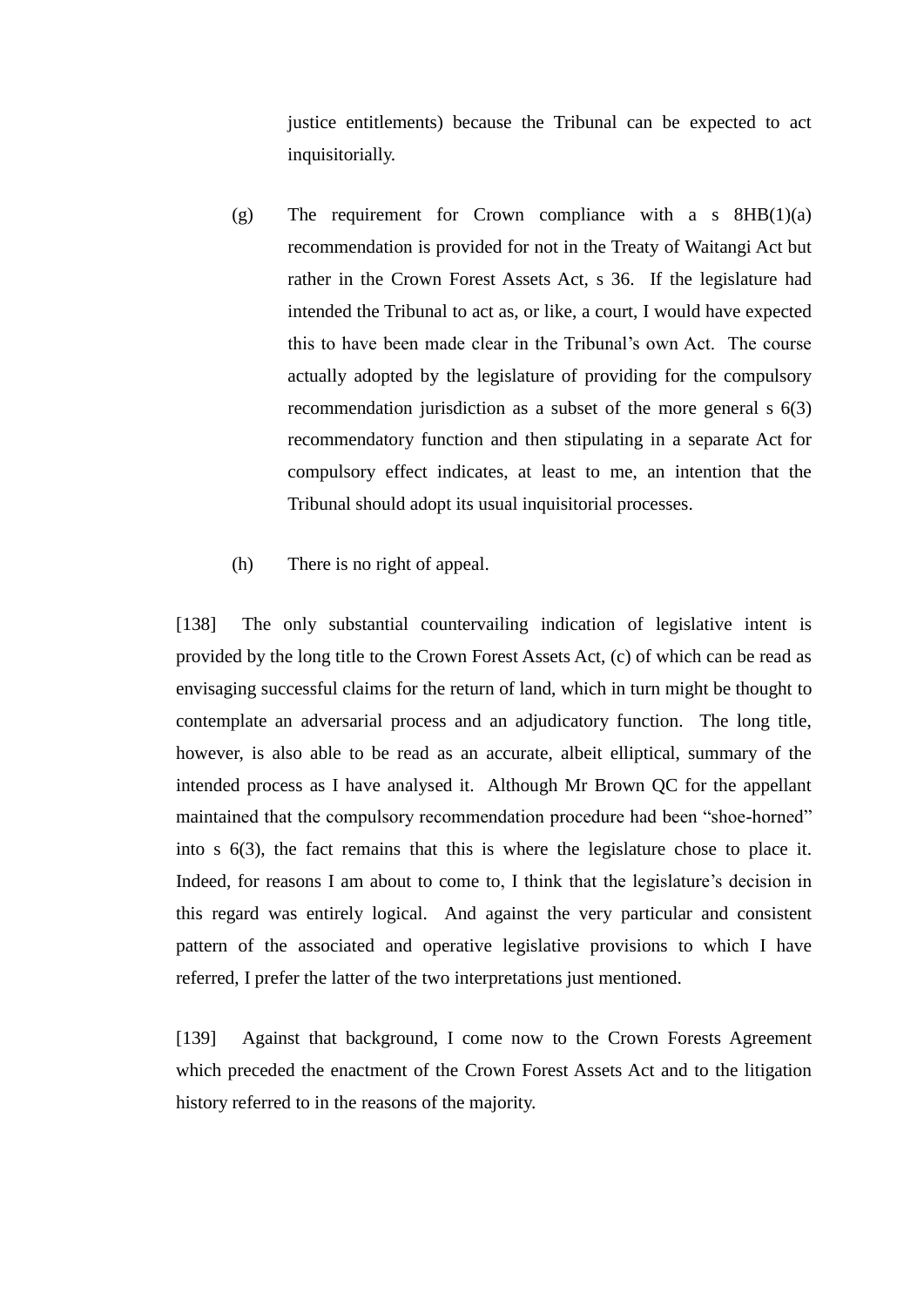justice entitlements) because the Tribunal can be expected to act inquisitorially.

(g) The requirement for Crown compliance with a s 8HB(1)(a) recommendation is provided for not in the Treaty of Waitangi Act but rather in the Crown Forest Assets Act, s 36. If the legislature had intended the Tribunal to act as, or like, a court, I would have expected this to have been made clear in the Tribunal's own Act. The course actually adopted by the legislature of providing for the compulsory recommendation jurisdiction as a subset of the more general s 6(3) recommendatory function and then stipulating in a separate Act for compulsory effect indicates, at least to me, an intention that the Tribunal should adopt its usual inquisitorial processes.

(h) There is no right of appeal.

[138] The only substantial countervailing indication of legislative intent is provided by the long title to the Crown Forest Assets Act, (c) of which can be read as envisaging successful claims for the return of land, which in turn might be thought to contemplate an adversarial process and an adjudicatory function. The long title, however, is also able to be read as an accurate, albeit elliptical, summary of the intended process as I have analysed it. Although Mr Brown QC for the appellant maintained that the compulsory recommendation procedure had been "shoe-horned" into s 6(3), the fact remains that this is where the legislature chose to place it. Indeed, for reasons I am about to come to, I think that the legislature's decision in this regard was entirely logical. And against the very particular and consistent pattern of the associated and operative legislative provisions to which I have referred, I prefer the latter of the two interpretations just mentioned.

[139] Against that background, I come now to the Crown Forests Agreement which preceded the enactment of the Crown Forest Assets Act and to the litigation history referred to in the reasons of the majority.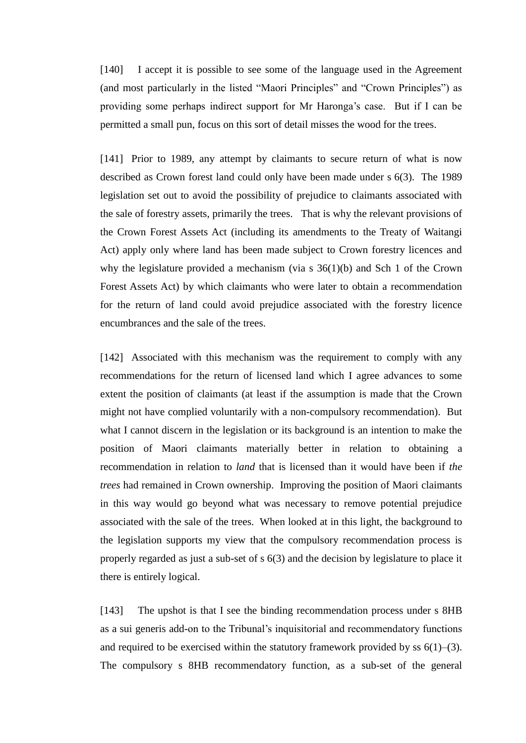[140] I accept it is possible to see some of the language used in the Agreement (and most particularly in the listed "Maori Principles" and "Crown Principles") as providing some perhaps indirect support for Mr Haronga's case. But if I can be permitted a small pun, focus on this sort of detail misses the wood for the trees.

[141] Prior to 1989, any attempt by claimants to secure return of what is now described as Crown forest land could only have been made under s 6(3). The 1989 legislation set out to avoid the possibility of prejudice to claimants associated with the sale of forestry assets, primarily the trees. That is why the relevant provisions of the Crown Forest Assets Act (including its amendments to the Treaty of Waitangi Act) apply only where land has been made subject to Crown forestry licences and why the legislature provided a mechanism (via s 36(1)(b) and Sch 1 of the Crown Forest Assets Act) by which claimants who were later to obtain a recommendation for the return of land could avoid prejudice associated with the forestry licence encumbrances and the sale of the trees.

[142] Associated with this mechanism was the requirement to comply with any recommendations for the return of licensed land which I agree advances to some extent the position of claimants (at least if the assumption is made that the Crown might not have complied voluntarily with a non-compulsory recommendation). But what I cannot discern in the legislation or its background is an intention to make the position of Maori claimants materially better in relation to obtaining a recommendation in relation to *land* that is licensed than it would have been if *the trees* had remained in Crown ownership. Improving the position of Maori claimants in this way would go beyond what was necessary to remove potential prejudice associated with the sale of the trees. When looked at in this light, the background to the legislation supports my view that the compulsory recommendation process is properly regarded as just a sub-set of s 6(3) and the decision by legislature to place it there is entirely logical.

[143] The upshot is that I see the binding recommendation process under s 8HB as a sui generis add-on to the Tribunal's inquisitorial and recommendatory functions and required to be exercised within the statutory framework provided by ss 6(1)–(3). The compulsory s 8HB recommendatory function, as a sub-set of the general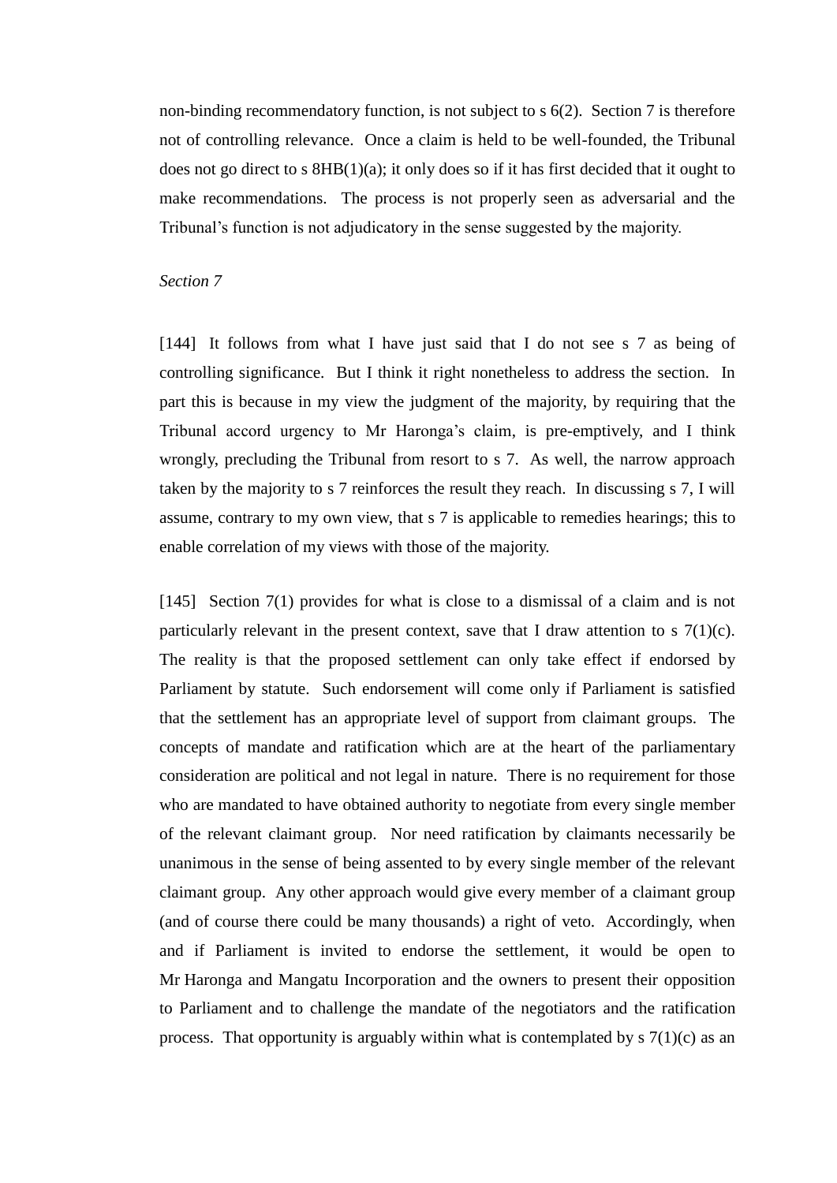non-binding recommendatory function, is not subject to s 6(2). Section 7 is therefore not of controlling relevance. Once a claim is held to be well-founded, the Tribunal does not go direct to s 8HB(1)(a); it only does so if it has first decided that it ought to make recommendations. The process is not properly seen as adversarial and the Tribunal's function is not adjudicatory in the sense suggested by the majority.

*Section 7*

[144] It follows from what I have just said that I do not see s 7 as being of controlling significance. But I think it right nonetheless to address the section. In part this is because in my view the judgment of the majority, by requiring that the Tribunal accord urgency to Mr Haronga's claim, is pre-emptively, and I think wrongly, precluding the Tribunal from resort to s 7. As well, the narrow approach taken by the majority to s 7 reinforces the result they reach. In discussing s 7, I will assume, contrary to my own view, that s 7 is applicable to remedies hearings; this to enable correlation of my views with those of the majority.

[145] Section 7(1) provides for what is close to a dismissal of a claim and is not particularly relevant in the present context, save that I draw attention to s 7(1)(c). The reality is that the proposed settlement can only take effect if endorsed by Parliament by statute. Such endorsement will come only if Parliament is satisfied that the settlement has an appropriate level of support from claimant groups. The concepts of mandate and ratification which are at the heart of the parliamentary consideration are political and not legal in nature. There is no requirement for those who are mandated to have obtained authority to negotiate from every single member of the relevant claimant group. Nor need ratification by claimants necessarily be unanimous in the sense of being assented to by every single member of the relevant claimant group. Any other approach would give every member of a claimant group (and of course there could be many thousands) a right of veto. Accordingly, when and if Parliament is invited to endorse the settlement, it would be open to Mr Haronga and Mangatu Incorporation and the owners to present their opposition to Parliament and to challenge the mandate of the negotiators and the ratification process. That opportunity is arguably within what is contemplated by s 7(1)(c) as an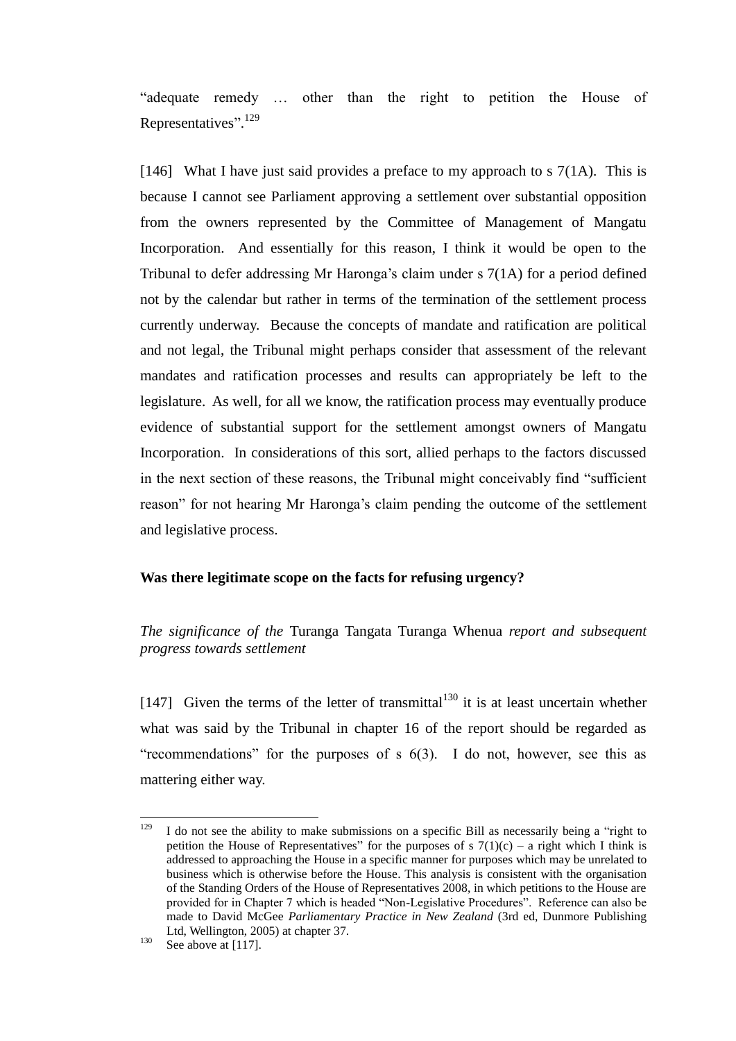"adequate remedy … other than the right to petition the House of Representatives".[129]

[146] What I have just said provides a preface to my approach to s 7(1A). This is because I cannot see Parliament approving a settlement over substantial opposition from the owners represented by the Committee of Management of Mangatu Incorporation. And essentially for this reason, I think it would be open to the Tribunal to defer addressing Mr Haronga's claim under s 7(1A) for a period defined not by the calendar but rather in terms of the termination of the settlement process currently underway. Because the concepts of mandate and ratification are political and not legal, the Tribunal might perhaps consider that assessment of the relevant mandates and ratification processes and results can appropriately be left to the legislature. As well, for all we know, the ratification process may eventually produce evidence of substantial support for the settlement amongst owners of Mangatu Incorporation. In considerations of this sort, allied perhaps to the factors discussed in the next section of these reasons, the Tribunal might conceivably find "sufficient reason" for not hearing Mr Haronga's claim pending the outcome of the settlement and legislative process.

**Was there legitimate scope on the facts for refusing urgency?**

*The significance of the* Turanga Tangata Turanga Whenua *report and subsequent progress towards settlement*

[147] Given the terms of the letter of transmittal[130] it is at least uncertain whether what was said by the Tribunal in chapter 16 of the report should be regarded as "recommendations" for the purposes of s 6(3). I do not, however, see this as mattering either way.

---

[129] I do not see the ability to make submissions on a specific Bill as necessarily being a "right to petition the House of Representatives" for the purposes of s 7(1)(c) – a right which I think is addressed to approaching the House in a specific manner for purposes which may be unrelated to business which is otherwise before the House. This analysis is consistent with the organisation of the Standing Orders of the House of Representatives 2008, in which petitions to the House are provided for in Chapter 7 which is headed "Non-Legislative Procedures". Reference can also be made to David McGee *Parliamentary Practice in New Zealand* (3rd ed, Dunmore Publishing Ltd, Wellington, 2005) at chapter 37.

[130] See above at [117].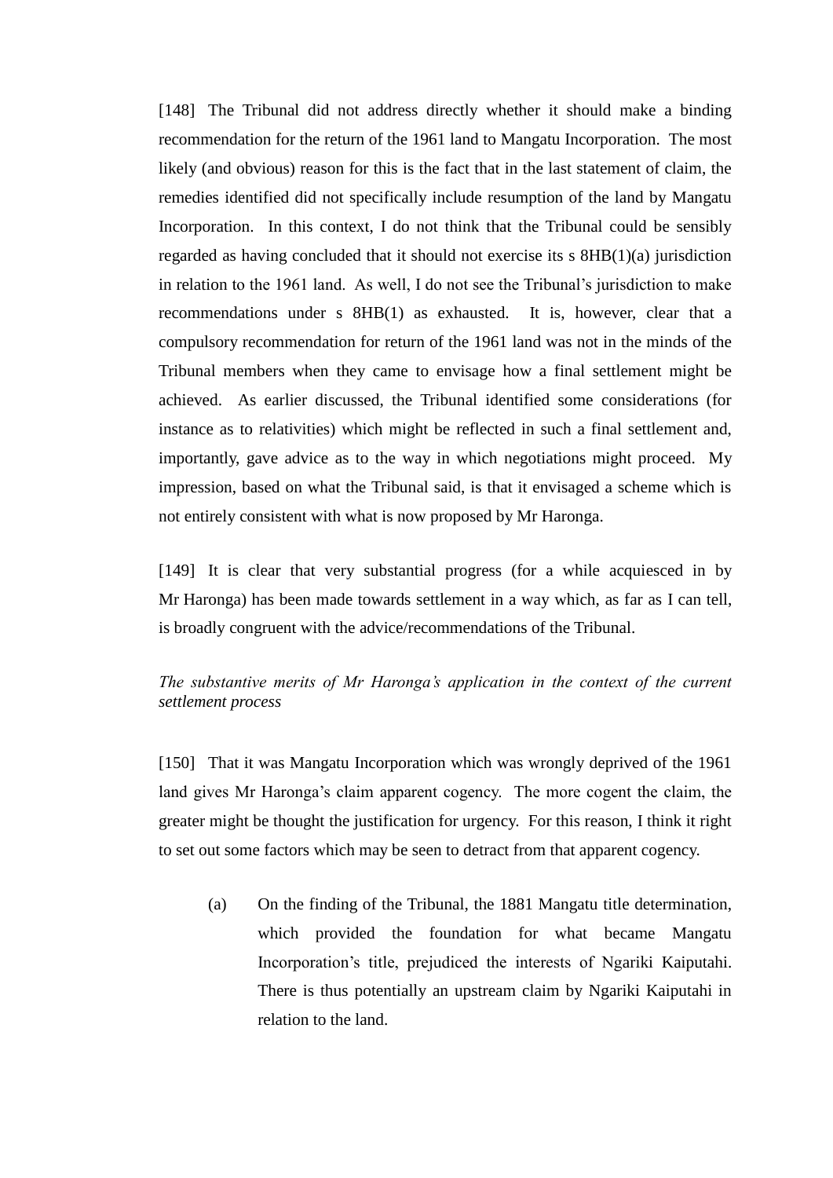[148] The Tribunal did not address directly whether it should make a binding recommendation for the return of the 1961 land to Mangatu Incorporation. The most likely (and obvious) reason for this is the fact that in the last statement of claim, the remedies identified did not specifically include resumption of the land by Mangatu Incorporation. In this context, I do not think that the Tribunal could be sensibly regarded as having concluded that it should not exercise its s 8HB(1)(a) jurisdiction in relation to the 1961 land. As well, I do not see the Tribunal's jurisdiction to make recommendations under s 8HB(1) as exhausted. It is, however, clear that a compulsory recommendation for return of the 1961 land was not in the minds of the Tribunal members when they came to envisage how a final settlement might be achieved. As earlier discussed, the Tribunal identified some considerations (for instance as to relativities) which might be reflected in such a final settlement and, importantly, gave advice as to the way in which negotiations might proceed. My impression, based on what the Tribunal said, is that it envisaged a scheme which is not entirely consistent with what is now proposed by Mr Haronga.

[149] It is clear that very substantial progress (for a while acquiesced in by Mr Haronga) has been made towards settlement in a way which, as far as I can tell, is broadly congruent with the advice/recommendations of the Tribunal.

*The substantive merits of Mr Haronga's application in the context of the current settlement process*

[150] That it was Mangatu Incorporation which was wrongly deprived of the 1961 land gives Mr Haronga's claim apparent cogency. The more cogent the claim, the greater might be thought the justification for urgency. For this reason, I think it right to set out some factors which may be seen to detract from that apparent cogency.

(a) On the finding of the Tribunal, the 1881 Mangatu title determination, which provided the foundation for what became Mangatu Incorporation's title, prejudiced the interests of Ngariki Kaiputahi. There is thus potentially an upstream claim by Ngariki Kaiputahi in relation to the land.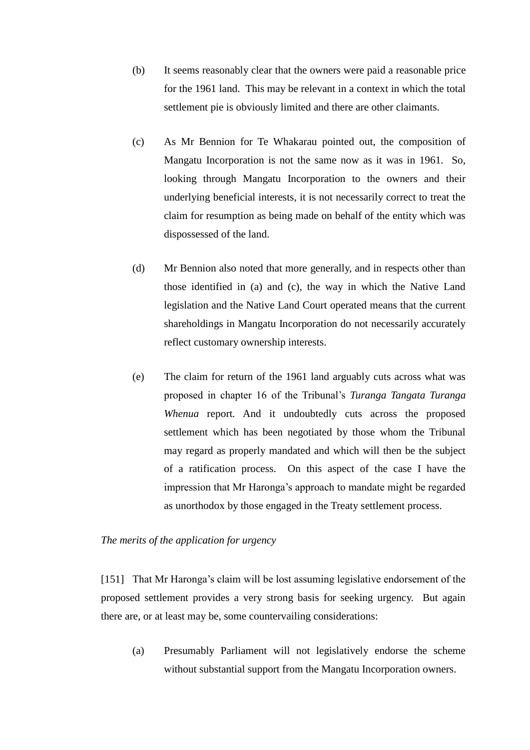(b) It seems reasonably clear that the owners were paid a reasonable price for the 1961 land. This may be relevant in a context in which the total settlement pie is obviously limited and there are other claimants.

(c) As Mr Bennion for Te Whakarau pointed out, the composition of Mangatu Incorporation is not the same now as it was in 1961. So, looking through Mangatu Incorporation to the owners and their underlying beneficial interests, it is not necessarily correct to treat the claim for resumption as being made on behalf of the entity which was dispossessed of the land.

(d) Mr Bennion also noted that more generally, and in respects other than those identified in (a) and (c), the way in which the Native Land legislation and the Native Land Court operated means that the current shareholdings in Mangatu Incorporation do not necessarily accurately reflect customary ownership interests.

(e) The claim for return of the 1961 land arguably cuts across what was proposed in chapter 16 of the Tribunal's *Turanga Tangata Turanga Whenua* report. And it undoubtedly cuts across the proposed settlement which has been negotiated by those whom the Tribunal may regard as properly mandated and which will then be the subject of a ratification process. On this aspect of the case I have the impression that Mr Haronga's approach to mandate might be regarded as unorthodox by those engaged in the Treaty settlement process.

*The merits of the application for urgency*

[151] That Mr Haronga's claim will be lost assuming legislative endorsement of the proposed settlement provides a very strong basis for seeking urgency. But again there are, or at least may be, some countervailing considerations:

(a) Presumably Parliament will not legislatively endorse the scheme without substantial support from the Mangatu Incorporation owners.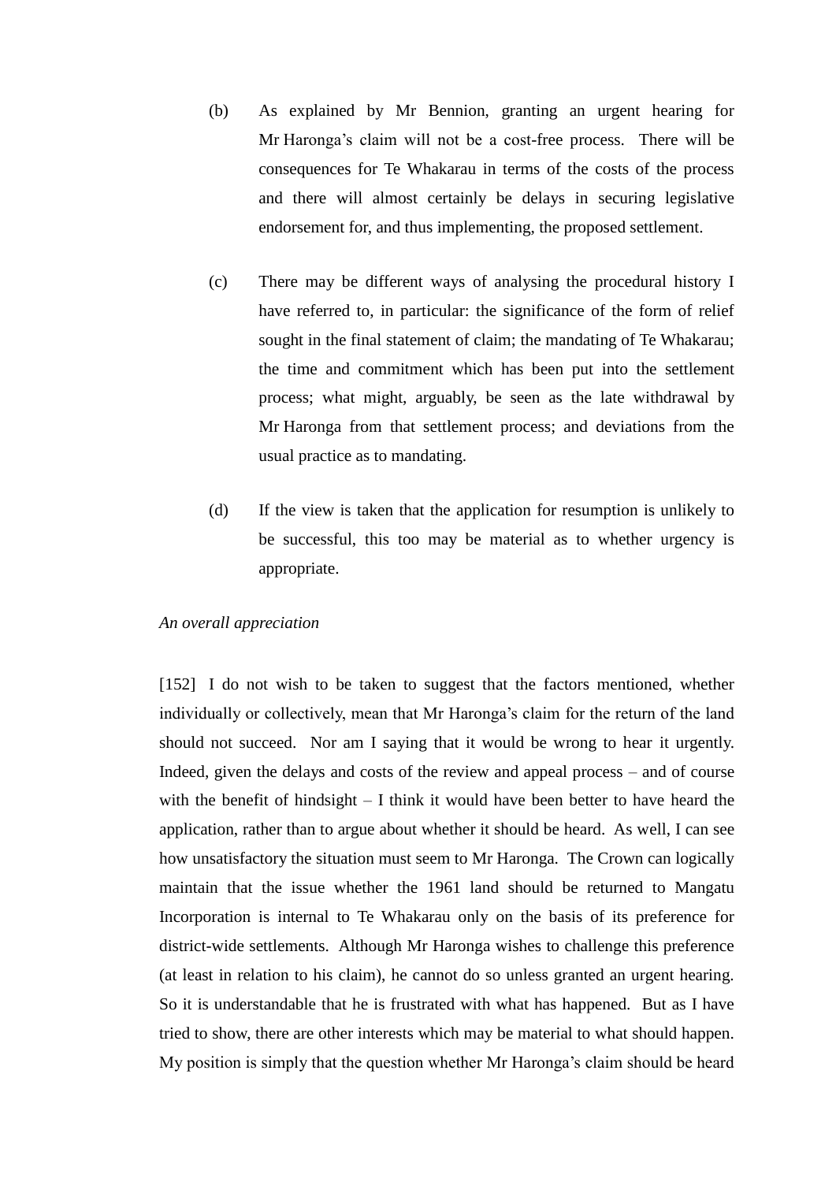(b) As explained by Mr Bennion, granting an urgent hearing for Mr Haronga's claim will not be a cost-free process. There will be consequences for Te Whakarau in terms of the costs of the process and there will almost certainly be delays in securing legislative endorsement for, and thus implementing, the proposed settlement.

(c) There may be different ways of analysing the procedural history I have referred to, in particular: the significance of the form of relief sought in the final statement of claim; the mandating of Te Whakarau; the time and commitment which has been put into the settlement process; what might, arguably, be seen as the late withdrawal by Mr Haronga from that settlement process; and deviations from the usual practice as to mandating.

(d) If the view is taken that the application for resumption is unlikely to be successful, this too may be material as to whether urgency is appropriate.

*An overall appreciation*

[152] I do not wish to be taken to suggest that the factors mentioned, whether individually or collectively, mean that Mr Haronga's claim for the return of the land should not succeed. Nor am I saying that it would be wrong to hear it urgently. Indeed, given the delays and costs of the review and appeal process – and of course with the benefit of hindsight – I think it would have been better to have heard the application, rather than to argue about whether it should be heard. As well, I can see how unsatisfactory the situation must seem to Mr Haronga. The Crown can logically maintain that the issue whether the 1961 land should be returned to Mangatu Incorporation is internal to Te Whakarau only on the basis of its preference for district-wide settlements. Although Mr Haronga wishes to challenge this preference (at least in relation to his claim), he cannot do so unless granted an urgent hearing. So it is understandable that he is frustrated with what has happened. But as I have tried to show, there are other interests which may be material to what should happen. My position is simply that the question whether Mr Haronga's claim should be heard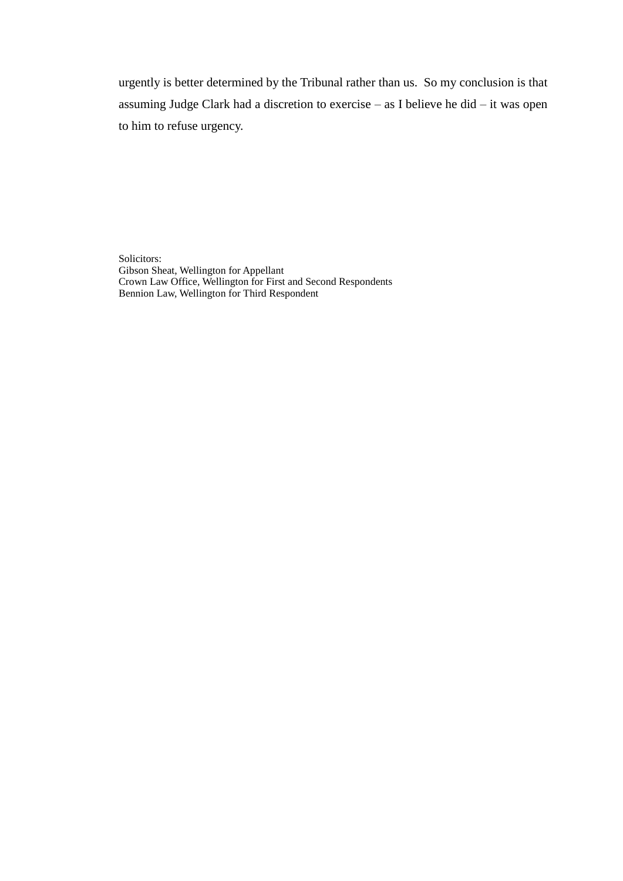urgently is better determined by the Tribunal rather than us. So my conclusion is that assuming Judge Clark had a discretion to exercise – as I believe he did – it was open to him to refuse urgency.

Solicitors:
Gibson Sheat, Wellington for Appellant
Crown Law Office, Wellington for First and Second Respondents
Bennion Law, Wellington for Third Respondent